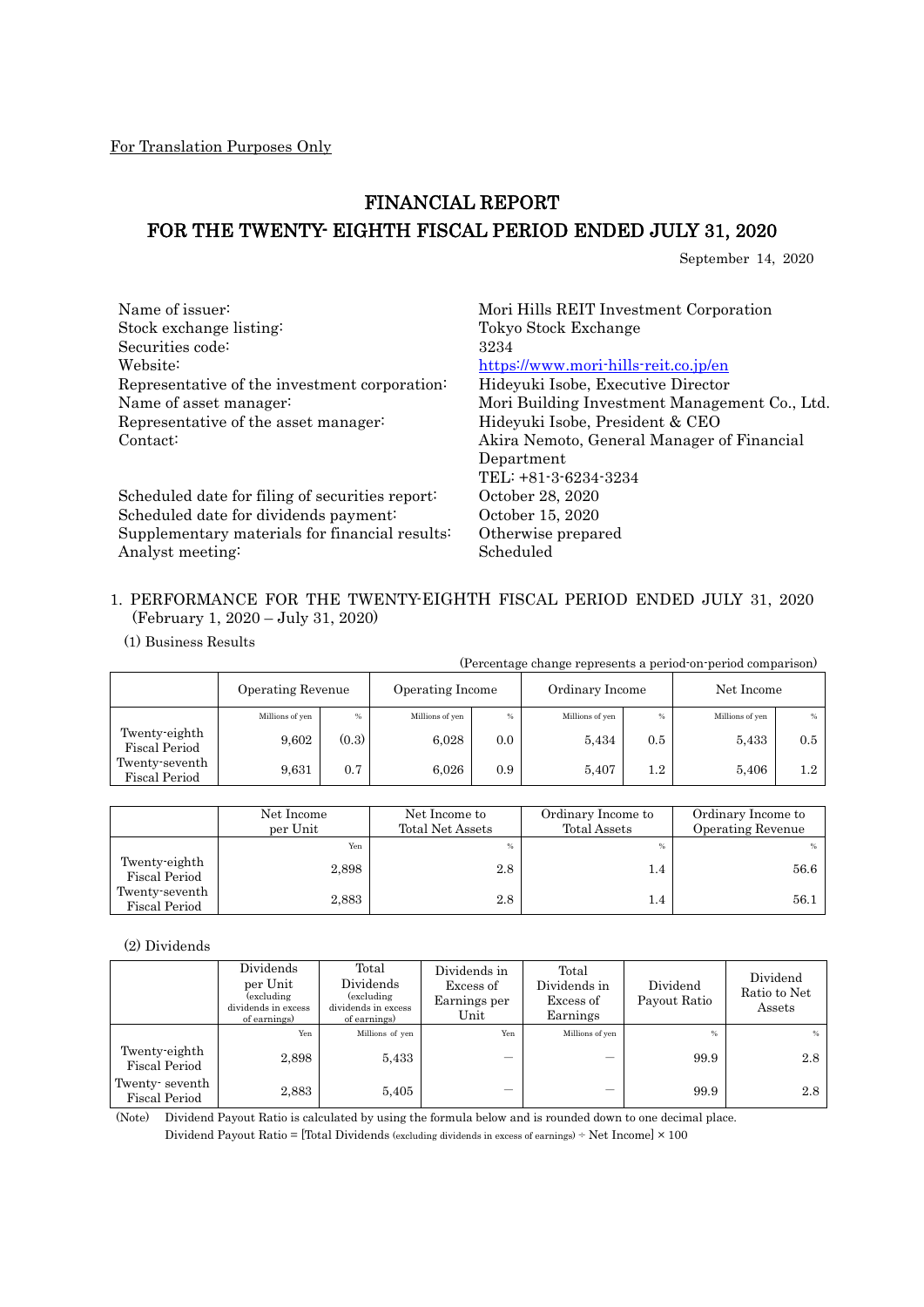For Translation Purposes Only

# FINANCIAL REPORT
# FOR THE TWENTY- EIGHTH FISCAL PERIOD ENDED JULY 31, 2020

September 14, 2020

| | |
|---|---|
| Name of issuer: | Mori Hills REIT Investment Corporation |
| Stock exchange listing: | Tokyo Stock Exchange |
| Securities code: | 3234 |
| Website: | https://www.mori-hills-reit.co.jp/en |
| Representative of the investment corporation: | Hideyuki Isobe, Executive Director |
| Name of asset manager: | Mori Building Investment Management Co., Ltd. |
| Representative of the asset manager: | Hideyuki Isobe, President & CEO |
| Contact: | Akira Nemoto, General Manager of Financial Department<br>TEL: +81-3-6234-3234 |
| Scheduled date for filing of securities report: | October 28, 2020 |
| Scheduled date for dividends payment: | October 15, 2020 |
| Supplementary materials for financial results: | Otherwise prepared |
| Analyst meeting: | Scheduled |

## 1. PERFORMANCE FOR THE TWENTY-EIGHTH FISCAL PERIOD ENDED JULY 31, 2020 (February 1, 2020 – July 31, 2020)

(1) Business Results

(Percentage change represents a period-on-period comparison)

| | Operating Revenue | | Operating Income | | Ordinary Income | | Net Income | |
|---|---|---|---|---|---|---|---|---|
| | Millions of yen | % | Millions of yen | % | Millions of yen | % | Millions of yen | % |
| Twenty-eighth Fiscal Period | 9,602 | (0.3) | 6,028 | 0.0 | 5,434 | 0.5 | 5,433 | 0.5 |
| Twenty-seventh Fiscal Period | 9,631 | 0.7 | 6,026 | 0.9 | 5,407 | 1.2 | 5,406 | 1.2 |

| | Net Income per Unit | Net Income to Total Net Assets | Ordinary Income to Total Assets | Ordinary Income to Operating Revenue |
|---|---|---|---|---|
| | Yen | % | % | % |
| Twenty-eighth Fiscal Period | 2,898 | 2.8 | 1.4 | 56.6 |
| Twenty-seventh Fiscal Period | 2,883 | 2.8 | 1.4 | 56.1 |

(2) Dividends

| | Dividends per Unit (excluding dividends in excess of earnings) | Total Dividends (excluding dividends in excess of earnings) | Dividends in Excess of Earnings per Unit | Total Dividends in Excess of Earnings | Dividend Payout Ratio | Dividend Ratio to Net Assets |
|---|---|---|---|---|---|---|
| | Yen | Millions of yen | Yen | Millions of yen | % | % |
| Twenty-eighth Fiscal Period | 2,898 | 5,433 | — | — | 99.9 | 2.8 |
| Twenty- seventh Fiscal Period | 2,883 | 5,405 | — | — | 99.9 | 2.8 |

(Note) Dividend Payout Ratio is calculated by using the formula below and is rounded down to one decimal place.
Dividend Payout Ratio = [Total Dividends (excluding dividends in excess of earnings) ÷ Net Income] × 100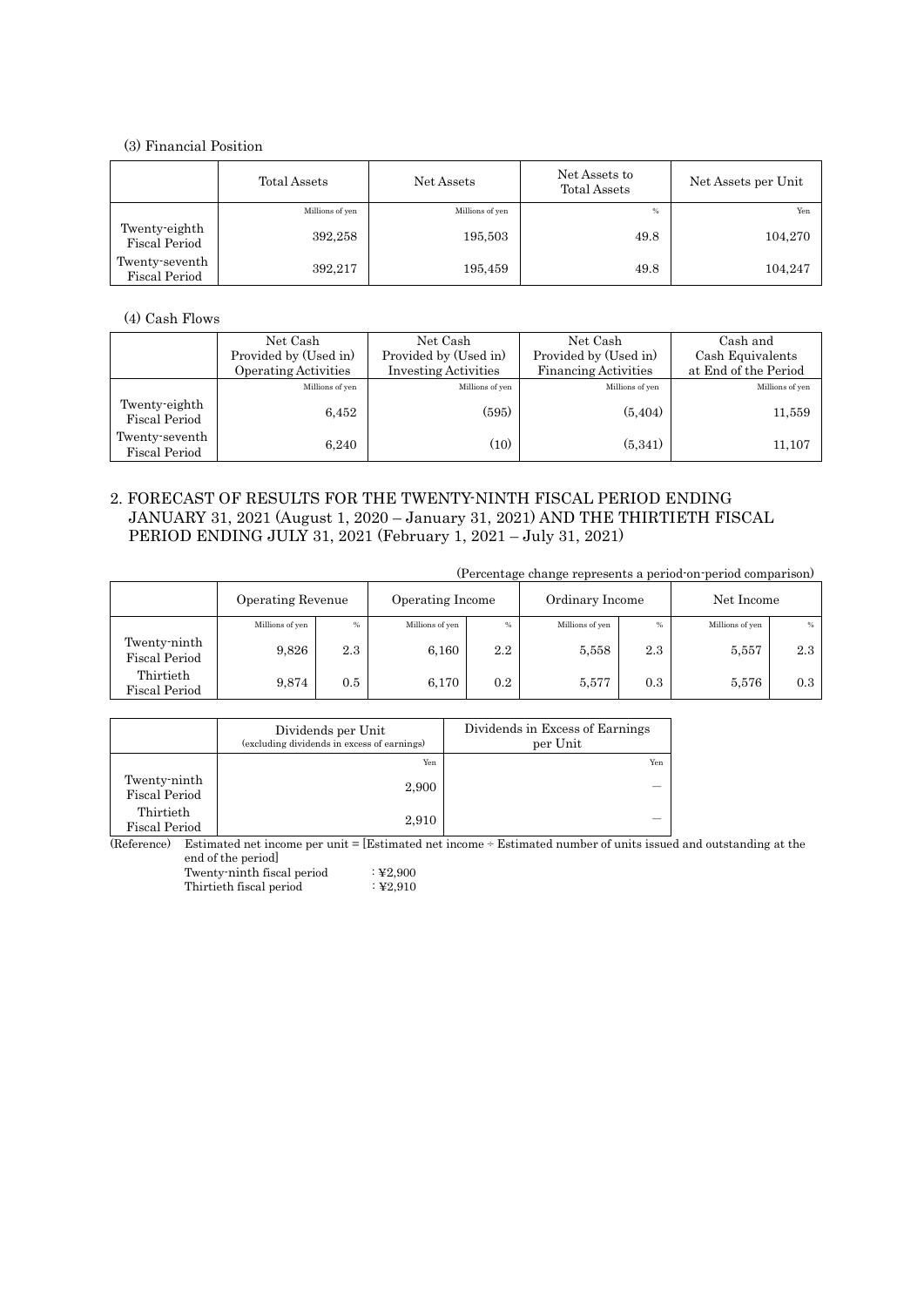(3) Financial Position

| | Total Assets | Net Assets | Net Assets to Total Assets | Net Assets per Unit |
|---|---|---|---|---|
| | Millions of yen | Millions of yen | % | Yen |
| Twenty-eighth Fiscal Period | 392,258 | 195,503 | 49.8 | 104,270 |
| Twenty-seventh Fiscal Period | 392,217 | 195,459 | 49.8 | 104,247 |

(4) Cash Flows

| | Net Cash Provided by (Used in) Operating Activities | Net Cash Provided by (Used in) Investing Activities | Net Cash Provided by (Used in) Financing Activities | Cash and Cash Equivalents at End of the Period |
|---|---|---|---|---|
| | Millions of yen | Millions of yen | Millions of yen | Millions of yen |
| Twenty-eighth Fiscal Period | 6,452 | (595) | (5,404) | 11,559 |
| Twenty-seventh Fiscal Period | 6,240 | (10) | (5,341) | 11,107 |

## 2. FORECAST OF RESULTS FOR THE TWENTY-NINTH FISCAL PERIOD ENDING JANUARY 31, 2021 (August 1, 2020 – January 31, 2021) AND THE THIRTIETH FISCAL PERIOD ENDING JULY 31, 2021 (February 1, 2021 – July 31, 2021)

(Percentage change represents a period-on-period comparison)

| | Operating Revenue | | Operating Income | | Ordinary Income | | Net Income | |
|---|---|---|---|---|---|---|---|---|
| | Millions of yen | % | Millions of yen | % | Millions of yen | % | Millions of yen | % |
| Twenty-ninth Fiscal Period | 9,826 | 2.3 | 6,160 | 2.2 | 5,558 | 2.3 | 5,557 | 2.3 |
| Thirtieth Fiscal Period | 9,874 | 0.5 | 6,170 | 0.2 | 5,577 | 0.3 | 5,576 | 0.3 |

| | Dividends per Unit (excluding dividends in excess of earnings) | Dividends in Excess of Earnings per Unit |
|---|---|---|
| | Yen | Yen |
| Twenty-ninth Fiscal Period | 2,900 | — |
| Thirtieth Fiscal Period | 2,910 | — |

(Reference) Estimated net income per unit = [Estimated net income ÷ Estimated number of units issued and outstanding at the end of the period]

Twenty-ninth fiscal period : ¥2,900
Thirtieth fiscal period : ¥2,910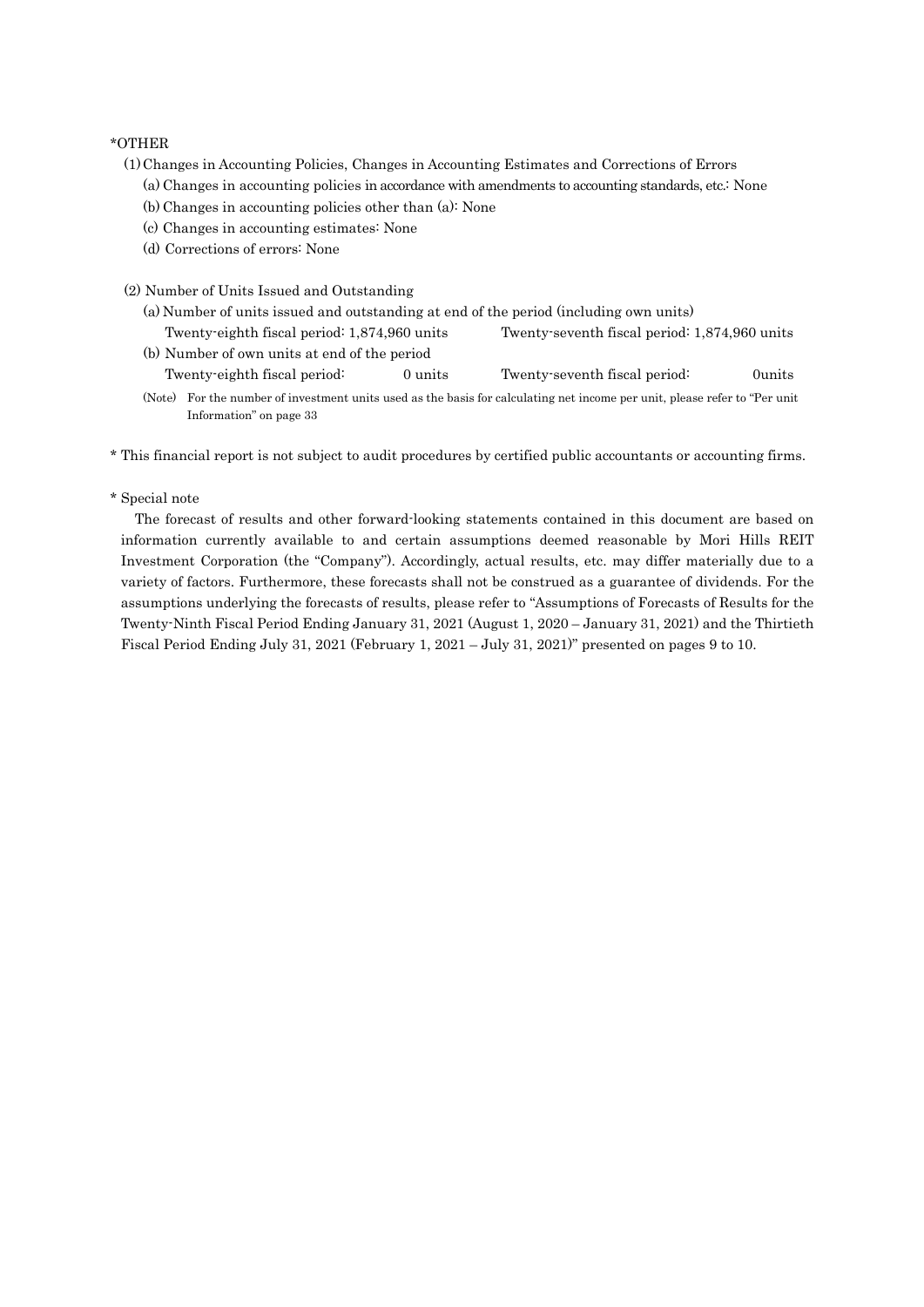*OTHER

(1) Changes in Accounting Policies, Changes in Accounting Estimates and Corrections of Errors

(a) Changes in accounting policies in accordance with amendments to accounting standards, etc.: None

(b) Changes in accounting policies other than (a): None

(c) Changes in accounting estimates: None

(d) Corrections of errors: None

(2) Number of Units Issued and Outstanding

(a) Number of units issued and outstanding at end of the period (including own units)

| | | | |
|---|---|---|---|
| Twenty-eighth fiscal period: 1,874,960 units | | Twenty-seventh fiscal period: 1,874,960 units | |

(b) Number of own units at end of the period

| | | | |
|---|---|---|---|
| Twenty-eighth fiscal period: | 0 units | Twenty-seventh fiscal period: | 0units |

(Note) For the number of investment units used as the basis for calculating net income per unit, please refer to "Per unit Information" on page 33

* This financial report is not subject to audit procedures by certified public accountants or accounting firms.

* Special note

The forecast of results and other forward-looking statements contained in this document are based on information currently available to and certain assumptions deemed reasonable by Mori Hills REIT Investment Corporation (the "Company"). Accordingly, actual results, etc. may differ materially due to a variety of factors. Furthermore, these forecasts shall not be construed as a guarantee of dividends. For the assumptions underlying the forecasts of results, please refer to "Assumptions of Forecasts of Results for the Twenty-Ninth Fiscal Period Ending January 31, 2021 (August 1, 2020 – January 31, 2021) and the Thirtieth Fiscal Period Ending July 31, 2021 (February 1, 2021 – July 31, 2021)" presented on pages 9 to 10.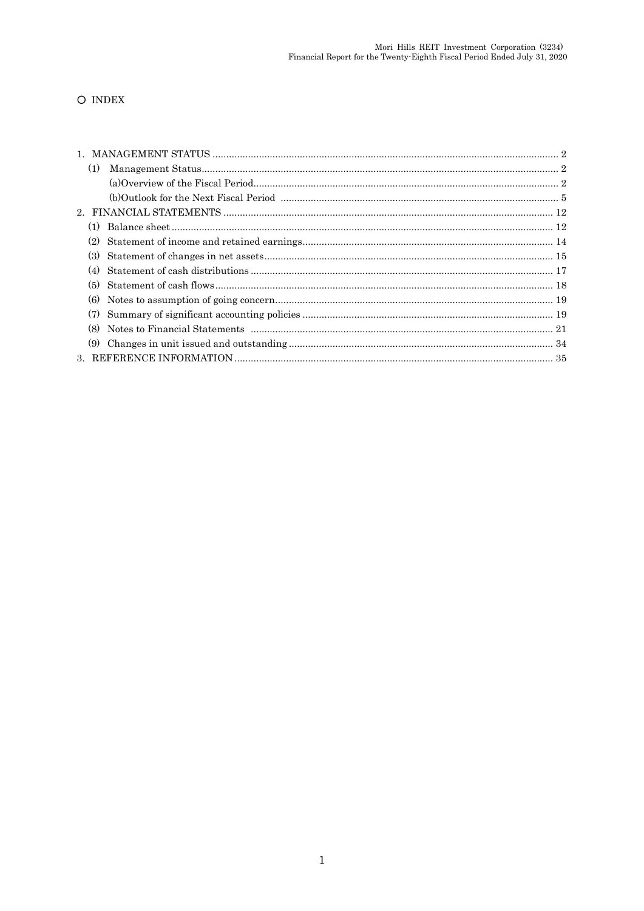○ INDEX

1. MANAGEMENT STATUS ........ 2
   (1) Management Status ........ 2
      (a)Overview of the Fiscal Period ........ 2
      (b)Outlook for the Next Fiscal Period ........ 5
2. FINANCIAL STATEMENTS ........ 12
   (1) Balance sheet ........ 12
   (2) Statement of income and retained earnings ........ 14
   (3) Statement of changes in net assets ........ 15
   (4) Statement of cash distributions ........ 17
   (5) Statement of cash flows ........ 18
   (6) Notes to assumption of going concern ........ 19
   (7) Summary of significant accounting policies ........ 19
   (8) Notes to Financial Statements ........ 21
   (9) Changes in unit issued and outstanding ........ 34
3. REFERENCE INFORMATION ........ 35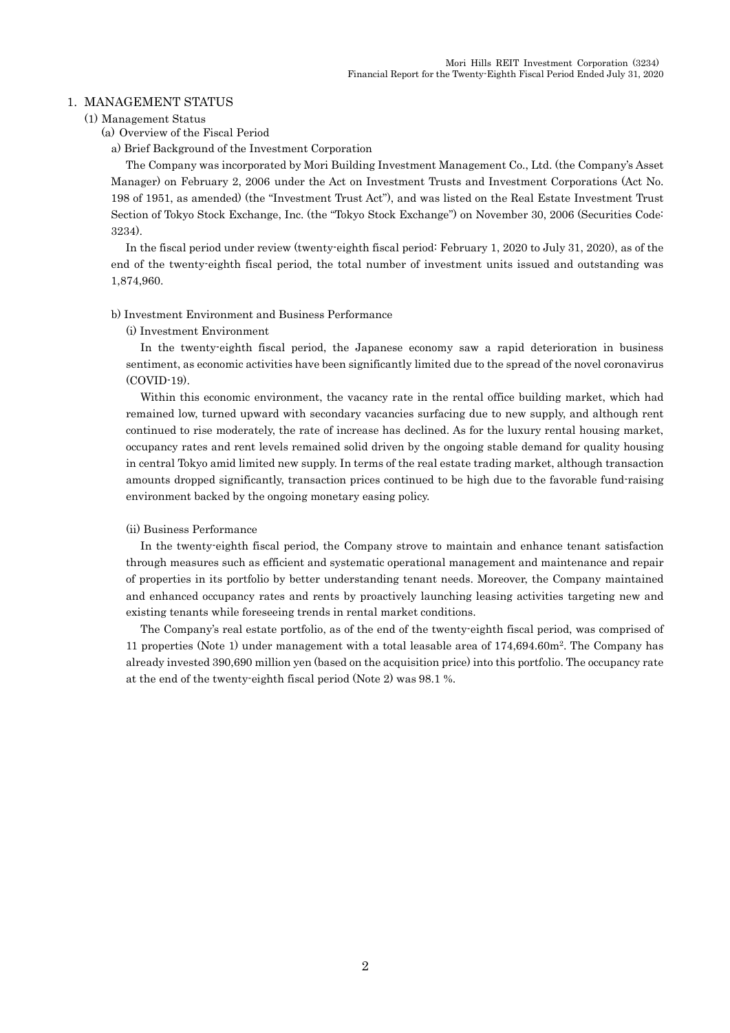# 1. MANAGEMENT STATUS

## (1) Management Status

### (a) Overview of the Fiscal Period

#### a) Brief Background of the Investment Corporation

The Company was incorporated by Mori Building Investment Management Co., Ltd. (the Company's Asset Manager) on February 2, 2006 under the Act on Investment Trusts and Investment Corporations (Act No. 198 of 1951, as amended) (the "Investment Trust Act"), and was listed on the Real Estate Investment Trust Section of Tokyo Stock Exchange, Inc. (the "Tokyo Stock Exchange") on November 30, 2006 (Securities Code: 3234).

In the fiscal period under review (twenty-eighth fiscal period: February 1, 2020 to July 31, 2020), as of the end of the twenty-eighth fiscal period, the total number of investment units issued and outstanding was 1,874,960.

#### b) Investment Environment and Business Performance

(i) Investment Environment

In the twenty-eighth fiscal period, the Japanese economy saw a rapid deterioration in business sentiment, as economic activities have been significantly limited due to the spread of the novel coronavirus (COVID-19).

Within this economic environment, the vacancy rate in the rental office building market, which had remained low, turned upward with secondary vacancies surfacing due to new supply, and although rent continued to rise moderately, the rate of increase has declined. As for the luxury rental housing market, occupancy rates and rent levels remained solid driven by the ongoing stable demand for quality housing in central Tokyo amid limited new supply. In terms of the real estate trading market, although transaction amounts dropped significantly, transaction prices continued to be high due to the favorable fund-raising environment backed by the ongoing monetary easing policy.

(ii) Business Performance

In the twenty-eighth fiscal period, the Company strove to maintain and enhance tenant satisfaction through measures such as efficient and systematic operational management and maintenance and repair of properties in its portfolio by better understanding tenant needs. Moreover, the Company maintained and enhanced occupancy rates and rents by proactively launching leasing activities targeting new and existing tenants while foreseeing trends in rental market conditions.

The Company's real estate portfolio, as of the end of the twenty-eighth fiscal period, was comprised of 11 properties (Note 1) under management with a total leasable area of 174,694.60m$^2$. The Company has already invested 390,690 million yen (based on the acquisition price) into this portfolio. The occupancy rate at the end of the twenty-eighth fiscal period (Note 2) was 98.1 %.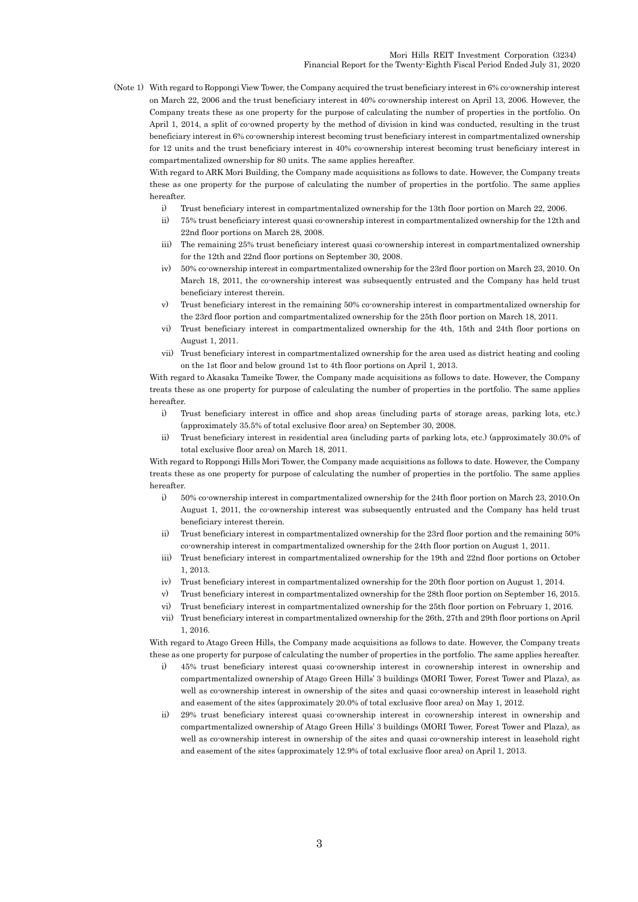(Note 1) With regard to Roppongi View Tower, the Company acquired the trust beneficiary interest in 6% co-ownership interest on March 22, 2006 and the trust beneficiary interest in 40% co-ownership interest on April 13, 2006. However, the Company treats these as one property for the purpose of calculating the number of properties in the portfolio. On April 1, 2014, a split of co-owned property by the method of division in kind was conducted, resulting in the trust beneficiary interest in 6% co-ownership interest becoming trust beneficiary interest in compartmentalized ownership for 12 units and the trust beneficiary interest in 40% co-ownership interest becoming trust beneficiary interest in compartmentalized ownership for 80 units. The same applies hereafter.

With regard to ARK Mori Building, the Company made acquisitions as follows to date. However, the Company treats these as one property for the purpose of calculating the number of properties in the portfolio. The same applies hereafter.

i) Trust beneficiary interest in compartmentalized ownership for the 13th floor portion on March 22, 2006.

ii) 75% trust beneficiary interest quasi co-ownership interest in compartmentalized ownership for the 12th and 22nd floor portions on March 28, 2008.

iii) The remaining 25% trust beneficiary interest quasi co-ownership interest in compartmentalized ownership for the 12th and 22nd floor portions on September 30, 2008.

iv) 50% co-ownership interest in compartmentalized ownership for the 23rd floor portion on March 23, 2010. On March 18, 2011, the co-ownership interest was subsequently entrusted and the Company has held trust beneficiary interest therein.

v) Trust beneficiary interest in the remaining 50% co-ownership interest in compartmentalized ownership for the 23rd floor portion and compartmentalized ownership for the 25th floor portion on March 18, 2011.

vi) Trust beneficiary interest in compartmentalized ownership for the 4th, 15th and 24th floor portions on August 1, 2011.

vii) Trust beneficiary interest in compartmentalized ownership for the area used as district heating and cooling on the 1st floor and below ground 1st to 4th floor portions on April 1, 2013.

With regard to Akasaka Tameike Tower, the Company made acquisitions as follows to date. However, the Company treats these as one property for purpose of calculating the number of properties in the portfolio. The same applies hereafter.

i) Trust beneficiary interest in office and shop areas (including parts of storage areas, parking lots, etc.) (approximately 35.5% of total exclusive floor area) on September 30, 2008.

ii) Trust beneficiary interest in residential area (including parts of parking lots, etc.) (approximately 30.0% of total exclusive floor area) on March 18, 2011.

With regard to Roppongi Hills Mori Tower, the Company made acquisitions as follows to date. However, the Company treats these as one property for purpose of calculating the number of properties in the portfolio. The same applies hereafter.

i) 50% co-ownership interest in compartmentalized ownership for the 24th floor portion on March 23, 2010.On August 1, 2011, the co-ownership interest was subsequently entrusted and the Company has held trust beneficiary interest therein.

ii) Trust beneficiary interest in compartmentalized ownership for the 23rd floor portion and the remaining 50% co-ownership interest in compartmentalized ownership for the 24th floor portion on August 1, 2011.

iii) Trust beneficiary interest in compartmentalized ownership for the 19th and 22nd floor portions on October 1, 2013.

iv) Trust beneficiary interest in compartmentalized ownership for the 20th floor portion on August 1, 2014.

v) Trust beneficiary interest in compartmentalized ownership for the 28th floor portion on September 16, 2015.

vi) Trust beneficiary interest in compartmentalized ownership for the 25th floor portion on February 1, 2016.

vii) Trust beneficiary interest in compartmentalized ownership for the 26th, 27th and 29th floor portions on April 1, 2016.

With regard to Atago Green Hills, the Company made acquisitions as follows to date. However, the Company treats these as one property for purpose of calculating the number of properties in the portfolio. The same applies hereafter.

i) 45% trust beneficiary interest quasi co-ownership interest in co-ownership interest in ownership and compartmentalized ownership of Atago Green Hills' 3 buildings (MORI Tower, Forest Tower and Plaza), as well as co-ownership interest in ownership of the sites and quasi co-ownership interest in leasehold right and easement of the sites (approximately 20.0% of total exclusive floor area) on May 1, 2012.

ii) 29% trust beneficiary interest quasi co-ownership interest in co-ownership interest in ownership and compartmentalized ownership of Atago Green Hills' 3 buildings (MORI Tower, Forest Tower and Plaza), as well as co-ownership interest in ownership of the sites and quasi co-ownership interest in leasehold right and easement of the sites (approximately 12.9% of total exclusive floor area) on April 1, 2013.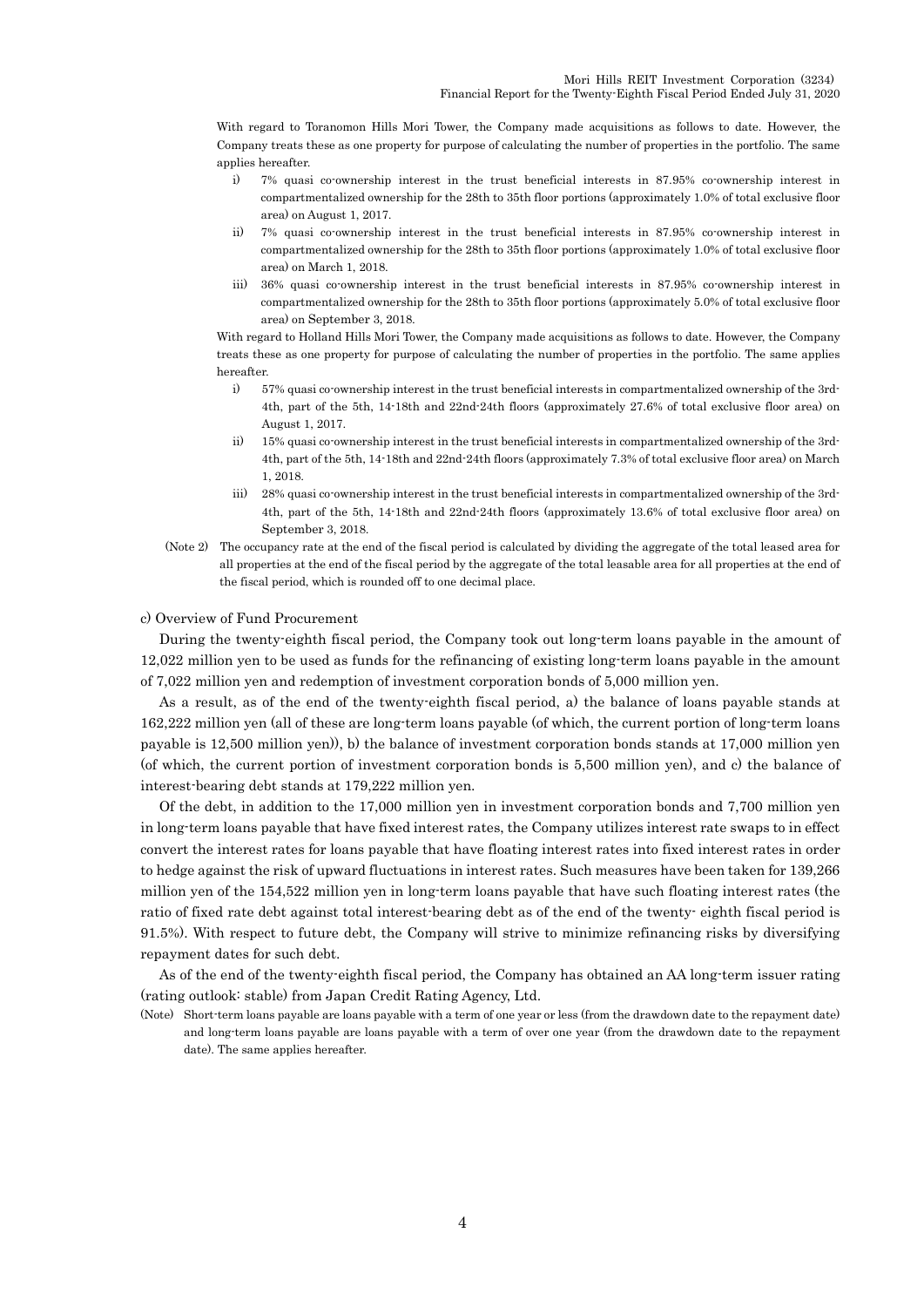With regard to Toranomon Hills Mori Tower, the Company made acquisitions as follows to date. However, the Company treats these as one property for purpose of calculating the number of properties in the portfolio. The same applies hereafter.

i) 7% quasi co-ownership interest in the trust beneficial interests in 87.95% co-ownership interest in compartmentalized ownership for the 28th to 35th floor portions (approximately 1.0% of total exclusive floor area) on August 1, 2017.

ii) 7% quasi co-ownership interest in the trust beneficial interests in 87.95% co-ownership interest in compartmentalized ownership for the 28th to 35th floor portions (approximately 1.0% of total exclusive floor area) on March 1, 2018.

iii) 36% quasi co-ownership interest in the trust beneficial interests in 87.95% co-ownership interest in compartmentalized ownership for the 28th to 35th floor portions (approximately 5.0% of total exclusive floor area) on September 3, 2018.

With regard to Holland Hills Mori Tower, the Company made acquisitions as follows to date. However, the Company treats these as one property for purpose of calculating the number of properties in the portfolio. The same applies hereafter.

i) 57% quasi co-ownership interest in the trust beneficial interests in compartmentalized ownership of the 3rd-4th, part of the 5th, 14-18th and 22nd-24th floors (approximately 27.6% of total exclusive floor area) on August 1, 2017.

ii) 15% quasi co-ownership interest in the trust beneficial interests in compartmentalized ownership of the 3rd-4th, part of the 5th, 14-18th and 22nd-24th floors (approximately 7.3% of total exclusive floor area) on March 1, 2018.

iii) 28% quasi co-ownership interest in the trust beneficial interests in compartmentalized ownership of the 3rd-4th, part of the 5th, 14-18th and 22nd-24th floors (approximately 13.6% of total exclusive floor area) on September 3, 2018.

(Note 2) The occupancy rate at the end of the fiscal period is calculated by dividing the aggregate of the total leased area for all properties at the end of the fiscal period by the aggregate of the total leasable area for all properties at the end of the fiscal period, which is rounded off to one decimal place.

c) Overview of Fund Procurement

During the twenty-eighth fiscal period, the Company took out long-term loans payable in the amount of 12,022 million yen to be used as funds for the refinancing of existing long-term loans payable in the amount of 7,022 million yen and redemption of investment corporation bonds of 5,000 million yen.

As a result, as of the end of the twenty-eighth fiscal period, a) the balance of loans payable stands at 162,222 million yen (all of these are long-term loans payable (of which, the current portion of long-term loans payable is 12,500 million yen)), b) the balance of investment corporation bonds stands at 17,000 million yen (of which, the current portion of investment corporation bonds is 5,500 million yen), and c) the balance of interest-bearing debt stands at 179,222 million yen.

Of the debt, in addition to the 17,000 million yen in investment corporation bonds and 7,700 million yen in long-term loans payable that have fixed interest rates, the Company utilizes interest rate swaps to in effect convert the interest rates for loans payable that have floating interest rates into fixed interest rates in order to hedge against the risk of upward fluctuations in interest rates. Such measures have been taken for 139,266 million yen of the 154,522 million yen in long-term loans payable that have such floating interest rates (the ratio of fixed rate debt against total interest-bearing debt as of the end of the twenty- eighth fiscal period is 91.5%). With respect to future debt, the Company will strive to minimize refinancing risks by diversifying repayment dates for such debt.

As of the end of the twenty-eighth fiscal period, the Company has obtained an AA long-term issuer rating (rating outlook: stable) from Japan Credit Rating Agency, Ltd.

(Note) Short-term loans payable are loans payable with a term of one year or less (from the drawdown date to the repayment date) and long-term loans payable are loans payable with a term of over one year (from the drawdown date to the repayment date). The same applies hereafter.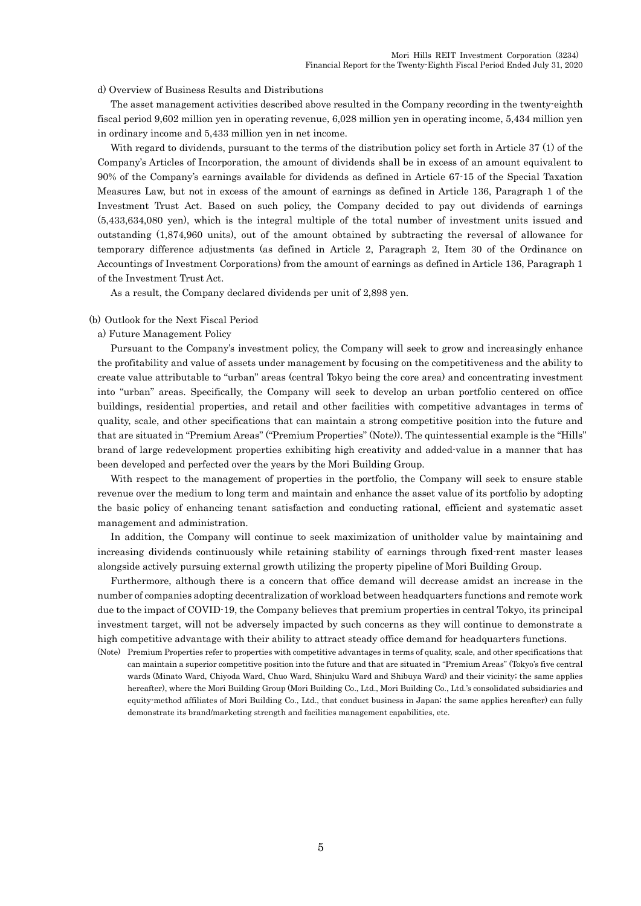d) Overview of Business Results and Distributions

The asset management activities described above resulted in the Company recording in the twenty-eighth fiscal period 9,602 million yen in operating revenue, 6,028 million yen in operating income, 5,434 million yen in ordinary income and 5,433 million yen in net income.

With regard to dividends, pursuant to the terms of the distribution policy set forth in Article 37 (1) of the Company's Articles of Incorporation, the amount of dividends shall be in excess of an amount equivalent to 90% of the Company's earnings available for dividends as defined in Article 67-15 of the Special Taxation Measures Law, but not in excess of the amount of earnings as defined in Article 136, Paragraph 1 of the Investment Trust Act. Based on such policy, the Company decided to pay out dividends of earnings (5,433,634,080 yen), which is the integral multiple of the total number of investment units issued and outstanding (1,874,960 units), out of the amount obtained by subtracting the reversal of allowance for temporary difference adjustments (as defined in Article 2, Paragraph 2, Item 30 of the Ordinance on Accountings of Investment Corporations) from the amount of earnings as defined in Article 136, Paragraph 1 of the Investment Trust Act.

As a result, the Company declared dividends per unit of 2,898 yen.

(b) Outlook for the Next Fiscal Period

a) Future Management Policy

Pursuant to the Company's investment policy, the Company will seek to grow and increasingly enhance the profitability and value of assets under management by focusing on the competitiveness and the ability to create value attributable to "urban" areas (central Tokyo being the core area) and concentrating investment into "urban" areas. Specifically, the Company will seek to develop an urban portfolio centered on office buildings, residential properties, and retail and other facilities with competitive advantages in terms of quality, scale, and other specifications that can maintain a strong competitive position into the future and that are situated in "Premium Areas" ("Premium Properties" (Note)). The quintessential example is the "Hills" brand of large redevelopment properties exhibiting high creativity and added-value in a manner that has been developed and perfected over the years by the Mori Building Group.

With respect to the management of properties in the portfolio, the Company will seek to ensure stable revenue over the medium to long term and maintain and enhance the asset value of its portfolio by adopting the basic policy of enhancing tenant satisfaction and conducting rational, efficient and systematic asset management and administration.

In addition, the Company will continue to seek maximization of unitholder value by maintaining and increasing dividends continuously while retaining stability of earnings through fixed-rent master leases alongside actively pursuing external growth utilizing the property pipeline of Mori Building Group.

Furthermore, although there is a concern that office demand will decrease amidst an increase in the number of companies adopting decentralization of workload between headquarters functions and remote work due to the impact of COVID-19, the Company believes that premium properties in central Tokyo, its principal investment target, will not be adversely impacted by such concerns as they will continue to demonstrate a high competitive advantage with their ability to attract steady office demand for headquarters functions.

(Note) Premium Properties refer to properties with competitive advantages in terms of quality, scale, and other specifications that can maintain a superior competitive position into the future and that are situated in "Premium Areas" (Tokyo's five central wards (Minato Ward, Chiyoda Ward, Chuo Ward, Shinjuku Ward and Shibuya Ward) and their vicinity; the same applies hereafter), where the Mori Building Group (Mori Building Co., Ltd., Mori Building Co., Ltd.'s consolidated subsidiaries and equity-method affiliates of Mori Building Co., Ltd., that conduct business in Japan; the same applies hereafter) can fully demonstrate its brand/marketing strength and facilities management capabilities, etc.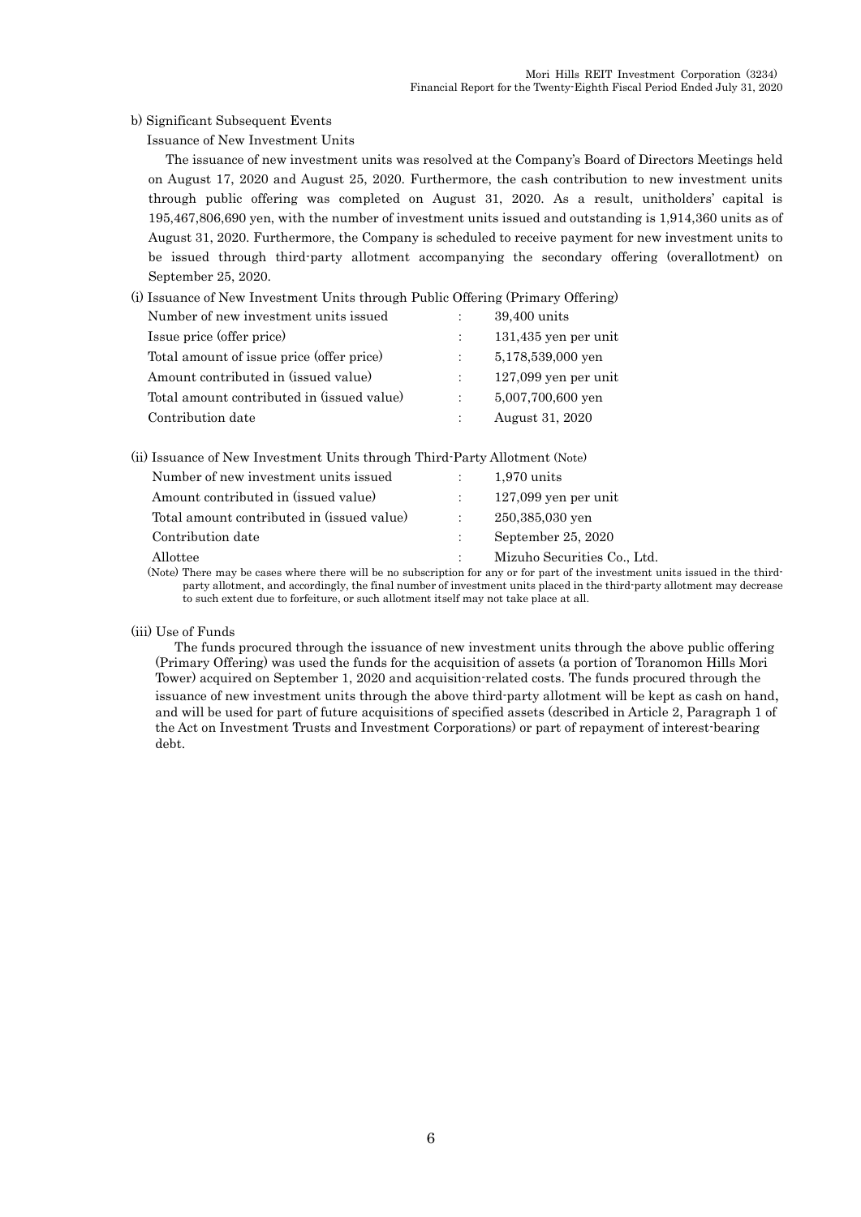b) Significant Subsequent Events

Issuance of New Investment Units

The issuance of new investment units was resolved at the Company's Board of Directors Meetings held on August 17, 2020 and August 25, 2020. Furthermore, the cash contribution to new investment units through public offering was completed on August 31, 2020. As a result, unitholders' capital is 195,467,806,690 yen, with the number of investment units issued and outstanding is 1,914,360 units as of August 31, 2020. Furthermore, the Company is scheduled to receive payment for new investment units to be issued through third-party allotment accompanying the secondary offering (overallotment) on September 25, 2020.

(i) Issuance of New Investment Units through Public Offering (Primary Offering)

| | | |
|---|---|---|
| Number of new investment units issued | : | 39,400 units |
| Issue price (offer price) | : | 131,435 yen per unit |
| Total amount of issue price (offer price) | : | 5,178,539,000 yen |
| Amount contributed in (issued value) | : | 127,099 yen per unit |
| Total amount contributed in (issued value) | : | 5,007,700,600 yen |
| Contribution date | : | August 31, 2020 |

(ii) Issuance of New Investment Units through Third-Party Allotment (Note)

| | | |
|---|---|---|
| Number of new investment units issued | : | 1,970 units |
| Amount contributed in (issued value) | : | 127,099 yen per unit |
| Total amount contributed in (issued value) | : | 250,385,030 yen |
| Contribution date | : | September 25, 2020 |
| Allottee | : | Mizuho Securities Co., Ltd. |

(Note) There may be cases where there will be no subscription for any or for part of the investment units issued in the third-party allotment, and accordingly, the final number of investment units placed in the third-party allotment may decrease to such extent due to forfeiture, or such allotment itself may not take place at all.

(iii) Use of Funds

The funds procured through the issuance of new investment units through the above public offering (Primary Offering) was used the funds for the acquisition of assets (a portion of Toranomon Hills Mori Tower) acquired on September 1, 2020 and acquisition-related costs. The funds procured through the issuance of new investment units through the above third-party allotment will be kept as cash on hand, and will be used for part of future acquisitions of specified assets (described in Article 2, Paragraph 1 of the Act on Investment Trusts and Investment Corporations) or part of repayment of interest-bearing debt.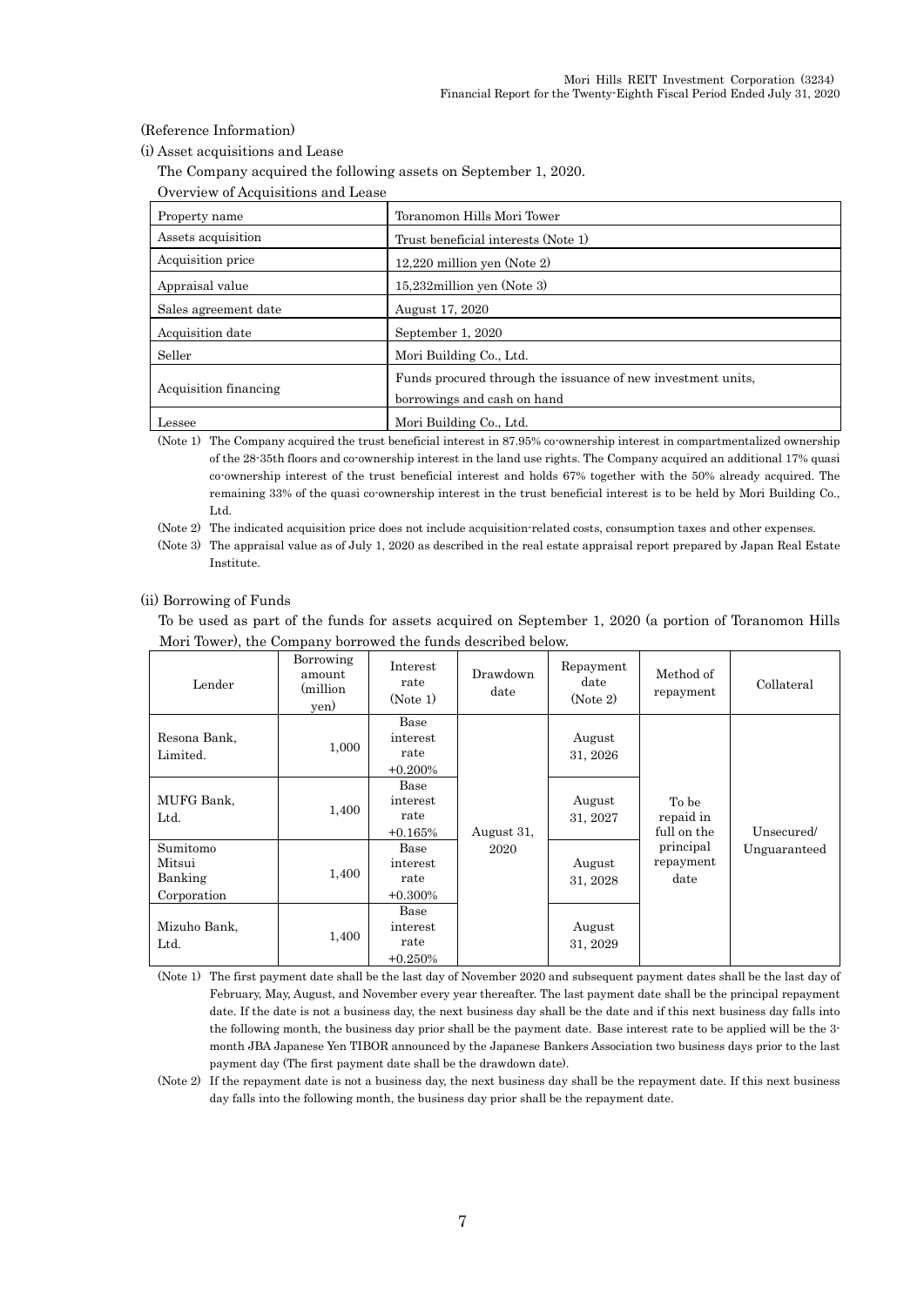(Reference Information)

(i) Asset acquisitions and Lease

The Company acquired the following assets on September 1, 2020.

Overview of Acquisitions and Lease

| Property name | Toranomon Hills Mori Tower |
|---|---|
| Assets acquisition | Trust beneficial interests (Note 1) |
| Acquisition price | 12,220 million yen (Note 2) |
| Appraisal value | 15,232million yen (Note 3) |
| Sales agreement date | August 17, 2020 |
| Acquisition date | September 1, 2020 |
| Seller | Mori Building Co., Ltd. |
| Acquisition financing | Funds procured through the issuance of new investment units, borrowings and cash on hand |
| Lessee | Mori Building Co., Ltd. |

(Note 1) The Company acquired the trust beneficial interest in 87.95% co-ownership interest in compartmentalized ownership of the 28-35th floors and co-ownership interest in the land use rights. The Company acquired an additional 17% quasi co-ownership interest of the trust beneficial interest and holds 67% together with the 50% already acquired. The remaining 33% of the quasi co-ownership interest in the trust beneficial interest is to be held by Mori Building Co., Ltd.

(Note 2) The indicated acquisition price does not include acquisition-related costs, consumption taxes and other expenses.

(Note 3) The appraisal value as of July 1, 2020 as described in the real estate appraisal report prepared by Japan Real Estate Institute.

(ii) Borrowing of Funds

To be used as part of the funds for assets acquired on September 1, 2020 (a portion of Toranomon Hills Mori Tower), the Company borrowed the funds described below.

| Lender | Borrowing amount (million yen) | Interest rate (Note 1) | Drawdown date | Repayment date (Note 2) | Method of repayment | Collateral |
|---|---|---|---|---|---|---|
| Resona Bank, Limited. | 1,000 | Base interest rate +0.200% | August 31, 2020 | August 31, 2026 | To be repaid in full on the principal repayment date | Unsecured/ Unguaranteed |
| MUFG Bank, Ltd. | 1,400 | Base interest rate +0.165% | | August 31, 2027 | | |
| Sumitomo Mitsui Banking Corporation | 1,400 | Base interest rate +0.300% | | August 31, 2028 | | |
| Mizuho Bank, Ltd. | 1,400 | Base interest rate +0.250% | | August 31, 2029 | | |

(Note 1) The first payment date shall be the last day of November 2020 and subsequent payment dates shall be the last day of February, May, August, and November every year thereafter. The last payment date shall be the principal repayment date. If the date is not a business day, the next business day shall be the date and if this next business day falls into the following month, the business day prior shall be the payment date. Base interest rate to be applied will be the 3-month JBA Japanese Yen TIBOR announced by the Japanese Bankers Association two business days prior to the last payment day (The first payment date shall be the drawdown date).

(Note 2) If the repayment date is not a business day, the next business day shall be the repayment date. If this next business day falls into the following month, the business day prior shall be the repayment date.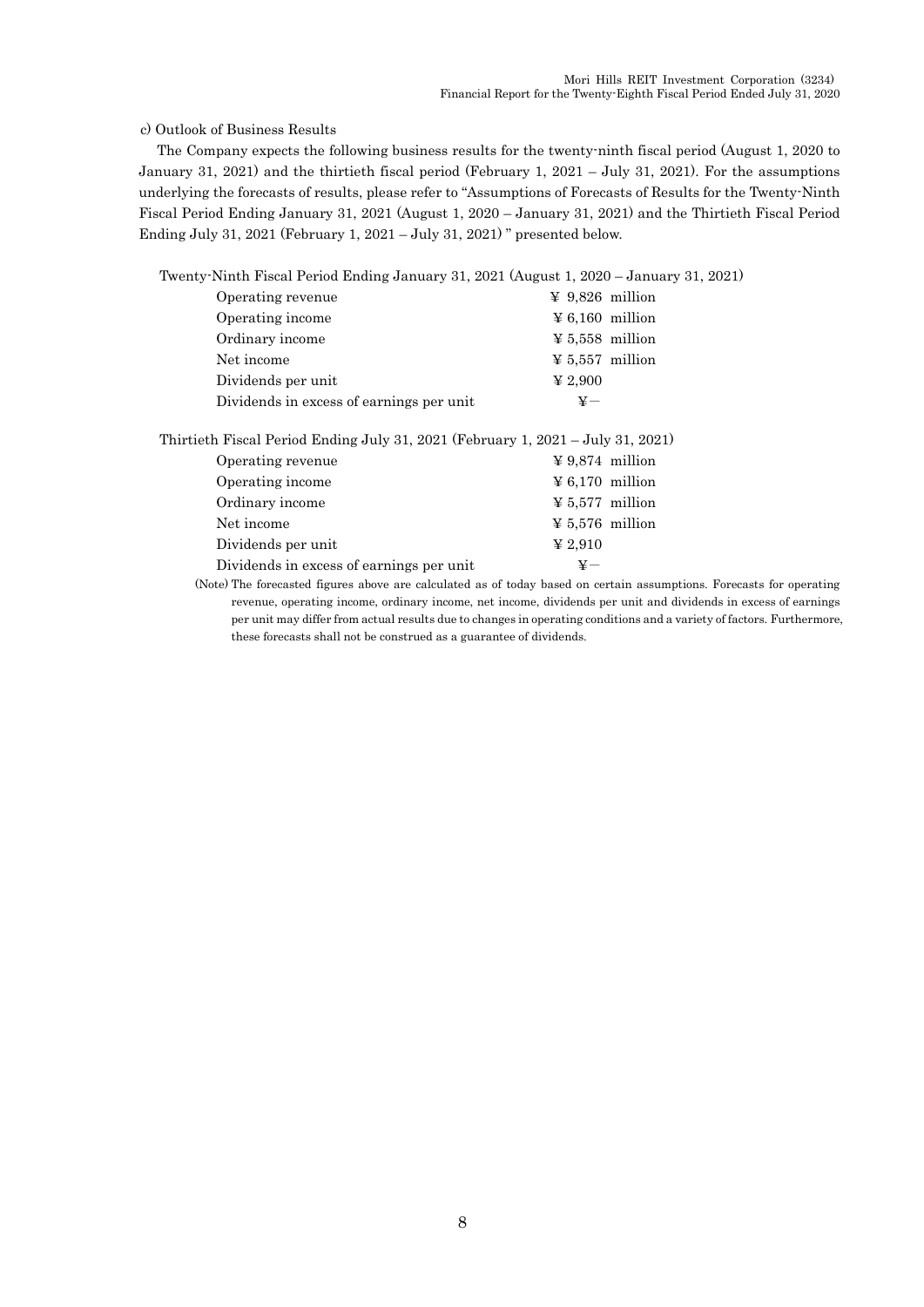c) Outlook of Business Results

The Company expects the following business results for the twenty-ninth fiscal period (August 1, 2020 to January 31, 2021) and the thirtieth fiscal period (February 1, 2021 – July 31, 2021). For the assumptions underlying the forecasts of results, please refer to "Assumptions of Forecasts of Results for the Twenty-Ninth Fiscal Period Ending January 31, 2021 (August 1, 2020 – January 31, 2021) and the Thirtieth Fiscal Period Ending July 31, 2021 (February 1, 2021 – July 31, 2021) " presented below.

Twenty-Ninth Fiscal Period Ending January 31, 2021 (August 1, 2020 – January 31, 2021)

| | |
|---|---|
| Operating revenue | ¥ 9,826 million |
| Operating income | ¥ 6,160 million |
| Ordinary income | ¥ 5,558 million |
| Net income | ¥ 5,557 million |
| Dividends per unit | ¥ 2,900 |
| Dividends in excess of earnings per unit | ¥－ |

Thirtieth Fiscal Period Ending July 31, 2021 (February 1, 2021 – July 31, 2021)

| | |
|---|---|
| Operating revenue | ¥ 9,874 million |
| Operating income | ¥ 6,170 million |
| Ordinary income | ¥ 5,577 million |
| Net income | ¥ 5,576 million |
| Dividends per unit | ¥ 2,910 |
| Dividends in excess of earnings per unit | ¥－ |

(Note) The forecasted figures above are calculated as of today based on certain assumptions. Forecasts for operating revenue, operating income, ordinary income, net income, dividends per unit and dividends in excess of earnings per unit may differ from actual results due to changes in operating conditions and a variety of factors. Furthermore, these forecasts shall not be construed as a guarantee of dividends.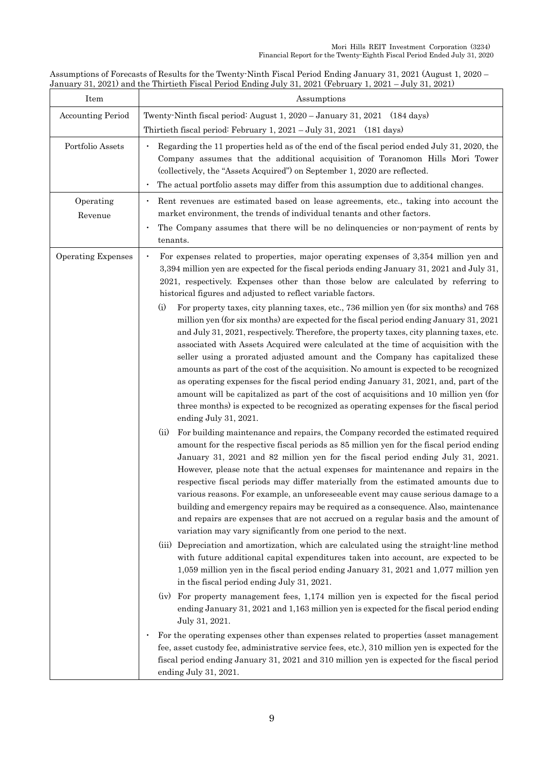Assumptions of Forecasts of Results for the Twenty-Ninth Fiscal Period Ending January 31, 2021 (August 1, 2020 – January 31, 2021) and the Thirtieth Fiscal Period Ending July 31, 2021 (February 1, 2021 – July 31, 2021)

| Item | Assumptions |
|---|---|
| Accounting Period | Twenty-Ninth fiscal period: August 1, 2020 – January 31, 2021 (184 days)<br>Thirtieth fiscal period: February 1, 2021 – July 31, 2021 (181 days) |
| Portfolio Assets | ・ Regarding the 11 properties held as of the end of the fiscal period ended July 31, 2020, the Company assumes that the additional acquisition of Toranomon Hills Mori Tower (collectively, the "Assets Acquired") on September 1, 2020 are reflected.<br>・ The actual portfolio assets may differ from this assumption due to additional changes. |
| Operating Revenue | ・ Rent revenues are estimated based on lease agreements, etc., taking into account the market environment, the trends of individual tenants and other factors.<br>・ The Company assumes that there will be no delinquencies or non-payment of rents by tenants. |
| Operating Expenses | ・ For expenses related to properties, major operating expenses of 3,354 million yen and 3,394 million yen are expected for the fiscal periods ending January 31, 2021 and July 31, 2021, respectively. Expenses other than those below are calculated by referring to historical figures and adjusted to reflect variable factors.<br>(i) For property taxes, city planning taxes, etc., 736 million yen (for six months) and 768 million yen (for six months) are expected for the fiscal period ending January 31, 2021 and July 31, 2021, respectively. Therefore, the property taxes, city planning taxes, etc. associated with Assets Acquired were calculated at the time of acquisition with the seller using a prorated adjusted amount and the Company has capitalized these amounts as part of the cost of the acquisition. No amount is expected to be recognized as operating expenses for the fiscal period ending January 31, 2021, and, part of the amount will be capitalized as part of the cost of acquisitions and 10 million yen (for three months) is expected to be recognized as operating expenses for the fiscal period ending July 31, 2021.<br>(ii) For building maintenance and repairs, the Company recorded the estimated required amount for the respective fiscal periods as 85 million yen for the fiscal period ending January 31, 2021 and 82 million yen for the fiscal period ending July 31, 2021. However, please note that the actual expenses for maintenance and repairs in the respective fiscal periods may differ materially from the estimated amounts due to various reasons. For example, an unforeseeable event may cause serious damage to a building and emergency repairs may be required as a consequence. Also, maintenance and repairs are expenses that are not accrued on a regular basis and the amount of variation may vary significantly from one period to the next.<br>(iii) Depreciation and amortization, which are calculated using the straight-line method with future additional capital expenditures taken into account, are expected to be 1,059 million yen in the fiscal period ending January 31, 2021 and 1,077 million yen in the fiscal period ending July 31, 2021.<br>(iv) For property management fees, 1,174 million yen is expected for the fiscal period ending January 31, 2021 and 1,163 million yen is expected for the fiscal period ending July 31, 2021.<br>・ For the operating expenses other than expenses related to properties (asset management fee, asset custody fee, administrative service fees, etc.), 310 million yen is expected for the fiscal period ending January 31, 2021 and 310 million yen is expected for the fiscal period ending July 31, 2021. |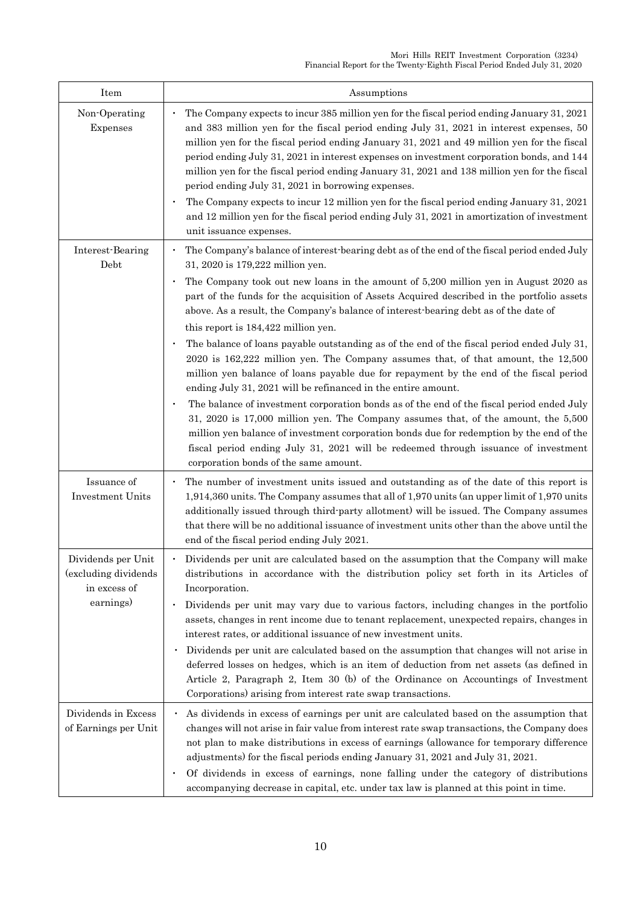| Item | Assumptions |
|---|---|
| Non-Operating Expenses | • The Company expects to incur 385 million yen for the fiscal period ending January 31, 2021 and 383 million yen for the fiscal period ending July 31, 2021 in interest expenses, 50 million yen for the fiscal period ending January 31, 2021 and 49 million yen for the fiscal period ending July 31, 2021 in interest expenses on investment corporation bonds, and 144 million yen for the fiscal period ending January 31, 2021 and 138 million yen for the fiscal period ending July 31, 2021 in borrowing expenses.<br>• The Company expects to incur 12 million yen for the fiscal period ending January 31, 2021 and 12 million yen for the fiscal period ending July 31, 2021 in amortization of investment unit issuance expenses. |
| Interest-Bearing Debt | • The Company's balance of interest-bearing debt as of the end of the fiscal period ended July 31, 2020 is 179,222 million yen.<br>• The Company took out new loans in the amount of 5,200 million yen in August 2020 as part of the funds for the acquisition of Assets Acquired described in the portfolio assets above. As a result, the Company's balance of interest-bearing debt as of the date of this report is 184,422 million yen.<br>• The balance of loans payable outstanding as of the end of the fiscal period ended July 31, 2020 is 162,222 million yen. The Company assumes that, of that amount, the 12,500 million yen balance of loans payable due for repayment by the end of the fiscal period ending July 31, 2021 will be refinanced in the entire amount.<br>• The balance of investment corporation bonds as of the end of the fiscal period ended July 31, 2020 is 17,000 million yen. The Company assumes that, of the amount, the 5,500 million yen balance of investment corporation bonds due for redemption by the end of the fiscal period ending July 31, 2021 will be redeemed through issuance of investment corporation bonds of the same amount. |
| Issuance of Investment Units | • The number of investment units issued and outstanding as of the date of this report is 1,914,360 units. The Company assumes that all of 1,970 units (an upper limit of 1,970 units additionally issued through third-party allotment) will be issued. The Company assumes that there will be no additional issuance of investment units other than the above until the end of the fiscal period ending July 2021. |
| Dividends per Unit (excluding dividends in excess of earnings) | • Dividends per unit are calculated based on the assumption that the Company will make distributions in accordance with the distribution policy set forth in its Articles of Incorporation.<br>• Dividends per unit may vary due to various factors, including changes in the portfolio assets, changes in rent income due to tenant replacement, unexpected repairs, changes in interest rates, or additional issuance of new investment units.<br>• Dividends per unit are calculated based on the assumption that changes will not arise in deferred losses on hedges, which is an item of deduction from net assets (as defined in Article 2, Paragraph 2, Item 30 (b) of the Ordinance on Accountings of Investment Corporations) arising from interest rate swap transactions. |
| Dividends in Excess of Earnings per Unit | • As dividends in excess of earnings per unit are calculated based on the assumption that changes will not arise in fair value from interest rate swap transactions, the Company does not plan to make distributions in excess of earnings (allowance for temporary difference adjustments) for the fiscal periods ending January 31, 2021 and July 31, 2021.<br>• Of dividends in excess of earnings, none falling under the category of distributions accompanying decrease in capital, etc. under tax law is planned at this point in time. |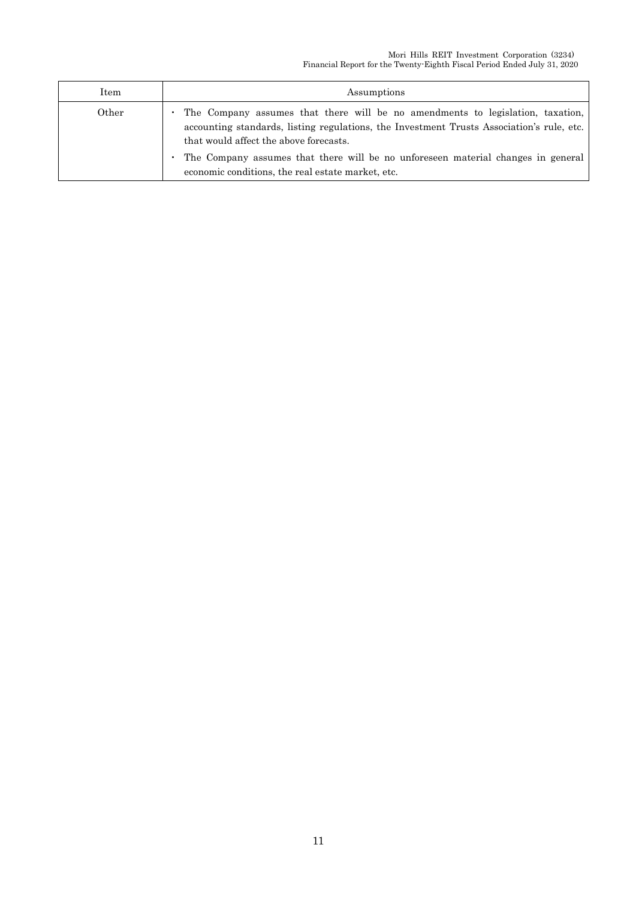| Item | Assumptions |
| --- | --- |
| Other | ・ The Company assumes that there will be no amendments to legislation, taxation, accounting standards, listing regulations, the Investment Trusts Association's rule, etc. that would affect the above forecasts.<br>・ The Company assumes that there will be no unforeseen material changes in general economic conditions, the real estate market, etc. |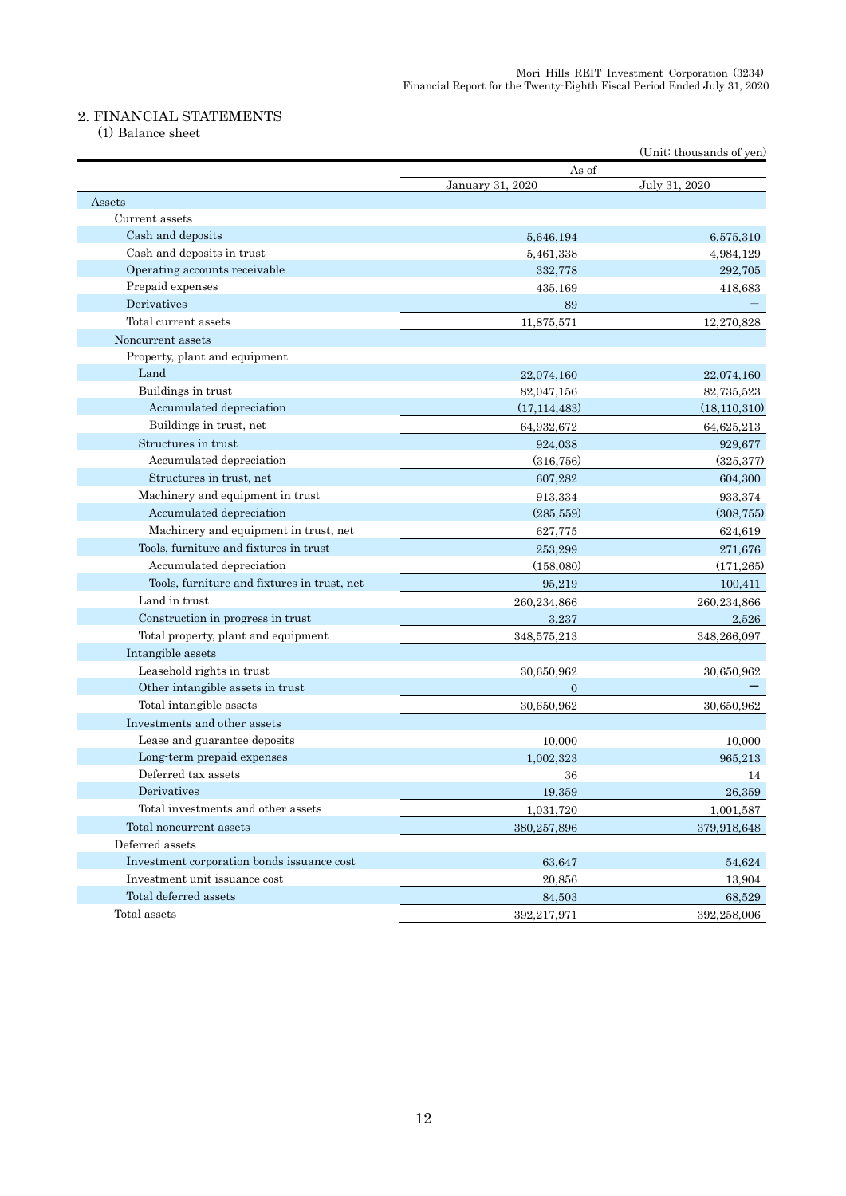## 2. FINANCIAL STATEMENTS

### (1) Balance sheet

(Unit: thousands of yen)

| | As of | |
|---|---|---|
| | January 31, 2020 | July 31, 2020 |
| Assets | | |
| Current assets | | |
| Cash and deposits | 5,646,194 | 6,575,310 |
| Cash and deposits in trust | 5,461,338 | 4,984,129 |
| Operating accounts receivable | 332,778 | 292,705 |
| Prepaid expenses | 435,169 | 418,683 |
| Derivatives | 89 | — |
| Total current assets | 11,875,571 | 12,270,828 |
| Noncurrent assets | | |
| Property, plant and equipment | | |
| Land | 22,074,160 | 22,074,160 |
| Buildings in trust | 82,047,156 | 82,735,523 |
| Accumulated depreciation | (17,114,483) | (18,110,310) |
| Buildings in trust, net | 64,932,672 | 64,625,213 |
| Structures in trust | 924,038 | 929,677 |
| Accumulated depreciation | (316,756) | (325,377) |
| Structures in trust, net | 607,282 | 604,300 |
| Machinery and equipment in trust | 913,334 | 933,374 |
| Accumulated depreciation | (285,559) | (308,755) |
| Machinery and equipment in trust, net | 627,775 | 624,619 |
| Tools, furniture and fixtures in trust | 253,299 | 271,676 |
| Accumulated depreciation | (158,080) | (171,265) |
| Tools, furniture and fixtures in trust, net | 95,219 | 100,411 |
| Land in trust | 260,234,866 | 260,234,866 |
| Construction in progress in trust | 3,237 | 2,526 |
| Total property, plant and equipment | 348,575,213 | 348,266,097 |
| Intangible assets | | |
| Leasehold rights in trust | 30,650,962 | 30,650,962 |
| Other intangible assets in trust | 0 | — |
| Total intangible assets | 30,650,962 | 30,650,962 |
| Investments and other assets | | |
| Lease and guarantee deposits | 10,000 | 10,000 |
| Long-term prepaid expenses | 1,002,323 | 965,213 |
| Deferred tax assets | 36 | 14 |
| Derivatives | 19,359 | 26,359 |
| Total investments and other assets | 1,031,720 | 1,001,587 |
| Total noncurrent assets | 380,257,896 | 379,918,648 |
| Deferred assets | | |
| Investment corporation bonds issuance cost | 63,647 | 54,624 |
| Investment unit issuance cost | 20,856 | 13,904 |
| Total deferred assets | 84,503 | 68,529 |
| Total assets | 392,217,971 | 392,258,006 |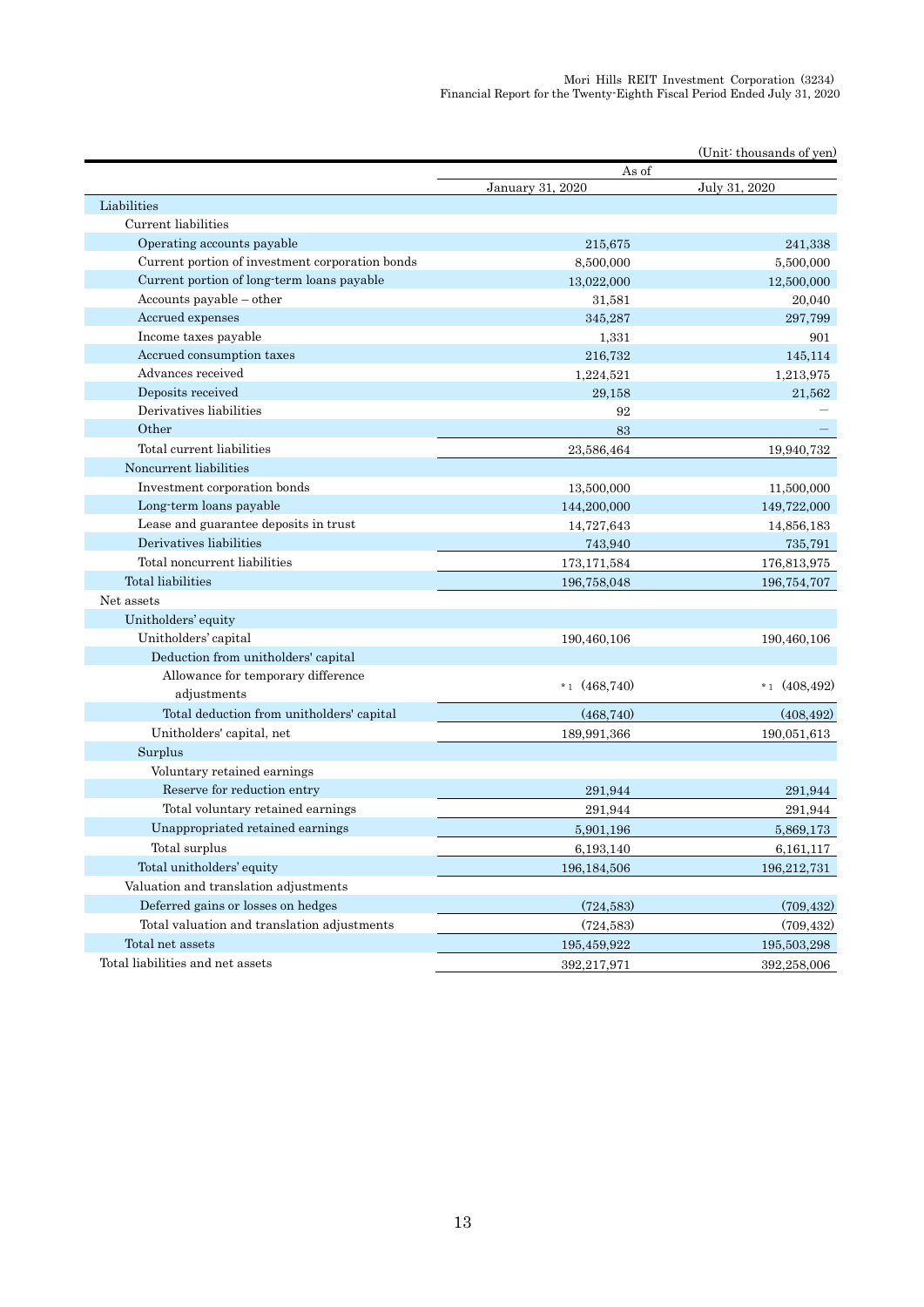(Unit: thousands of yen)

| | As of | |
|---|---|---|
| | January 31, 2020 | July 31, 2020 |
| Liabilities | | |
| Current liabilities | | |
| Operating accounts payable | 215,675 | 241,338 |
| Current portion of investment corporation bonds | 8,500,000 | 5,500,000 |
| Current portion of long-term loans payable | 13,022,000 | 12,500,000 |
| Accounts payable – other | 31,581 | 20,040 |
| Accrued expenses | 345,287 | 297,799 |
| Income taxes payable | 1,331 | 901 |
| Accrued consumption taxes | 216,732 | 145,114 |
| Advances received | 1,224,521 | 1,213,975 |
| Deposits received | 29,158 | 21,562 |
| Derivatives liabilities | 92 | － |
| Other | 83 | － |
| Total current liabilities | 23,586,464 | 19,940,732 |
| Noncurrent liabilities | | |
| Investment corporation bonds | 13,500,000 | 11,500,000 |
| Long-term loans payable | 144,200,000 | 149,722,000 |
| Lease and guarantee deposits in trust | 14,727,643 | 14,856,183 |
| Derivatives liabilities | 743,940 | 735,791 |
| Total noncurrent liabilities | 173,171,584 | 176,813,975 |
| Total liabilities | 196,758,048 | 196,754,707 |
| Net assets | | |
| Unitholders' equity | | |
| Unitholders' capital | 190,460,106 | 190,460,106 |
| Deduction from unitholders' capital | | |
| Allowance for temporary difference adjustments | *1 (468,740) | *1 (408,492) |
| Total deduction from unitholders' capital | (468,740) | (408,492) |
| Unitholders' capital, net | 189,991,366 | 190,051,613 |
| Surplus | | |
| Voluntary retained earnings | | |
| Reserve for reduction entry | 291,944 | 291,944 |
| Total voluntary retained earnings | 291,944 | 291,944 |
| Unappropriated retained earnings | 5,901,196 | 5,869,173 |
| Total surplus | 6,193,140 | 6,161,117 |
| Total unitholders' equity | 196,184,506 | 196,212,731 |
| Valuation and translation adjustments | | |
| Deferred gains or losses on hedges | (724,583) | (709,432) |
| Total valuation and translation adjustments | (724,583) | (709,432) |
| Total net assets | 195,459,922 | 195,503,298 |
| Total liabilities and net assets | 392,217,971 | 392,258,006 |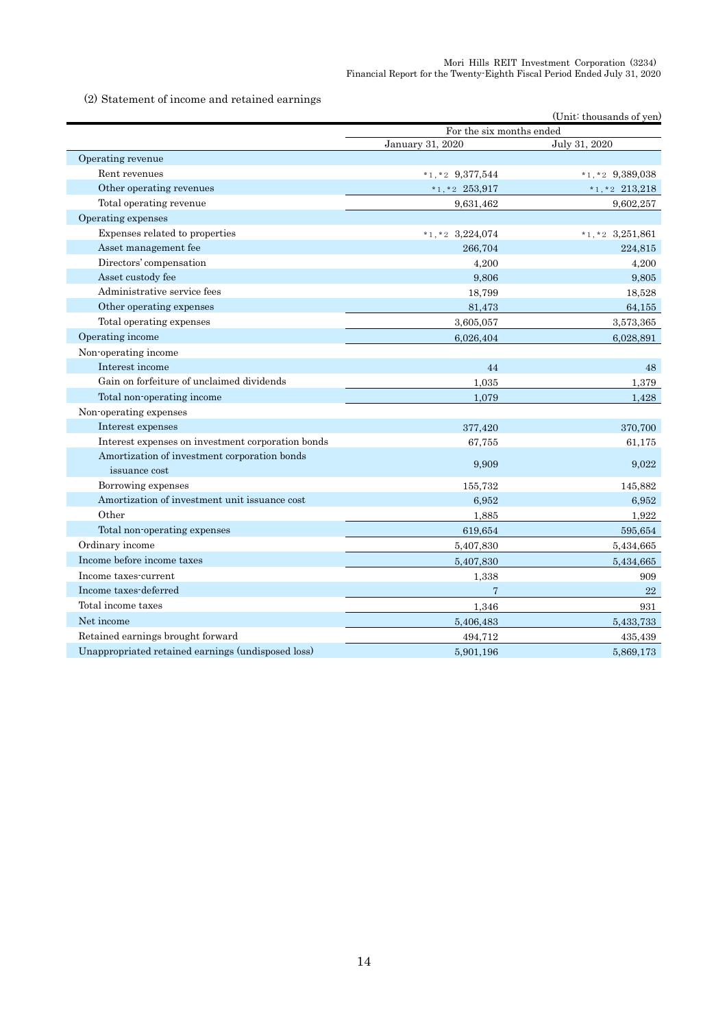(2) Statement of income and retained earnings

(Unit: thousands of yen)

| | For the six months ended | |
|---|---|---|
| | January 31, 2020 | July 31, 2020 |
| Operating revenue | | |
| Rent revenues | *1, *2 9,377,544 | *1, *2 9,389,038 |
| Other operating revenues | *1, *2 253,917 | *1, *2 213,218 |
| Total operating revenue | 9,631,462 | 9,602,257 |
| Operating expenses | | |
| Expenses related to properties | *1, *2 3,224,074 | *1, *2 3,251,861 |
| Asset management fee | 266,704 | 224,815 |
| Directors' compensation | 4,200 | 4,200 |
| Asset custody fee | 9,806 | 9,805 |
| Administrative service fees | 18,799 | 18,528 |
| Other operating expenses | 81,473 | 64,155 |
| Total operating expenses | 3,605,057 | 3,573,365 |
| Operating income | 6,026,404 | 6,028,891 |
| Non-operating income | | |
| Interest income | 44 | 48 |
| Gain on forfeiture of unclaimed dividends | 1,035 | 1,379 |
| Total non-operating income | 1,079 | 1,428 |
| Non-operating expenses | | |
| Interest expenses | 377,420 | 370,700 |
| Interest expenses on investment corporation bonds | 67,755 | 61,175 |
| Amortization of investment corporation bonds issuance cost | 9,909 | 9,022 |
| Borrowing expenses | 155,732 | 145,882 |
| Amortization of investment unit issuance cost | 6,952 | 6,952 |
| Other | 1,885 | 1,922 |
| Total non-operating expenses | 619,654 | 595,654 |
| Ordinary income | 5,407,830 | 5,434,665 |
| Income before income taxes | 5,407,830 | 5,434,665 |
| Income taxes-current | 1,338 | 909 |
| Income taxes-deferred | 7 | 22 |
| Total income taxes | 1,346 | 931 |
| Net income | 5,406,483 | 5,433,733 |
| Retained earnings brought forward | 494,712 | 435,439 |
| Unappropriated retained earnings (undisposed loss) | 5,901,196 | 5,869,173 |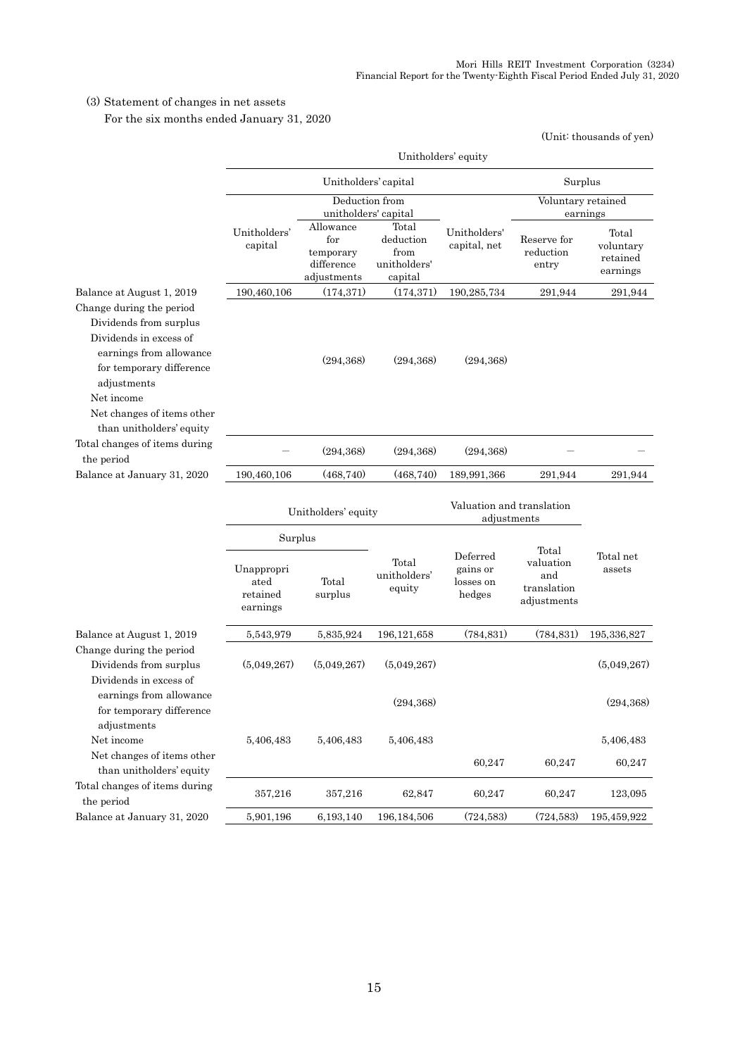## (3) Statement of changes in net assets

For the six months ended January 31, 2020

(Unit: thousands of yen)

| | Unitholders' equity | | | | | |
|---|---|---|---|---|---|---|
| | Unitholders' capital | | | | Surplus | |
| | | Deduction from unitholders' capital | | | Voluntary retained earnings | |
| | Unitholders' capital | Allowance for temporary difference adjustments | Total deduction from unitholders' capital | Unitholders' capital, net | Reserve for reduction entry | Total voluntary retained earnings |
| Balance at August 1, 2019 | 190,460,106 | (174,371) | (174,371) | 190,285,734 | 291,944 | 291,944 |
| Change during the period | | | | | | |
| Dividends from surplus | | | | | | |
| Dividends in excess of earnings from allowance for temporary difference adjustments | | (294,368) | (294,368) | (294,368) | | |
| Net income | | | | | | |
| Net changes of items other than unitholders' equity | | | | | | |
| Total changes of items during the period | — | (294,368) | (294,368) | (294,368) | — | — |
| Balance at January 31, 2020 | 190,460,106 | (468,740) | (468,740) | 189,991,366 | 291,944 | 291,944 |

| | Unitholders' equity | | | Valuation and translation adjustments | | |
|---|---|---|---|---|---|---|
| | Surplus | | | | | |
| | Unappropriated retained earnings | Total surplus | Total unitholders' equity | Deferred gains or losses on hedges | Total valuation and translation adjustments | Total net assets |
| Balance at August 1, 2019 | 5,543,979 | 5,835,924 | 196,121,658 | (784,831) | (784,831) | 195,336,827 |
| Change during the period | | | | | | |
| Dividends from surplus | (5,049,267) | (5,049,267) | (5,049,267) | | | (5,049,267) |
| Dividends in excess of earnings from allowance for temporary difference adjustments | | | (294,368) | | | (294,368) |
| Net income | 5,406,483 | 5,406,483 | 5,406,483 | | | 5,406,483 |
| Net changes of items other than unitholders' equity | | | | 60,247 | 60,247 | 60,247 |
| Total changes of items during the period | 357,216 | 357,216 | 62,847 | 60,247 | 60,247 | 123,095 |
| Balance at January 31, 2020 | 5,901,196 | 6,193,140 | 196,184,506 | (724,583) | (724,583) | 195,459,922 |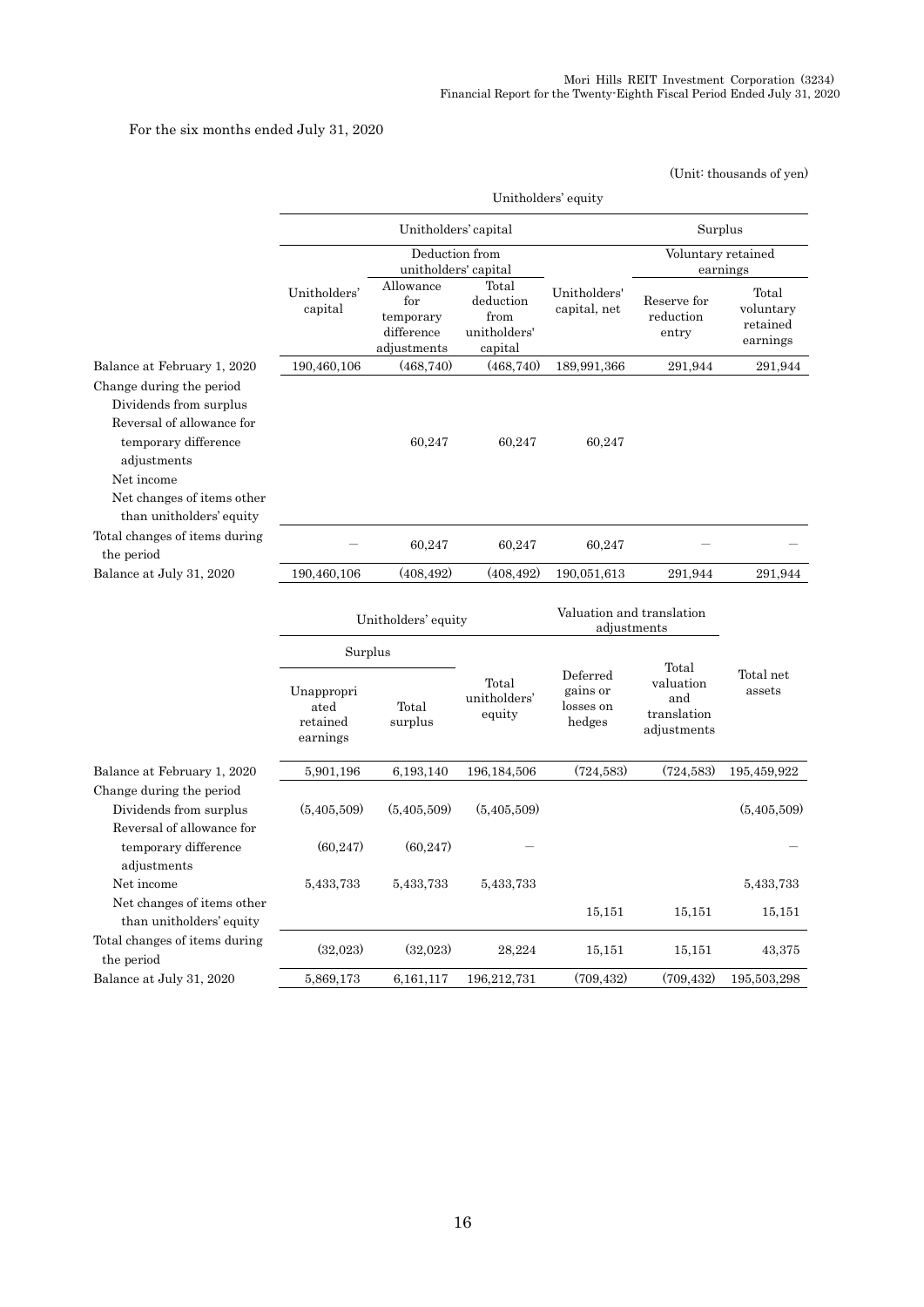For the six months ended July 31, 2020

(Unit: thousands of yen)

| | Unitholders' equity | | | | | |
|---|---|---|---|---|---|---|
| | Unitholders' capital | | | | Surplus | |
| | | Deduction from unitholders' capital | | | Voluntary retained earnings | |
| | Unitholders' capital | Allowance for temporary difference adjustments | Total deduction from unitholders' capital | Unitholders' capital, net | Reserve for reduction entry | Total voluntary retained earnings |
| Balance at February 1, 2020 | 190,460,106 | (468,740) | (468,740) | 189,991,366 | 291,944 | 291,944 |
| Change during the period | | | | | | |
| Dividends from surplus | | | | | | |
| Reversal of allowance for temporary difference adjustments | | 60,247 | 60,247 | 60,247 | | |
| Net income | | | | | | |
| Net changes of items other than unitholders' equity | | | | | | |
| Total changes of items during the period | － | 60,247 | 60,247 | 60,247 | － | － |
| Balance at July 31, 2020 | 190,460,106 | (408,492) | (408,492) | 190,051,613 | 291,944 | 291,944 |

| | Unitholders' equity | | | Valuation and translation adjustments | | |
|---|---|---|---|---|---|---|
| | Surplus | | | | | |
| | Unappropriated retained earnings | Total surplus | Total unitholders' equity | Deferred gains or losses on hedges | Total valuation and translation adjustments | Total net assets |
| Balance at February 1, 2020 | 5,901,196 | 6,193,140 | 196,184,506 | (724,583) | (724,583) | 195,459,922 |
| Change during the period | | | | | | |
| Dividends from surplus | (5,405,509) | (5,405,509) | (5,405,509) | | | (5,405,509) |
| Reversal of allowance for temporary difference adjustments | (60,247) | (60,247) | － | | | － |
| Net income | 5,433,733 | 5,433,733 | 5,433,733 | | | 5,433,733 |
| Net changes of items other than unitholders' equity | | | | 15,151 | 15,151 | 15,151 |
| Total changes of items during the period | (32,023) | (32,023) | 28,224 | 15,151 | 15,151 | 43,375 |
| Balance at July 31, 2020 | 5,869,173 | 6,161,117 | 196,212,731 | (709,432) | (709,432) | 195,503,298 |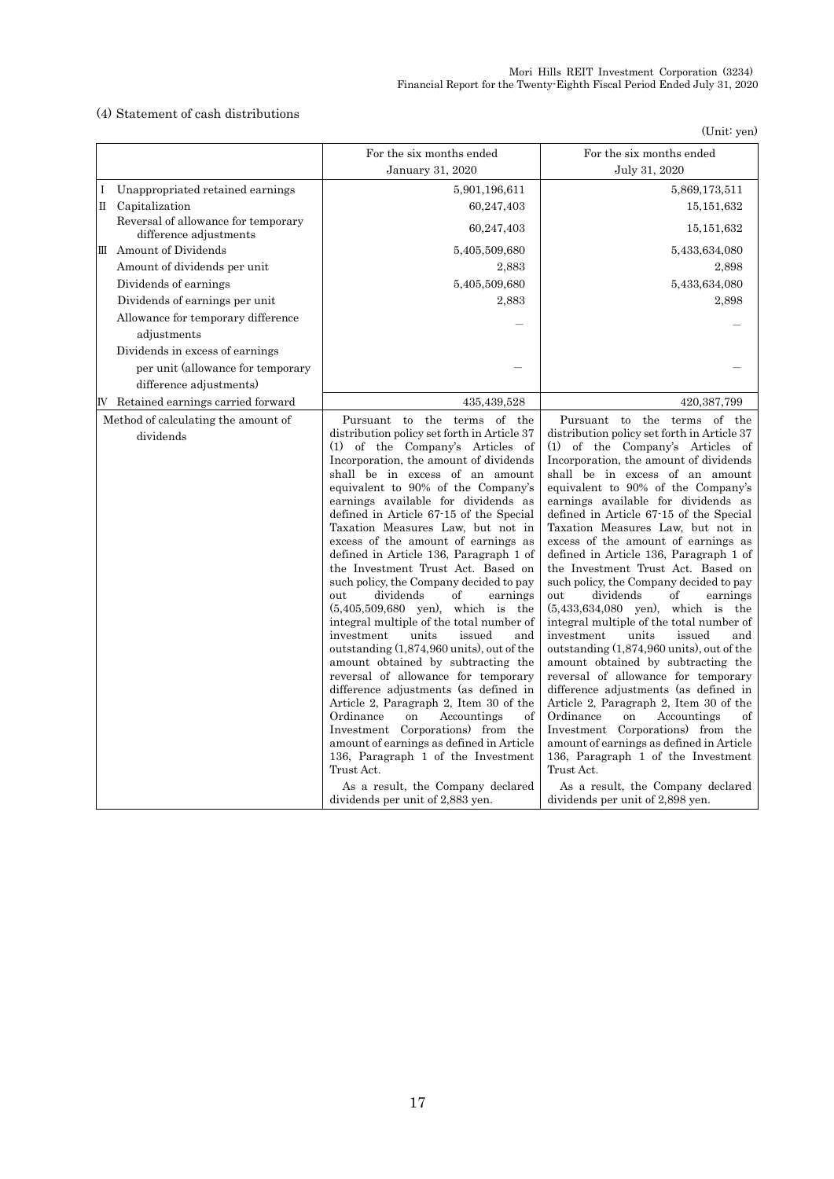(4) Statement of cash distributions

(Unit: yen)

| | For the six months ended January 31, 2020 | For the six months ended July 31, 2020 |
|---|---|---|
| Ⅰ Unappropriated retained earnings | 5,901,196,611 | 5,869,173,511 |
| Ⅱ Capitalization | 60,247,403 | 15,151,632 |
| Reversal of allowance for temporary difference adjustments | 60,247,403 | 15,151,632 |
| Ⅲ Amount of Dividends | 5,405,509,680 | 5,433,634,080 |
| Amount of dividends per unit | 2,883 | 2,898 |
| Dividends of earnings | 5,405,509,680 | 5,433,634,080 |
| Dividends of earnings per unit | 2,883 | 2,898 |
| Allowance for temporary difference adjustments | – | – |
| Dividends in excess of earnings per unit (allowance for temporary difference adjustments) | – | – |
| Ⅳ Retained earnings carried forward | 435,439,528 | 420,387,799 |
| Method of calculating the amount of dividends | Pursuant to the terms of the distribution policy set forth in Article 37 (1) of the Company's Articles of Incorporation, the amount of dividends shall be in excess of an amount equivalent to 90% of the Company's earnings available for dividends as defined in Article 67-15 of the Special Taxation Measures Law, but not in excess of the amount of earnings as defined in Article 136, Paragraph 1 of the Investment Trust Act. Based on such policy, the Company decided to pay out dividends of earnings (5,405,509,680 yen), which is the integral multiple of the total number of investment units issued and outstanding (1,874,960 units), out of the amount obtained by subtracting the reversal of allowance for temporary difference adjustments (as defined in Article 2, Paragraph 2, Item 30 of the Ordinance on Accountings of Investment Corporations) from the amount of earnings as defined in Article 136, Paragraph 1 of the Investment Trust Act.<br><br>As a result, the Company declared dividends per unit of 2,883 yen. | Pursuant to the terms of the distribution policy set forth in Article 37 (1) of the Company's Articles of Incorporation, the amount of dividends shall be in excess of an amount equivalent to 90% of the Company's earnings available for dividends as defined in Article 67-15 of the Special Taxation Measures Law, but not in excess of the amount of earnings as defined in Article 136, Paragraph 1 of the Investment Trust Act. Based on such policy, the Company decided to pay out dividends of earnings (5,433,634,080 yen), which is the integral multiple of the total number of investment units issued and outstanding (1,874,960 units), out of the amount obtained by subtracting the reversal of allowance for temporary difference adjustments (as defined in Article 2, Paragraph 2, Item 30 of the Ordinance on Accountings of Investment Corporations) from the amount of earnings as defined in Article 136, Paragraph 1 of the Investment Trust Act.<br><br>As a result, the Company declared dividends per unit of 2,898 yen. |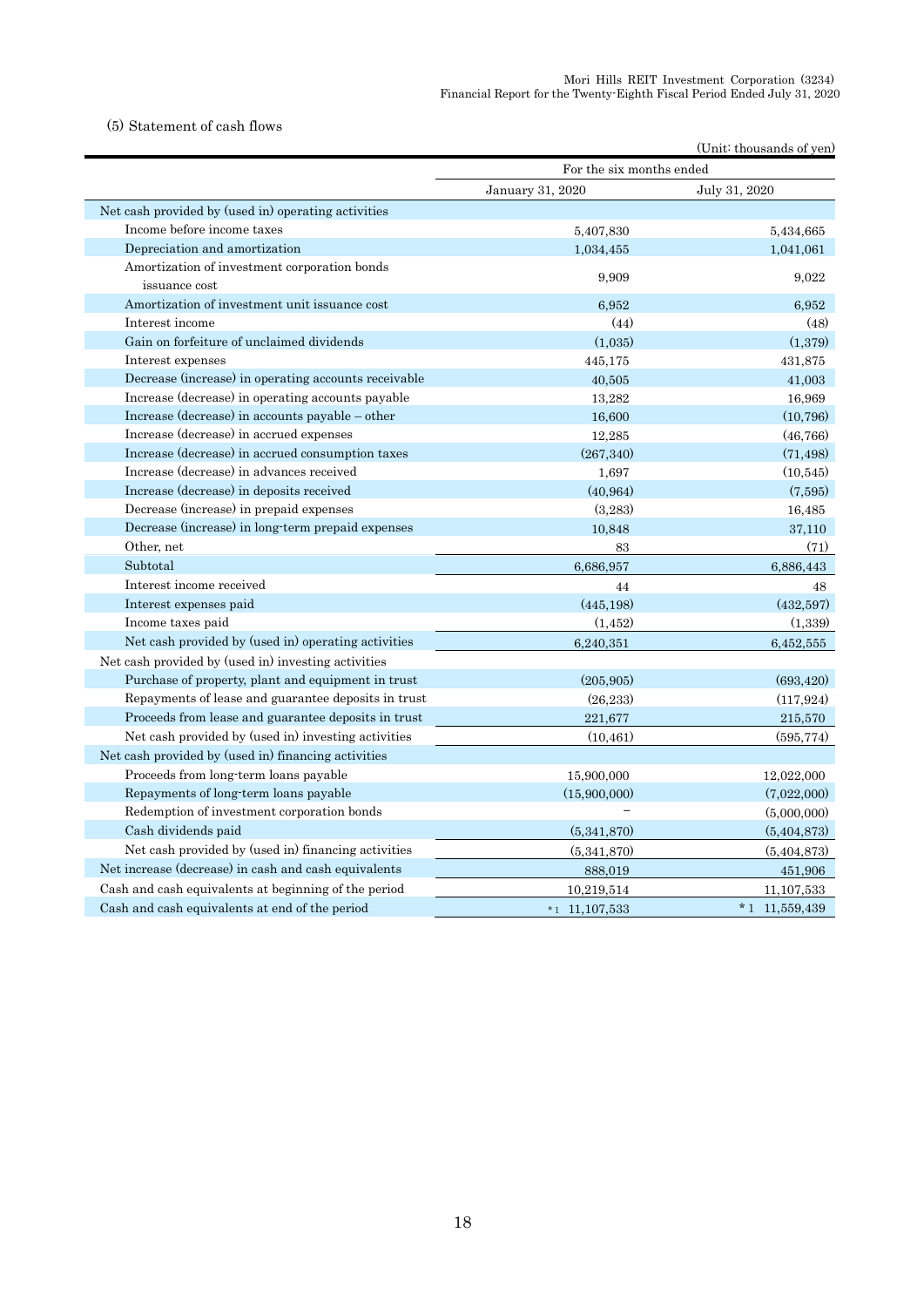(5) Statement of cash flows

(Unit: thousands of yen)

| | For the six months ended | |
|---|---|---|
| | January 31, 2020 | July 31, 2020 |
| Net cash provided by (used in) operating activities | | |
| Income before income taxes | 5,407,830 | 5,434,665 |
| Depreciation and amortization | 1,034,455 | 1,041,061 |
| Amortization of investment corporation bonds issuance cost | 9,909 | 9,022 |
| Amortization of investment unit issuance cost | 6,952 | 6,952 |
| Interest income | (44) | (48) |
| Gain on forfeiture of unclaimed dividends | (1,035) | (1,379) |
| Interest expenses | 445,175 | 431,875 |
| Decrease (increase) in operating accounts receivable | 40,505 | 41,003 |
| Increase (decrease) in operating accounts payable | 13,282 | 16,969 |
| Increase (decrease) in accounts payable – other | 16,600 | (10,796) |
| Increase (decrease) in accrued expenses | 12,285 | (46,766) |
| Increase (decrease) in accrued consumption taxes | (267,340) | (71,498) |
| Increase (decrease) in advances received | 1,697 | (10,545) |
| Increase (decrease) in deposits received | (40,964) | (7,595) |
| Decrease (increase) in prepaid expenses | (3,283) | 16,485 |
| Decrease (increase) in long-term prepaid expenses | 10,848 | 37,110 |
| Other, net | 83 | (71) |
| Subtotal | 6,686,957 | 6,886,443 |
| Interest income received | 44 | 48 |
| Interest expenses paid | (445,198) | (432,597) |
| Income taxes paid | (1,452) | (1,339) |
| Net cash provided by (used in) operating activities | 6,240,351 | 6,452,555 |
| Net cash provided by (used in) investing activities | | |
| Purchase of property, plant and equipment in trust | (205,905) | (693,420) |
| Repayments of lease and guarantee deposits in trust | (26,233) | (117,924) |
| Proceeds from lease and guarantee deposits in trust | 221,677 | 215,570 |
| Net cash provided by (used in) investing activities | (10,461) | (595,774) |
| Net cash provided by (used in) financing activities | | |
| Proceeds from long-term loans payable | 15,900,000 | 12,022,000 |
| Repayments of long-term loans payable | (15,900,000) | (7,022,000) |
| Redemption of investment corporation bonds | – | (5,000,000) |
| Cash dividends paid | (5,341,870) | (5,404,873) |
| Net cash provided by (used in) financing activities | (5,341,870) | (5,404,873) |
| Net increase (decrease) in cash and cash equivalents | 888,019 | 451,906 |
| Cash and cash equivalents at beginning of the period | 10,219,514 | 11,107,533 |
| Cash and cash equivalents at end of the period | *1 11,107,533 | *1 11,559,439 |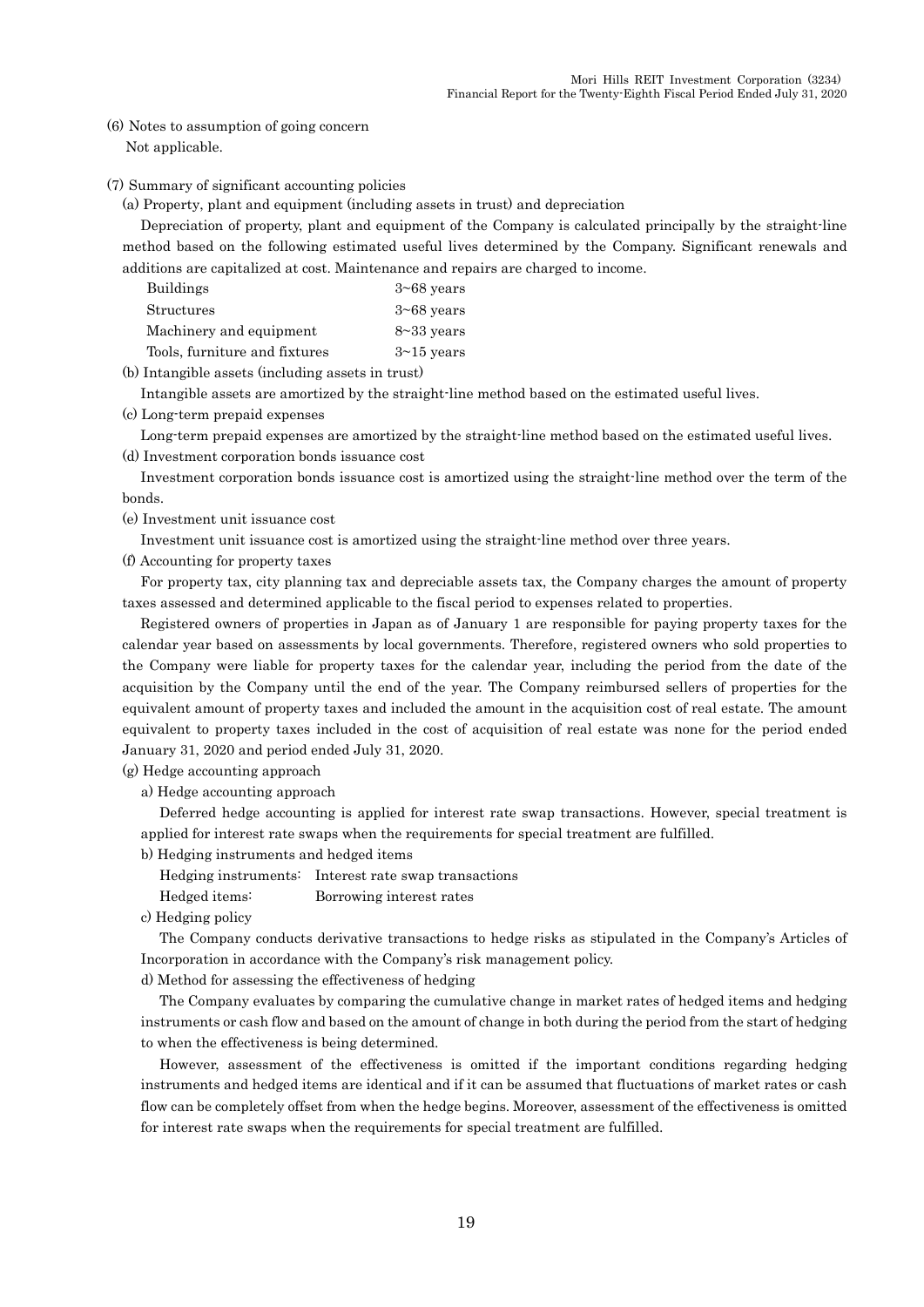(6) Notes to assumption of going concern

Not applicable.

(7) Summary of significant accounting policies

(a) Property, plant and equipment (including assets in trust) and depreciation

Depreciation of property, plant and equipment of the Company is calculated principally by the straight-line method based on the following estimated useful lives determined by the Company. Significant renewals and additions are capitalized at cost. Maintenance and repairs are charged to income.

| | |
|---|---|
| Buildings | 3~68 years |
| Structures | 3~68 years |
| Machinery and equipment | 8~33 years |
| Tools, furniture and fixtures | 3~15 years |

(b) Intangible assets (including assets in trust)

Intangible assets are amortized by the straight-line method based on the estimated useful lives.

(c) Long-term prepaid expenses

Long-term prepaid expenses are amortized by the straight-line method based on the estimated useful lives.

(d) Investment corporation bonds issuance cost

Investment corporation bonds issuance cost is amortized using the straight-line method over the term of the bonds.

(e) Investment unit issuance cost

Investment unit issuance cost is amortized using the straight-line method over three years.

(f) Accounting for property taxes

For property tax, city planning tax and depreciable assets tax, the Company charges the amount of property taxes assessed and determined applicable to the fiscal period to expenses related to properties.

Registered owners of properties in Japan as of January 1 are responsible for paying property taxes for the calendar year based on assessments by local governments. Therefore, registered owners who sold properties to the Company were liable for property taxes for the calendar year, including the period from the date of the acquisition by the Company until the end of the year. The Company reimbursed sellers of properties for the equivalent amount of property taxes and included the amount in the acquisition cost of real estate. The amount equivalent to property taxes included in the cost of acquisition of real estate was none for the period ended January 31, 2020 and period ended July 31, 2020.

(g) Hedge accounting approach

a) Hedge accounting approach

Deferred hedge accounting is applied for interest rate swap transactions. However, special treatment is applied for interest rate swaps when the requirements for special treatment are fulfilled.

b) Hedging instruments and hedged items

Hedging instruments: Interest rate swap transactions

Hedged items: Borrowing interest rates

c) Hedging policy

The Company conducts derivative transactions to hedge risks as stipulated in the Company's Articles of Incorporation in accordance with the Company's risk management policy.

d) Method for assessing the effectiveness of hedging

The Company evaluates by comparing the cumulative change in market rates of hedged items and hedging instruments or cash flow and based on the amount of change in both during the period from the start of hedging to when the effectiveness is being determined.

However, assessment of the effectiveness is omitted if the important conditions regarding hedging instruments and hedged items are identical and if it can be assumed that fluctuations of market rates or cash flow can be completely offset from when the hedge begins. Moreover, assessment of the effectiveness is omitted for interest rate swaps when the requirements for special treatment are fulfilled.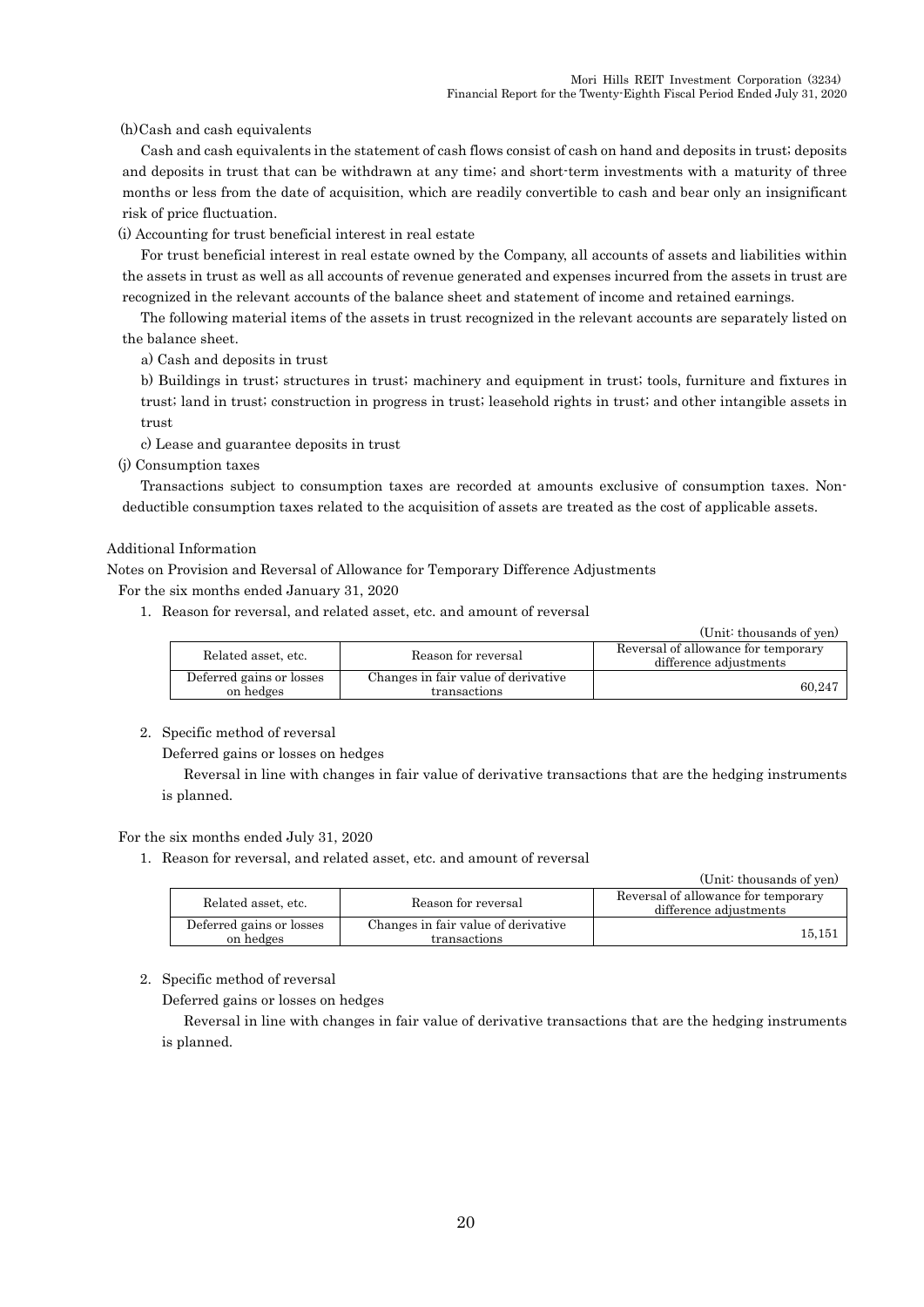(h)Cash and cash equivalents

Cash and cash equivalents in the statement of cash flows consist of cash on hand and deposits in trust; deposits and deposits in trust that can be withdrawn at any time; and short-term investments with a maturity of three months or less from the date of acquisition, which are readily convertible to cash and bear only an insignificant risk of price fluctuation.

(i) Accounting for trust beneficial interest in real estate

For trust beneficial interest in real estate owned by the Company, all accounts of assets and liabilities within the assets in trust as well as all accounts of revenue generated and expenses incurred from the assets in trust are recognized in the relevant accounts of the balance sheet and statement of income and retained earnings.

The following material items of the assets in trust recognized in the relevant accounts are separately listed on the balance sheet.

a) Cash and deposits in trust

b) Buildings in trust; structures in trust; machinery and equipment in trust; tools, furniture and fixtures in trust; land in trust; construction in progress in trust; leasehold rights in trust; and other intangible assets in trust

c) Lease and guarantee deposits in trust

(j) Consumption taxes

Transactions subject to consumption taxes are recorded at amounts exclusive of consumption taxes. Non-deductible consumption taxes related to the acquisition of assets are treated as the cost of applicable assets.

Additional Information

Notes on Provision and Reversal of Allowance for Temporary Difference Adjustments

For the six months ended January 31, 2020

1. Reason for reversal, and related asset, etc. and amount of reversal

(Unit: thousands of yen)

| Related asset, etc. | Reason for reversal | Reversal of allowance for temporary difference adjustments |
|---|---|---|
| Deferred gains or losses on hedges | Changes in fair value of derivative transactions | 60,247 |

2. Specific method of reversal

Deferred gains or losses on hedges

Reversal in line with changes in fair value of derivative transactions that are the hedging instruments is planned.

For the six months ended July 31, 2020

1. Reason for reversal, and related asset, etc. and amount of reversal

(Unit: thousands of yen)

| Related asset, etc. | Reason for reversal | Reversal of allowance for temporary difference adjustments |
|---|---|---|
| Deferred gains or losses on hedges | Changes in fair value of derivative transactions | 15,151 |

2. Specific method of reversal

Deferred gains or losses on hedges

Reversal in line with changes in fair value of derivative transactions that are the hedging instruments is planned.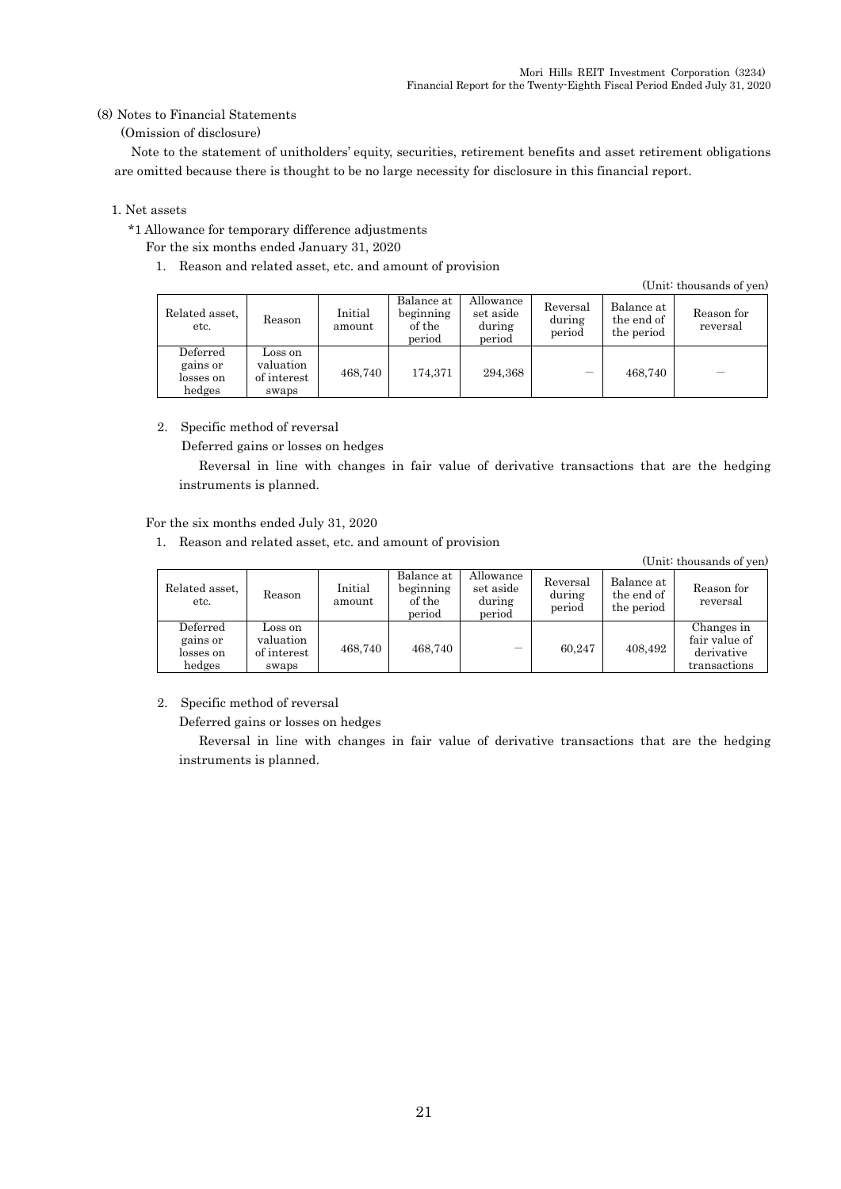(8) Notes to Financial Statements

(Omission of disclosure)

Note to the statement of unitholders' equity, securities, retirement benefits and asset retirement obligations are omitted because there is thought to be no large necessity for disclosure in this financial report.

1. Net assets

*1 Allowance for temporary difference adjustments

For the six months ended January 31, 2020

1. Reason and related asset, etc. and amount of provision

(Unit: thousands of yen)

| Related asset, etc. | Reason | Initial amount | Balance at beginning of the period | Allowance set aside during period | Reversal during period | Balance at the end of the period | Reason for reversal |
|---|---|---|---|---|---|---|---|
| Deferred gains or losses on hedges | Loss on valuation of interest swaps | 468,740 | 174,371 | 294,368 | — | 468,740 | — |

2. Specific method of reversal

Deferred gains or losses on hedges

Reversal in line with changes in fair value of derivative transactions that are the hedging instruments is planned.

For the six months ended July 31, 2020

1. Reason and related asset, etc. and amount of provision

(Unit: thousands of yen)

| Related asset, etc. | Reason | Initial amount | Balance at beginning of the period | Allowance set aside during period | Reversal during period | Balance at the end of the period | Reason for reversal |
|---|---|---|---|---|---|---|---|
| Deferred gains or losses on hedges | Loss on valuation of interest swaps | 468,740 | 468,740 | — | 60,247 | 408,492 | Changes in fair value of derivative transactions |

2. Specific method of reversal

Deferred gains or losses on hedges

Reversal in line with changes in fair value of derivative transactions that are the hedging instruments is planned.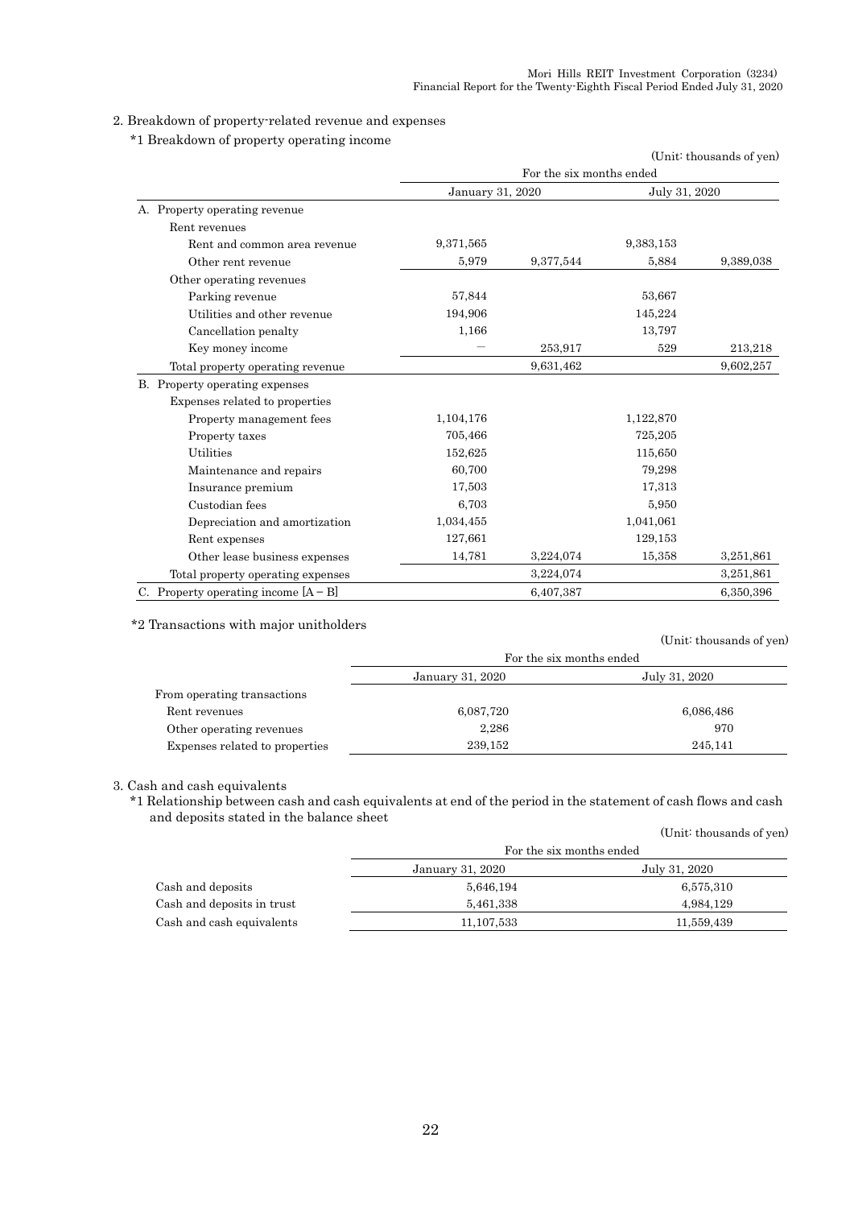## 2. Breakdown of property-related revenue and expenses

*1 Breakdown of property operating income

(Unit: thousands of yen)

| | For the six months ended | | | |
|---|---|---|---|---|
| | January 31, 2020 | | July 31, 2020 | |
| A. Property operating revenue | | | | |
| Rent revenues | | | | |
| Rent and common area revenue | 9,371,565 | | 9,383,153 | |
| Other rent revenue | 5,979 | 9,377,544 | 5,884 | 9,389,038 |
| Other operating revenues | | | | |
| Parking revenue | 57,844 | | 53,667 | |
| Utilities and other revenue | 194,906 | | 145,224 | |
| Cancellation penalty | 1,166 | | 13,797 | |
| Key money income | ― | 253,917 | 529 | 213,218 |
| Total property operating revenue | | 9,631,462 | | 9,602,257 |
| B. Property operating expenses | | | | |
| Expenses related to properties | | | | |
| Property management fees | 1,104,176 | | 1,122,870 | |
| Property taxes | 705,466 | | 725,205 | |
| Utilities | 152,625 | | 115,650 | |
| Maintenance and repairs | 60,700 | | 79,298 | |
| Insurance premium | 17,503 | | 17,313 | |
| Custodian fees | 6,703 | | 5,950 | |
| Depreciation and amortization | 1,034,455 | | 1,041,061 | |
| Rent expenses | 127,661 | | 129,153 | |
| Other lease business expenses | 14,781 | 3,224,074 | 15,358 | 3,251,861 |
| Total property operating expenses | | 3,224,074 | | 3,251,861 |
| C. Property operating income [A – B] | | 6,407,387 | | 6,350,396 |

*2 Transactions with major unitholders

(Unit: thousands of yen)

| | For the six months ended | |
|---|---|---|
| | January 31, 2020 | July 31, 2020 |
| From operating transactions | | |
| Rent revenues | 6,087,720 | 6,086,486 |
| Other operating revenues | 2,286 | 970 |
| Expenses related to properties | 239,152 | 245,141 |

## 3. Cash and cash equivalents

*1 Relationship between cash and cash equivalents at end of the period in the statement of cash flows and cash and deposits stated in the balance sheet

(Unit: thousands of yen)

| | For the six months ended | |
|---|---|---|
| | January 31, 2020 | July 31, 2020 |
| Cash and deposits | 5,646,194 | 6,575,310 |
| Cash and deposits in trust | 5,461,338 | 4,984,129 |
| Cash and cash equivalents | 11,107,533 | 11,559,439 |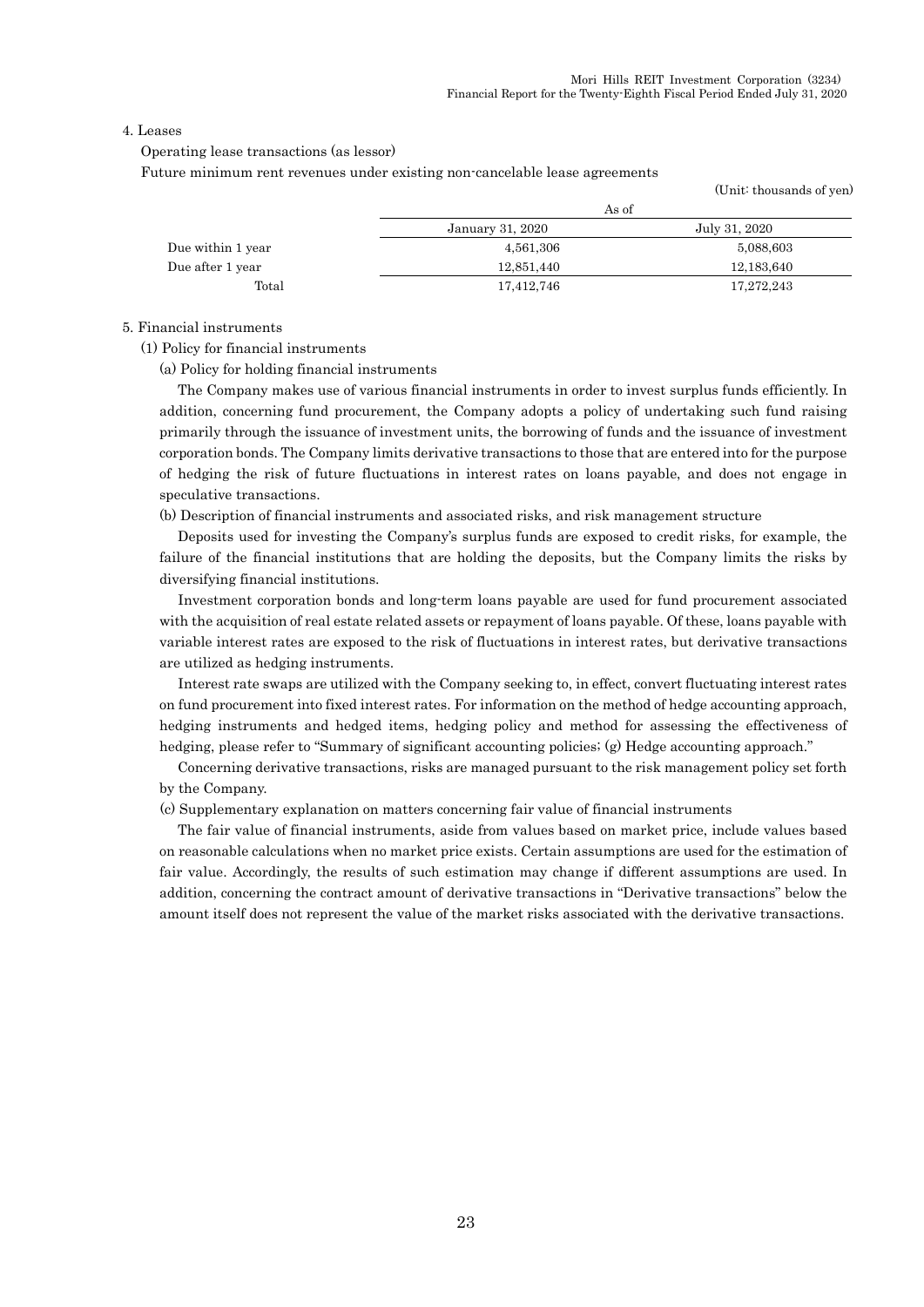4. Leases

Operating lease transactions (as lessor)

Future minimum rent revenues under existing non-cancelable lease agreements

(Unit: thousands of yen)

| | As of | |
|---|---|---|
| | January 31, 2020 | July 31, 2020 |
| Due within 1 year | 4,561,306 | 5,088,603 |
| Due after 1 year | 12,851,440 | 12,183,640 |
| Total | 17,412,746 | 17,272,243 |

5. Financial instruments

(1) Policy for financial instruments

(a) Policy for holding financial instruments

The Company makes use of various financial instruments in order to invest surplus funds efficiently. In addition, concerning fund procurement, the Company adopts a policy of undertaking such fund raising primarily through the issuance of investment units, the borrowing of funds and the issuance of investment corporation bonds. The Company limits derivative transactions to those that are entered into for the purpose of hedging the risk of future fluctuations in interest rates on loans payable, and does not engage in speculative transactions.

(b) Description of financial instruments and associated risks, and risk management structure

Deposits used for investing the Company's surplus funds are exposed to credit risks, for example, the failure of the financial institutions that are holding the deposits, but the Company limits the risks by diversifying financial institutions.

Investment corporation bonds and long-term loans payable are used for fund procurement associated with the acquisition of real estate related assets or repayment of loans payable. Of these, loans payable with variable interest rates are exposed to the risk of fluctuations in interest rates, but derivative transactions are utilized as hedging instruments.

Interest rate swaps are utilized with the Company seeking to, in effect, convert fluctuating interest rates on fund procurement into fixed interest rates. For information on the method of hedge accounting approach, hedging instruments and hedged items, hedging policy and method for assessing the effectiveness of hedging, please refer to "Summary of significant accounting policies; (g) Hedge accounting approach."

Concerning derivative transactions, risks are managed pursuant to the risk management policy set forth by the Company.

(c) Supplementary explanation on matters concerning fair value of financial instruments

The fair value of financial instruments, aside from values based on market price, include values based on reasonable calculations when no market price exists. Certain assumptions are used for the estimation of fair value. Accordingly, the results of such estimation may change if different assumptions are used. In addition, concerning the contract amount of derivative transactions in "Derivative transactions" below the amount itself does not represent the value of the market risks associated with the derivative transactions.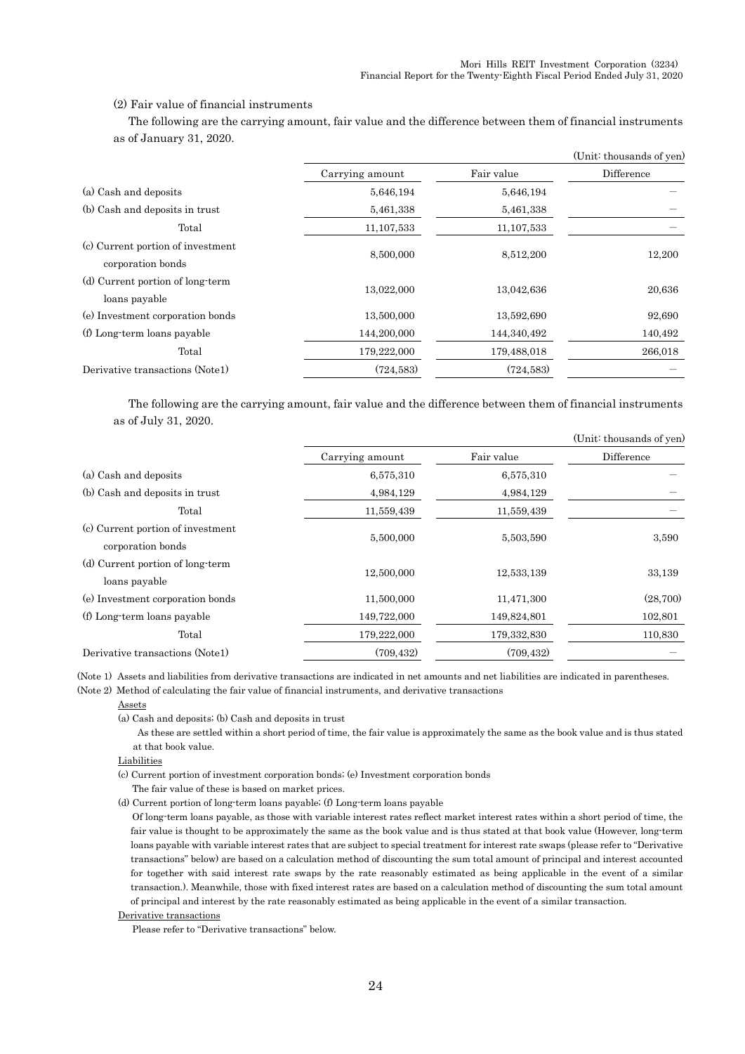(2) Fair value of financial instruments

The following are the carrying amount, fair value and the difference between them of financial instruments as of January 31, 2020.

(Unit: thousands of yen)

| | Carrying amount | Fair value | Difference |
|---|---|---|---|
| (a) Cash and deposits | 5,646,194 | 5,646,194 | ― |
| (b) Cash and deposits in trust | 5,461,338 | 5,461,338 | ― |
| Total | 11,107,533 | 11,107,533 | ― |
| (c) Current portion of investment corporation bonds | 8,500,000 | 8,512,200 | 12,200 |
| (d) Current portion of long-term loans payable | 13,022,000 | 13,042,636 | 20,636 |
| (e) Investment corporation bonds | 13,500,000 | 13,592,690 | 92,690 |
| (f) Long-term loans payable | 144,200,000 | 144,340,492 | 140,492 |
| Total | 179,222,000 | 179,488,018 | 266,018 |
| Derivative transactions (Note1) | (724,583) | (724,583) | ― |

The following are the carrying amount, fair value and the difference between them of financial instruments as of July 31, 2020.

(Unit: thousands of yen)

| | Carrying amount | Fair value | Difference |
|---|---|---|---|
| (a) Cash and deposits | 6,575,310 | 6,575,310 | ― |
| (b) Cash and deposits in trust | 4,984,129 | 4,984,129 | ― |
| Total | 11,559,439 | 11,559,439 | ― |
| (c) Current portion of investment corporation bonds | 5,500,000 | 5,503,590 | 3,590 |
| (d) Current portion of long-term loans payable | 12,500,000 | 12,533,139 | 33,139 |
| (e) Investment corporation bonds | 11,500,000 | 11,471,300 | (28,700) |
| (f) Long-term loans payable | 149,722,000 | 149,824,801 | 102,801 |
| Total | 179,222,000 | 179,332,830 | 110,830 |
| Derivative transactions (Note1) | (709,432) | (709,432) | ― |

(Note 1) Assets and liabilities from derivative transactions are indicated in net amounts and net liabilities are indicated in parentheses.

(Note 2) Method of calculating the fair value of financial instruments, and derivative transactions

Assets

(a) Cash and deposits; (b) Cash and deposits in trust

As these are settled within a short period of time, the fair value is approximately the same as the book value and is thus stated at that book value.

Liabilities

(c) Current portion of investment corporation bonds; (e) Investment corporation bonds

The fair value of these is based on market prices.

(d) Current portion of long-term loans payable; (f) Long-term loans payable

Of long-term loans payable, as those with variable interest rates reflect market interest rates within a short period of time, the fair value is thought to be approximately the same as the book value and is thus stated at that book value (However, long-term loans payable with variable interest rates that are subject to special treatment for interest rate swaps (please refer to "Derivative transactions" below) are based on a calculation method of discounting the sum total amount of principal and interest accounted for together with said interest rate swaps by the rate reasonably estimated as being applicable in the event of a similar transaction.). Meanwhile, those with fixed interest rates are based on a calculation method of discounting the sum total amount of principal and interest by the rate reasonably estimated as being applicable in the event of a similar transaction.

Derivative transactions

Please refer to "Derivative transactions" below.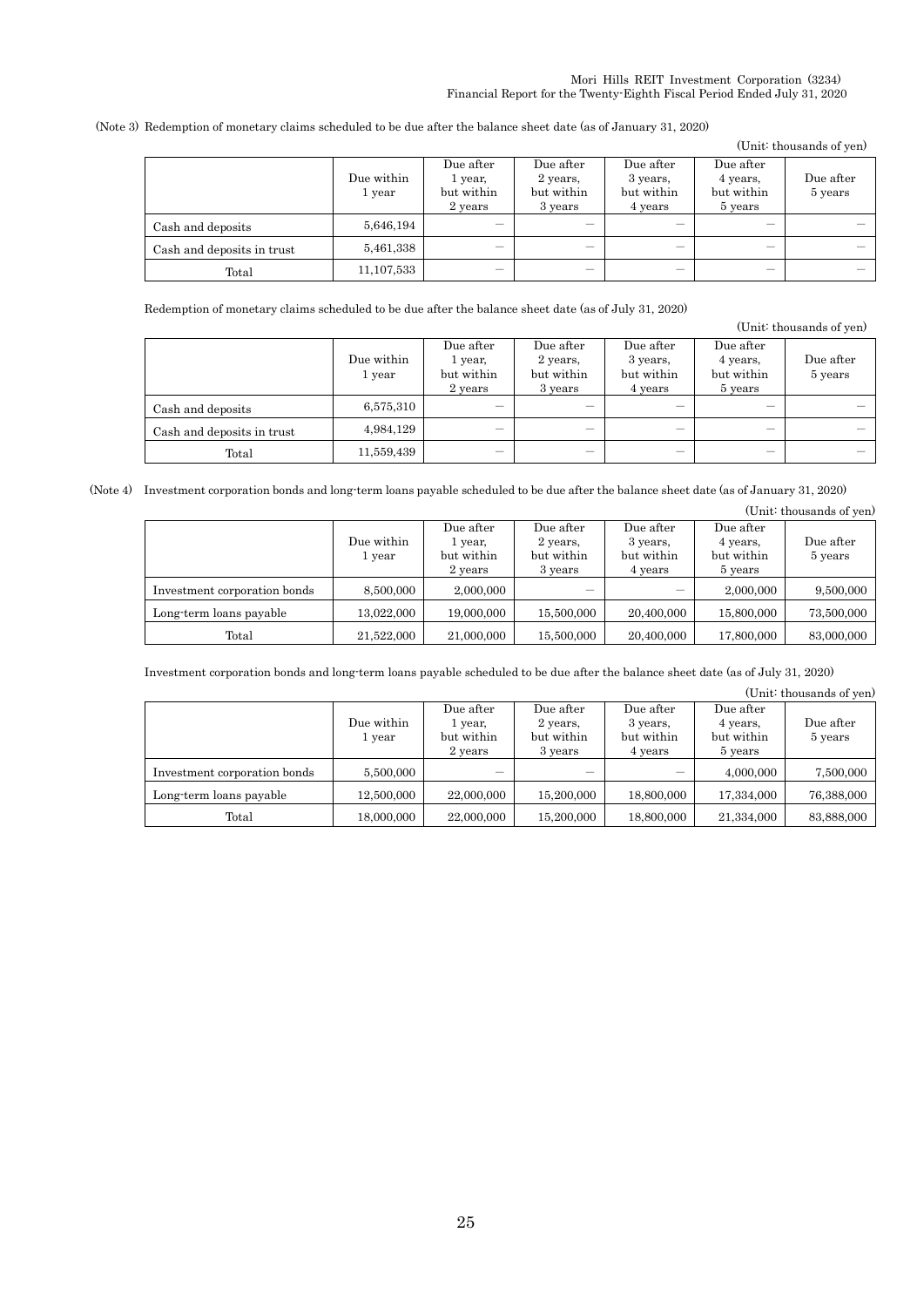(Note 3) Redemption of monetary claims scheduled to be due after the balance sheet date (as of January 31, 2020)

(Unit: thousands of yen)

| | Due within 1 year | Due after 1 year, but within 2 years | Due after 2 years, but within 3 years | Due after 3 years, but within 4 years | Due after 4 years, but within 5 years | Due after 5 years |
|---|---|---|---|---|---|---|
| Cash and deposits | 5,646,194 | ― | ― | ― | ― | ― |
| Cash and deposits in trust | 5,461,338 | ― | ― | ― | ― | ― |
| Total | 11,107,533 | ― | ― | ― | ― | ― |

Redemption of monetary claims scheduled to be due after the balance sheet date (as of July 31, 2020)

(Unit: thousands of yen)

| | Due within 1 year | Due after 1 year, but within 2 years | Due after 2 years, but within 3 years | Due after 3 years, but within 4 years | Due after 4 years, but within 5 years | Due after 5 years |
|---|---|---|---|---|---|---|
| Cash and deposits | 6,575,310 | ― | ― | ― | ― | ― |
| Cash and deposits in trust | 4,984,129 | ― | ― | ― | ― | ― |
| Total | 11,559,439 | ― | ― | ― | ― | ― |

(Note 4) Investment corporation bonds and long-term loans payable scheduled to be due after the balance sheet date (as of January 31, 2020)

(Unit: thousands of yen)

| | Due within 1 year | Due after 1 year, but within 2 years | Due after 2 years, but within 3 years | Due after 3 years, but within 4 years | Due after 4 years, but within 5 years | Due after 5 years |
|---|---|---|---|---|---|---|
| Investment corporation bonds | 8,500,000 | 2,000,000 | ― | ― | 2,000,000 | 9,500,000 |
| Long-term loans payable | 13,022,000 | 19,000,000 | 15,500,000 | 20,400,000 | 15,800,000 | 73,500,000 |
| Total | 21,522,000 | 21,000,000 | 15,500,000 | 20,400,000 | 17,800,000 | 83,000,000 |

Investment corporation bonds and long-term loans payable scheduled to be due after the balance sheet date (as of July 31, 2020)

(Unit: thousands of yen)

| | Due within 1 year | Due after 1 year, but within 2 years | Due after 2 years, but within 3 years | Due after 3 years, but within 4 years | Due after 4 years, but within 5 years | Due after 5 years |
|---|---|---|---|---|---|---|
| Investment corporation bonds | 5,500,000 | ― | ― | ― | 4,000,000 | 7,500,000 |
| Long-term loans payable | 12,500,000 | 22,000,000 | 15,200,000 | 18,800,000 | 17,334,000 | 76,388,000 |
| Total | 18,000,000 | 22,000,000 | 15,200,000 | 18,800,000 | 21,334,000 | 83,888,000 |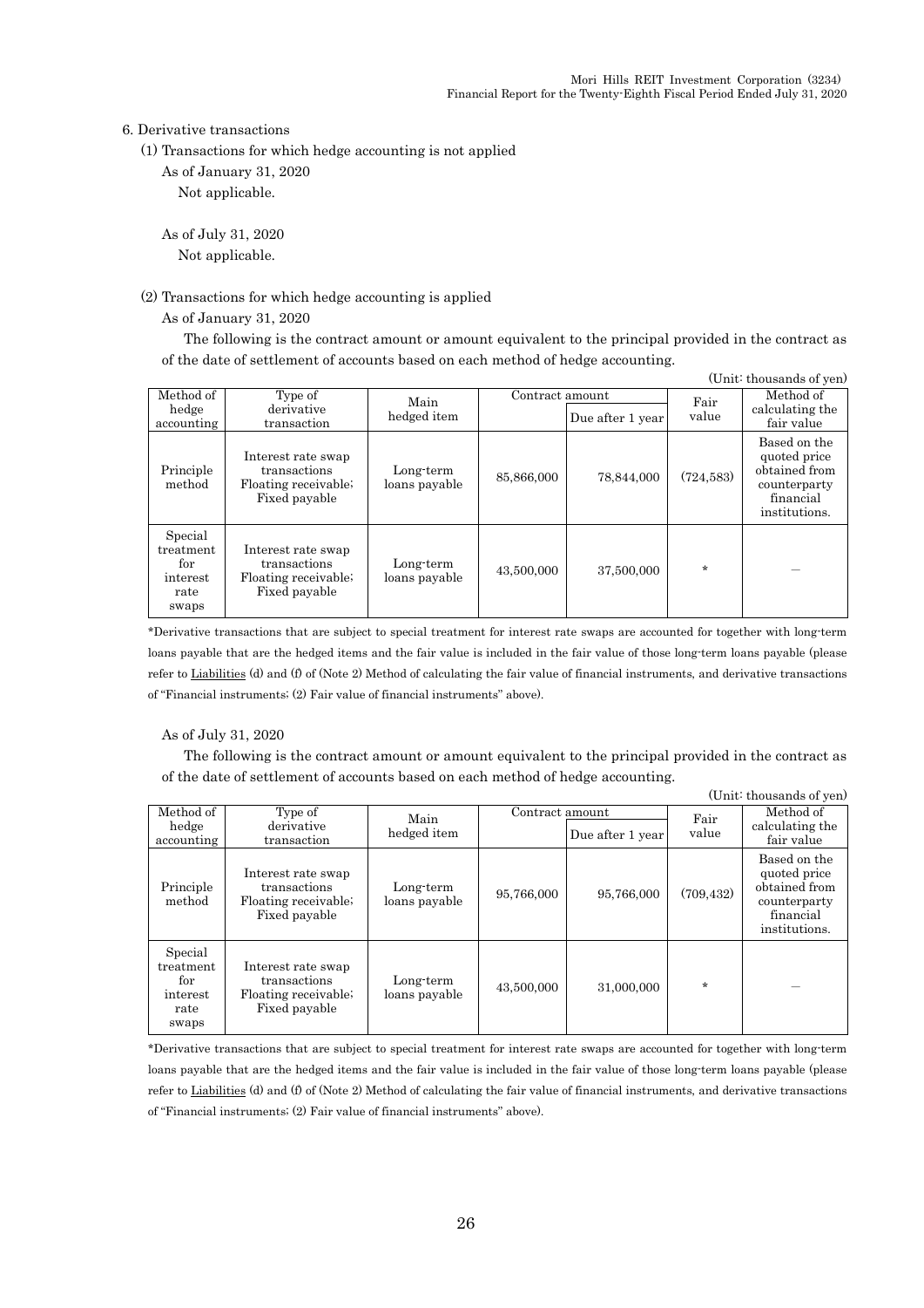6. Derivative transactions

(1) Transactions for which hedge accounting is not applied

As of January 31, 2020

Not applicable.

As of July 31, 2020

Not applicable.

(2) Transactions for which hedge accounting is applied

As of January 31, 2020

The following is the contract amount or amount equivalent to the principal provided in the contract as of the date of settlement of accounts based on each method of hedge accounting.

(Unit: thousands of yen)

| Method of hedge accounting | Type of derivative transaction | Main hedged item | Contract amount | | Fair value | Method of calculating the fair value |
|---|---|---|---|---|---|---|
| | | | | Due after 1 year | | |
| Principle method | Interest rate swap transactions Floating receivable; Fixed payable | Long-term loans payable | 85,866,000 | 78,844,000 | (724,583) | Based on the quoted price obtained from counterparty financial institutions. |
| Special treatment for interest rate swaps | Interest rate swap transactions Floating receivable; Fixed payable | Long-term loans payable | 43,500,000 | 37,500,000 | * | — |

*Derivative transactions that are subject to special treatment for interest rate swaps are accounted for together with long-term loans payable that are the hedged items and the fair value is included in the fair value of those long-term loans payable (please refer to Liabilities (d) and (f) of (Note 2) Method of calculating the fair value of financial instruments, and derivative transactions of "Financial instruments; (2) Fair value of financial instruments" above).

As of July 31, 2020

The following is the contract amount or amount equivalent to the principal provided in the contract as of the date of settlement of accounts based on each method of hedge accounting.

(Unit: thousands of yen)

| Method of hedge accounting | Type of derivative transaction | Main hedged item | Contract amount | | Fair value | Method of calculating the fair value |
|---|---|---|---|---|---|---|
| | | | | Due after 1 year | | |
| Principle method | Interest rate swap transactions Floating receivable; Fixed payable | Long-term loans payable | 95,766,000 | 95,766,000 | (709,432) | Based on the quoted price obtained from counterparty financial institutions. |
| Special treatment for interest rate swaps | Interest rate swap transactions Floating receivable; Fixed payable | Long-term loans payable | 43,500,000 | 31,000,000 | * | — |

*Derivative transactions that are subject to special treatment for interest rate swaps are accounted for together with long-term loans payable that are the hedged items and the fair value is included in the fair value of those long-term loans payable (please refer to Liabilities (d) and (f) of (Note 2) Method of calculating the fair value of financial instruments, and derivative transactions of "Financial instruments; (2) Fair value of financial instruments" above).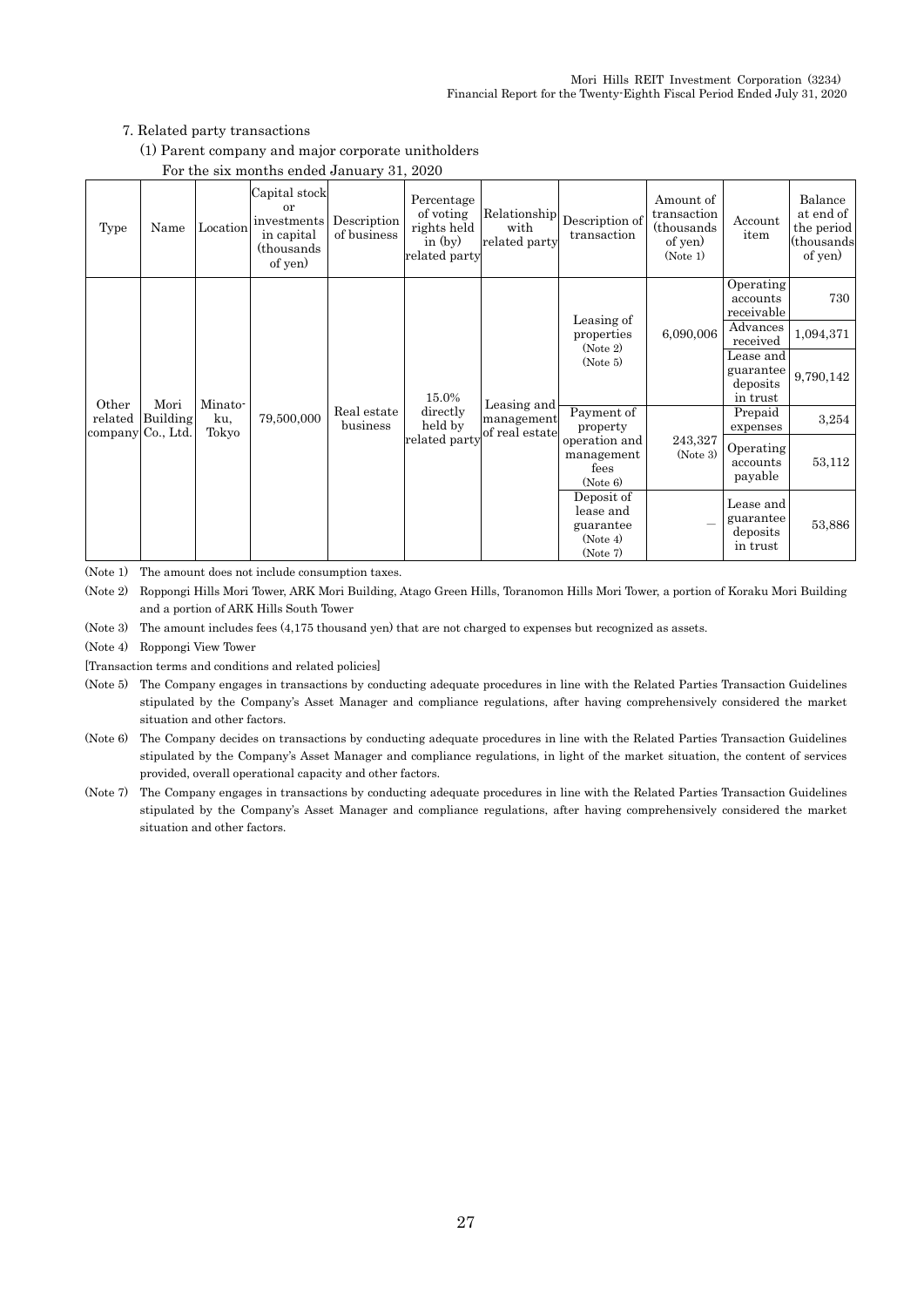7. Related party transactions

(1) Parent company and major corporate unitholders

For the six months ended January 31, 2020

| Type | Name | Location | Capital stock or investments in capital (thousands of yen) | Description of business | Percentage of voting rights held in (by) related party | Relationship with related party | Description of transaction | Amount of transaction (thousands of yen) (Note 1) | Account item | Balance at end of the period (thousands of yen) |
|---|---|---|---|---|---|---|---|---|---|---|
| Other related company | Mori Building Co., Ltd. | Minato-ku, Tokyo | 79,500,000 | Real estate business | 15.0% directly held by related party | Leasing and management of real estate | Leasing of properties (Note 2) (Note 5) | 6,090,006 | Operating accounts receivable | 730 |
| | | | | | | | | | Advances received | 1,094,371 |
| | | | | | | | | | Lease and guarantee deposits in trust | 9,790,142 |
| | | | | | | | Payment of property operation and management fees (Note 6) | 243,327 (Note 3) | Prepaid expenses | 3,254 |
| | | | | | | | | | Operating accounts payable | 53,112 |
| | | | | | | | Deposit of lease and guarantee (Note 4) (Note 7) | ― | Lease and guarantee deposits in trust | 53,886 |

(Note 1) The amount does not include consumption taxes.

(Note 2) Roppongi Hills Mori Tower, ARK Mori Building, Atago Green Hills, Toranomon Hills Mori Tower, a portion of Koraku Mori Building and a portion of ARK Hills South Tower

(Note 3) The amount includes fees (4,175 thousand yen) that are not charged to expenses but recognized as assets.

(Note 4) Roppongi View Tower

[Transaction terms and conditions and related policies]

(Note 5) The Company engages in transactions by conducting adequate procedures in line with the Related Parties Transaction Guidelines stipulated by the Company's Asset Manager and compliance regulations, after having comprehensively considered the market situation and other factors.

(Note 6) The Company decides on transactions by conducting adequate procedures in line with the Related Parties Transaction Guidelines stipulated by the Company's Asset Manager and compliance regulations, in light of the market situation, the content of services provided, overall operational capacity and other factors.

(Note 7) The Company engages in transactions by conducting adequate procedures in line with the Related Parties Transaction Guidelines stipulated by the Company's Asset Manager and compliance regulations, after having comprehensively considered the market situation and other factors.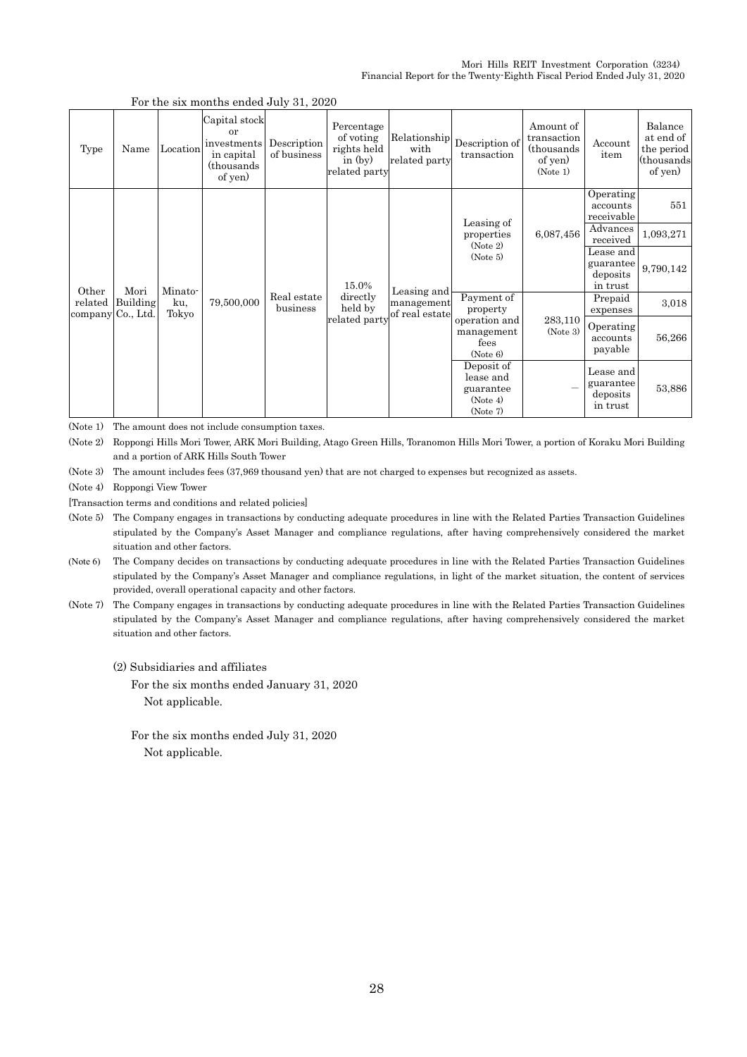For the six months ended July 31, 2020

| Type | Name | Location | Capital stock or investments in capital (thousands of yen) | Description of business | Percentage of voting rights held in (by) related party | Relationship with related party | Description of transaction | Amount of transaction (thousands of yen) (Note 1) | Account item | Balance at end of the period (thousands of yen) |
|---|---|---|---|---|---|---|---|---|---|---|
| Other related company | Mori Building Co., Ltd. | Minato-ku, Tokyo | 79,500,000 | Real estate business | 15.0% directly held by related party | Leasing and management of real estate | Leasing of properties (Note 2) (Note 5) | 6,087,456 | Operating accounts receivable | 551 |
| | | | | | | | | | Advances received | 1,093,271 |
| | | | | | | | | | Lease and guarantee deposits in trust | 9,790,142 |
| | | | | | | | Payment of property operation and management fees (Note 6) | 283,110 (Note 3) | Prepaid expenses | 3,018 |
| | | | | | | | | | Operating accounts payable | 56,266 |
| | | | | | | | Deposit of lease and guarantee (Note 4) (Note 7) | ― | Lease and guarantee deposits in trust | 53,886 |

(Note 1) The amount does not include consumption taxes.

(Note 2) Roppongi Hills Mori Tower, ARK Mori Building, Atago Green Hills, Toranomon Hills Mori Tower, a portion of Koraku Mori Building and a portion of ARK Hills South Tower

(Note 3) The amount includes fees (37,969 thousand yen) that are not charged to expenses but recognized as assets.

(Note 4) Roppongi View Tower

[Transaction terms and conditions and related policies]

(Note 5) The Company engages in transactions by conducting adequate procedures in line with the Related Parties Transaction Guidelines stipulated by the Company's Asset Manager and compliance regulations, after having comprehensively considered the market situation and other factors.

(Note 6) The Company decides on transactions by conducting adequate procedures in line with the Related Parties Transaction Guidelines stipulated by the Company's Asset Manager and compliance regulations, in light of the market situation, the content of services provided, overall operational capacity and other factors.

(Note 7) The Company engages in transactions by conducting adequate procedures in line with the Related Parties Transaction Guidelines stipulated by the Company's Asset Manager and compliance regulations, after having comprehensively considered the market situation and other factors.

(2) Subsidiaries and affiliates

For the six months ended January 31, 2020

Not applicable.

For the six months ended July 31, 2020

Not applicable.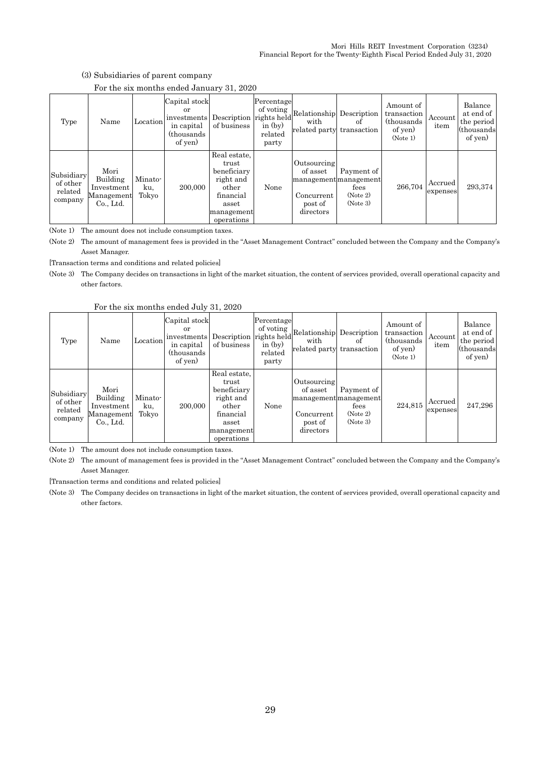(3) Subsidiaries of parent company

For the six months ended January 31, 2020

| Type | Name | Location | Capital stock or investments in capital (thousands of yen) | Description of business | Percentage of voting rights held in (by) related party | Relationship with related party | Description of transaction | Amount of transaction (thousands of yen) (Note 1) | Account item | Balance at end of the period (thousands of yen) |
|---|---|---|---|---|---|---|---|---|---|---|
| Subsidiary of other related company | Mori Building Investment Management Co., Ltd. | Minato-ku, Tokyo | 200,000 | Real estate, trust beneficiary right and other financial asset management operations | None | Outsourcing of asset management<br>Concurrent post of directors | Payment of management fees (Note 2) (Note 3) | 266,704 | Accrued expenses | 293,374 |

(Note 1) The amount does not include consumption taxes.

(Note 2) The amount of management fees is provided in the "Asset Management Contract" concluded between the Company and the Company's Asset Manager.

[Transaction terms and conditions and related policies]

(Note 3) The Company decides on transactions in light of the market situation, the content of services provided, overall operational capacity and other factors.

For the six months ended July 31, 2020

| Type | Name | Location | Capital stock or investments in capital (thousands of yen) | Description of business | Percentage of voting rights held in (by) related party | Relationship with related party | Description of transaction | Amount of transaction (thousands of yen) (Note 1) | Account item | Balance at end of the period (thousands of yen) |
|---|---|---|---|---|---|---|---|---|---|---|
| Subsidiary of other related company | Mori Building Investment Management Co., Ltd. | Minato-ku, Tokyo | 200,000 | Real estate, trust beneficiary right and other financial asset management operations | None | Outsourcing of asset management<br>Concurrent post of directors | Payment of management fees (Note 2) (Note 3) | 224,815 | Accrued expenses | 247,296 |

(Note 1) The amount does not include consumption taxes.

(Note 2) The amount of management fees is provided in the "Asset Management Contract" concluded between the Company and the Company's Asset Manager.

[Transaction terms and conditions and related policies]

(Note 3) The Company decides on transactions in light of the market situation, the content of services provided, overall operational capacity and other factors.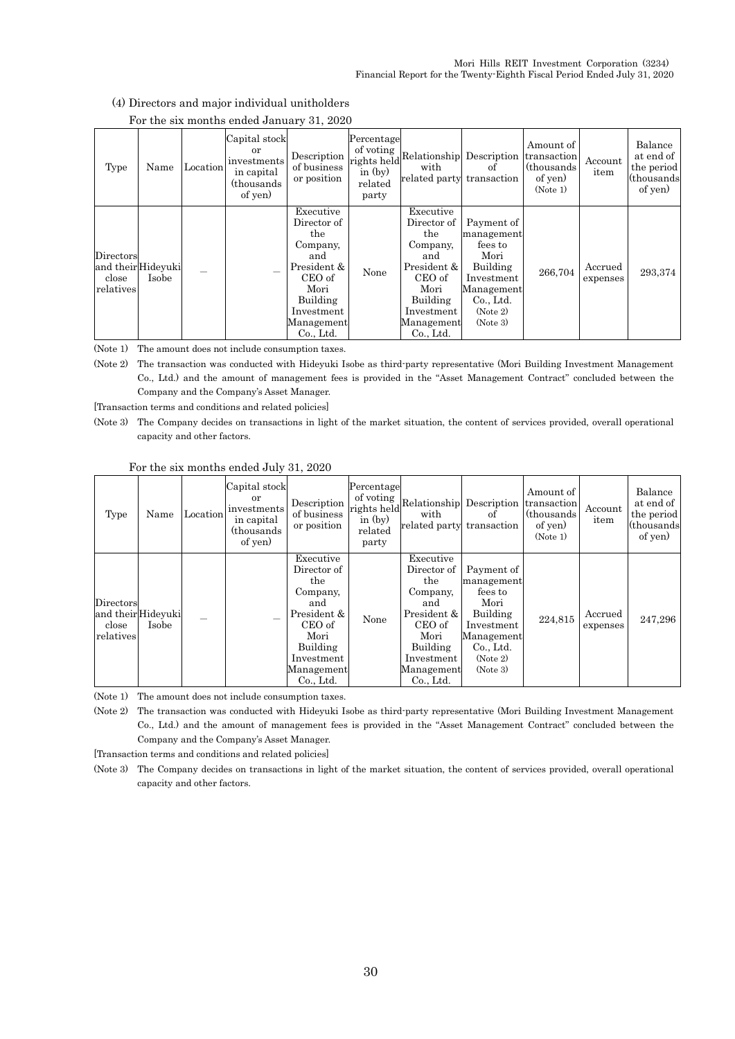(4) Directors and major individual unitholders

For the six months ended January 31, 2020

| Type | Name | Location | Capital stock or investments in capital (thousands of yen) | Description of business or position | Percentage of voting rights held in (by) related party | Relationship with related party | Description of transaction | Amount of transaction (thousands of yen) (Note 1) | Account item | Balance at end of the period (thousands of yen) |
|---|---|---|---|---|---|---|---|---|---|---|
| Directors and their close relatives | Hideyuki Isobe | — | — | Executive Director of the Company, and President & CEO of Mori Building Investment Management Co., Ltd. | None | Executive Director of the Company, and President & CEO of Mori Building Investment Management Co., Ltd. | Payment of management fees to Mori Building Investment Management Co., Ltd. (Note 2) (Note 3) | 266,704 | Accrued expenses | 293,374 |

(Note 1) The amount does not include consumption taxes.

(Note 2) The transaction was conducted with Hideyuki Isobe as third-party representative (Mori Building Investment Management Co., Ltd.) and the amount of management fees is provided in the "Asset Management Contract" concluded between the Company and the Company's Asset Manager.

[Transaction terms and conditions and related policies]

(Note 3) The Company decides on transactions in light of the market situation, the content of services provided, overall operational capacity and other factors.

For the six months ended July 31, 2020

| Type | Name | Location | Capital stock or investments in capital (thousands of yen) | Description of business or position | Percentage of voting rights held in (by) related party | Relationship with related party | Description of transaction | Amount of transaction (thousands of yen) (Note 1) | Account item | Balance at end of the period (thousands of yen) |
|---|---|---|---|---|---|---|---|---|---|---|
| Directors and their close relatives | Hideyuki Isobe | — | — | Executive Director of the Company, and President & CEO of Mori Building Investment Management Co., Ltd. | None | Executive Director of the Company, and President & CEO of Mori Building Investment Management Co., Ltd. | Payment of management fees to Mori Building Investment Management Co., Ltd. (Note 2) (Note 3) | 224,815 | Accrued expenses | 247,296 |

(Note 1) The amount does not include consumption taxes.

(Note 2) The transaction was conducted with Hideyuki Isobe as third-party representative (Mori Building Investment Management Co., Ltd.) and the amount of management fees is provided in the "Asset Management Contract" concluded between the Company and the Company's Asset Manager.

[Transaction terms and conditions and related policies]

(Note 3) The Company decides on transactions in light of the market situation, the content of services provided, overall operational capacity and other factors.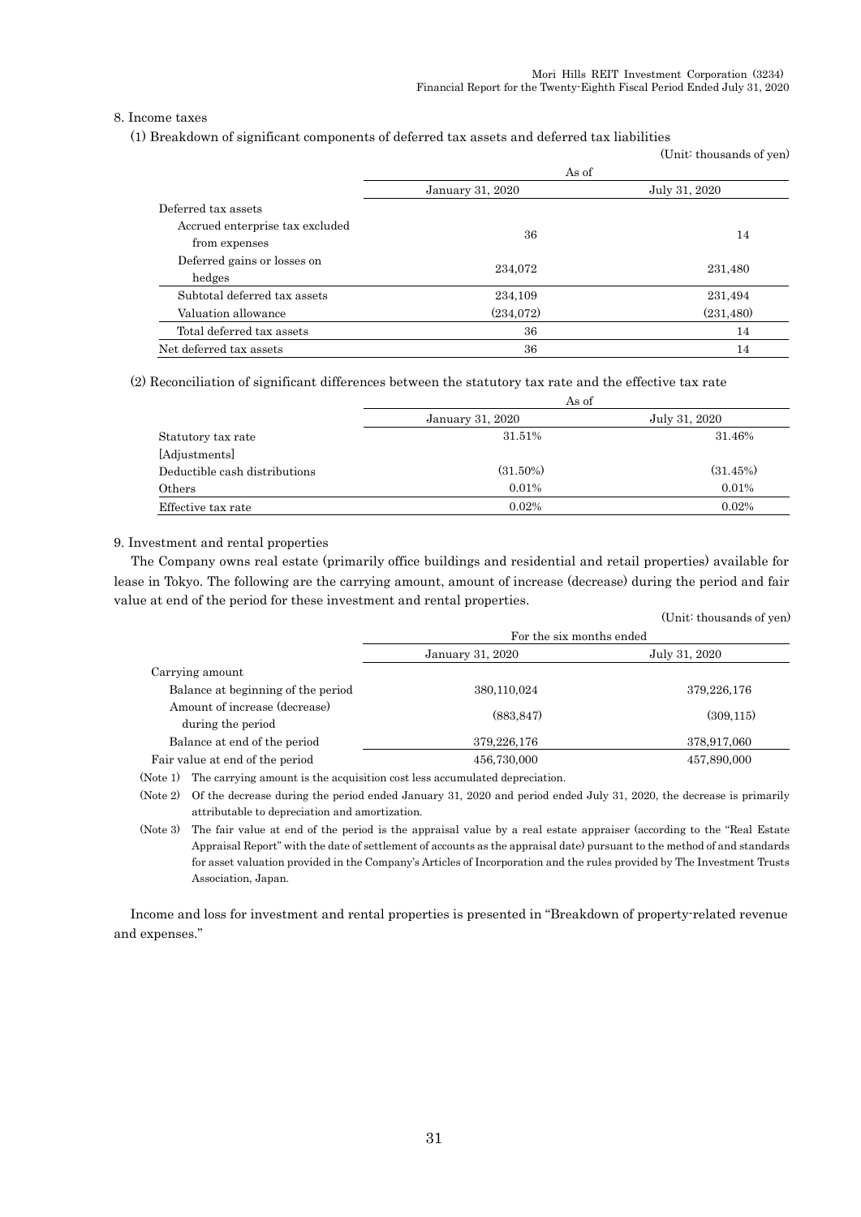## 8. Income taxes

(1) Breakdown of significant components of deferred tax assets and deferred tax liabilities

(Unit: thousands of yen)

| | As of | |
|---|---|---|
| | January 31, 2020 | July 31, 2020 |
| Deferred tax assets | | |
| Accrued enterprise tax excluded from expenses | 36 | 14 |
| Deferred gains or losses on hedges | 234,072 | 231,480 |
| Subtotal deferred tax assets | 234,109 | 231,494 |
| Valuation allowance | (234,072) | (231,480) |
| Total deferred tax assets | 36 | 14 |
| Net deferred tax assets | 36 | 14 |

(2) Reconciliation of significant differences between the statutory tax rate and the effective tax rate

| | As of | |
|---|---|---|
| | January 31, 2020 | July 31, 2020 |
| Statutory tax rate | 31.51% | 31.46% |
| [Adjustments] | | |
| Deductible cash distributions | (31.50%) | (31.45%) |
| Others | 0.01% | 0.01% |
| Effective tax rate | 0.02% | 0.02% |

## 9. Investment and rental properties

The Company owns real estate (primarily office buildings and residential and retail properties) available for lease in Tokyo. The following are the carrying amount, amount of increase (decrease) during the period and fair value at end of the period for these investment and rental properties.

(Unit: thousands of yen)

| | For the six months ended | |
|---|---|---|
| | January 31, 2020 | July 31, 2020 |
| Carrying amount | | |
| Balance at beginning of the period | 380,110,024 | 379,226,176 |
| Amount of increase (decrease) during the period | (883,847) | (309,115) |
| Balance at end of the period | 379,226,176 | 378,917,060 |
| Fair value at end of the period | 456,730,000 | 457,890,000 |

(Note 1) The carrying amount is the acquisition cost less accumulated depreciation.

(Note 2) Of the decrease during the period ended January 31, 2020 and period ended July 31, 2020, the decrease is primarily attributable to depreciation and amortization.

(Note 3) The fair value at end of the period is the appraisal value by a real estate appraiser (according to the "Real Estate Appraisal Report" with the date of settlement of accounts as the appraisal date) pursuant to the method of and standards for asset valuation provided in the Company's Articles of Incorporation and the rules provided by The Investment Trusts Association, Japan.

Income and loss for investment and rental properties is presented in "Breakdown of property-related revenue and expenses."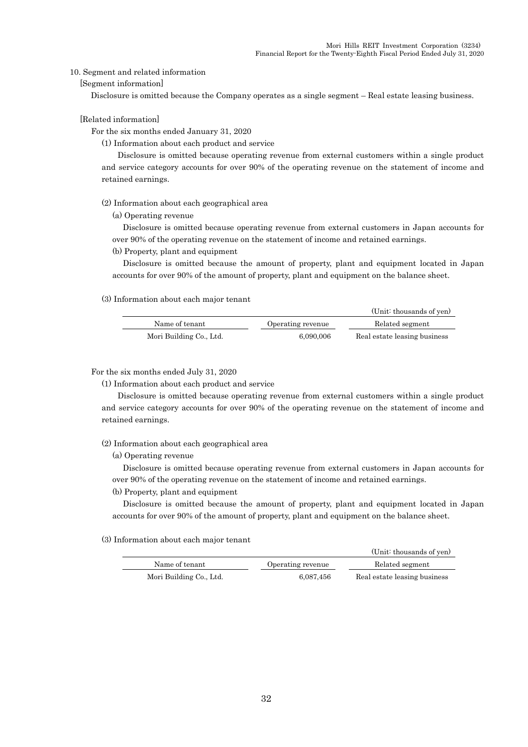## 10. Segment and related information

[Segment information]

Disclosure is omitted because the Company operates as a single segment – Real estate leasing business.

[Related information]

For the six months ended January 31, 2020

(1) Information about each product and service

Disclosure is omitted because operating revenue from external customers within a single product and service category accounts for over 90% of the operating revenue on the statement of income and retained earnings.

(2) Information about each geographical area

(a) Operating revenue

Disclosure is omitted because operating revenue from external customers in Japan accounts for over 90% of the operating revenue on the statement of income and retained earnings.

(b) Property, plant and equipment

Disclosure is omitted because the amount of property, plant and equipment located in Japan accounts for over 90% of the amount of property, plant and equipment on the balance sheet.

(3) Information about each major tenant

(Unit: thousands of yen)

| Name of tenant | Operating revenue | Related segment |
|---|---|---|
| Mori Building Co., Ltd. | 6,090,006 | Real estate leasing business |

For the six months ended July 31, 2020

(1) Information about each product and service

Disclosure is omitted because operating revenue from external customers within a single product and service category accounts for over 90% of the operating revenue on the statement of income and retained earnings.

(2) Information about each geographical area

(a) Operating revenue

Disclosure is omitted because operating revenue from external customers in Japan accounts for over 90% of the operating revenue on the statement of income and retained earnings.

(b) Property, plant and equipment

Disclosure is omitted because the amount of property, plant and equipment located in Japan accounts for over 90% of the amount of property, plant and equipment on the balance sheet.

(3) Information about each major tenant

(Unit: thousands of yen)

| Name of tenant | Operating revenue | Related segment |
|---|---|---|
| Mori Building Co., Ltd. | 6,087,456 | Real estate leasing business |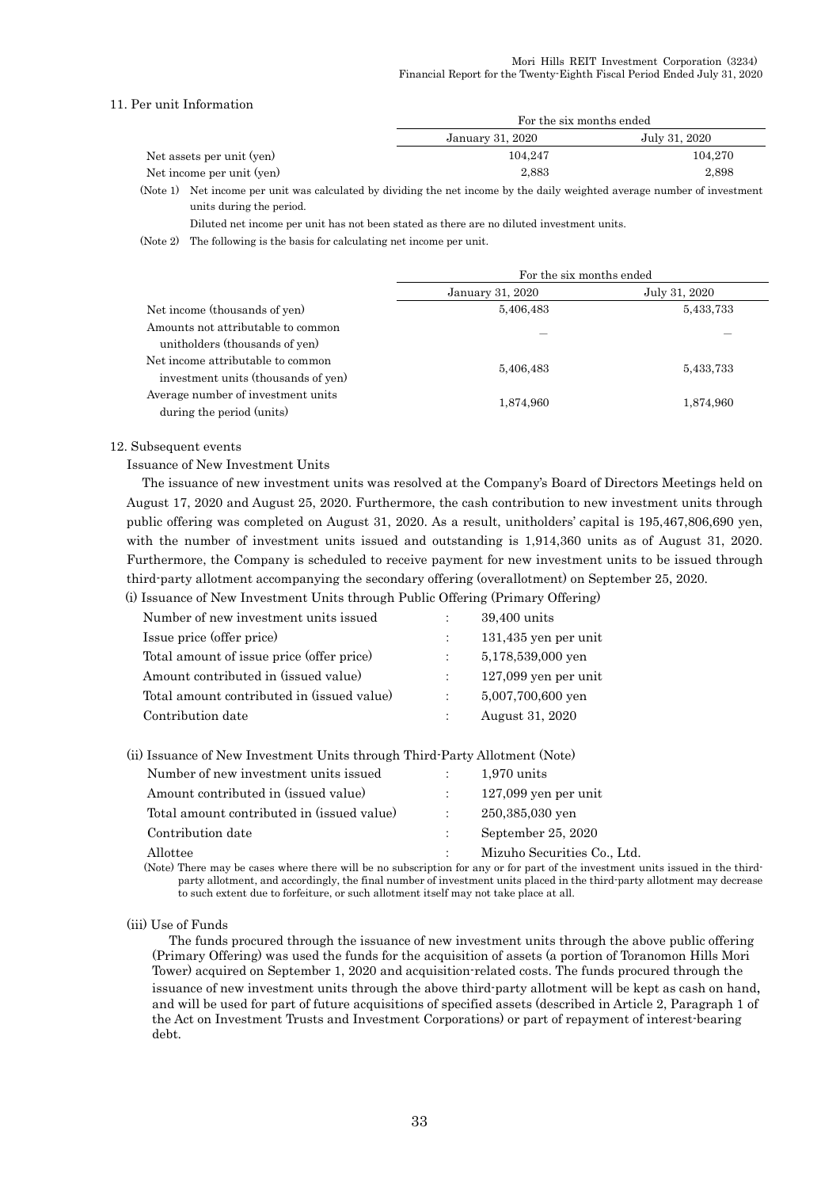## 11. Per unit Information

| | For the six months ended | |
|---|---|---|
| | January 31, 2020 | July 31, 2020 |
| Net assets per unit (yen) | 104,247 | 104,270 |
| Net income per unit (yen) | 2,883 | 2,898 |

(Note 1) Net income per unit was calculated by dividing the net income by the daily weighted average number of investment units during the period.

Diluted net income per unit has not been stated as there are no diluted investment units.

(Note 2) The following is the basis for calculating net income per unit.

| | For the six months ended | |
|---|---|---|
| | January 31, 2020 | July 31, 2020 |
| Net income (thousands of yen) | 5,406,483 | 5,433,733 |
| Amounts not attributable to common unitholders (thousands of yen) | — | — |
| Net income attributable to common investment units (thousands of yen) | 5,406,483 | 5,433,733 |
| Average number of investment units during the period (units) | 1,874,960 | 1,874,960 |

## 12. Subsequent events

Issuance of New Investment Units

The issuance of new investment units was resolved at the Company's Board of Directors Meetings held on August 17, 2020 and August 25, 2020. Furthermore, the cash contribution to new investment units through public offering was completed on August 31, 2020. As a result, unitholders' capital is 195,467,806,690 yen, with the number of investment units issued and outstanding is 1,914,360 units as of August 31, 2020. Furthermore, the Company is scheduled to receive payment for new investment units to be issued through third-party allotment accompanying the secondary offering (overallotment) on September 25, 2020.

(i) Issuance of New Investment Units through Public Offering (Primary Offering)

| | | |
|---|---|---|
| Number of new investment units issued | : | 39,400 units |
| Issue price (offer price) | : | 131,435 yen per unit |
| Total amount of issue price (offer price) | : | 5,178,539,000 yen |
| Amount contributed in (issued value) | : | 127,099 yen per unit |
| Total amount contributed in (issued value) | : | 5,007,700,600 yen |
| Contribution date | : | August 31, 2020 |

(ii) Issuance of New Investment Units through Third-Party Allotment (Note)

| | | |
|---|---|---|
| Number of new investment units issued | : | 1,970 units |
| Amount contributed in (issued value) | : | 127,099 yen per unit |
| Total amount contributed in (issued value) | : | 250,385,030 yen |
| Contribution date | : | September 25, 2020 |
| Allottee | : | Mizuho Securities Co., Ltd. |

(Note) There may be cases where there will be no subscription for any or for part of the investment units issued in the third-party allotment, and accordingly, the final number of investment units placed in the third-party allotment may decrease to such extent due to forfeiture, or such allotment itself may not take place at all.

(iii) Use of Funds

The funds procured through the issuance of new investment units through the above public offering (Primary Offering) was used the funds for the acquisition of assets (a portion of Toranomon Hills Mori Tower) acquired on September 1, 2020 and acquisition-related costs. The funds procured through the issuance of new investment units through the above third-party allotment will be kept as cash on hand, and will be used for part of future acquisitions of specified assets (described in Article 2, Paragraph 1 of the Act on Investment Trusts and Investment Corporations) or part of repayment of interest-bearing debt.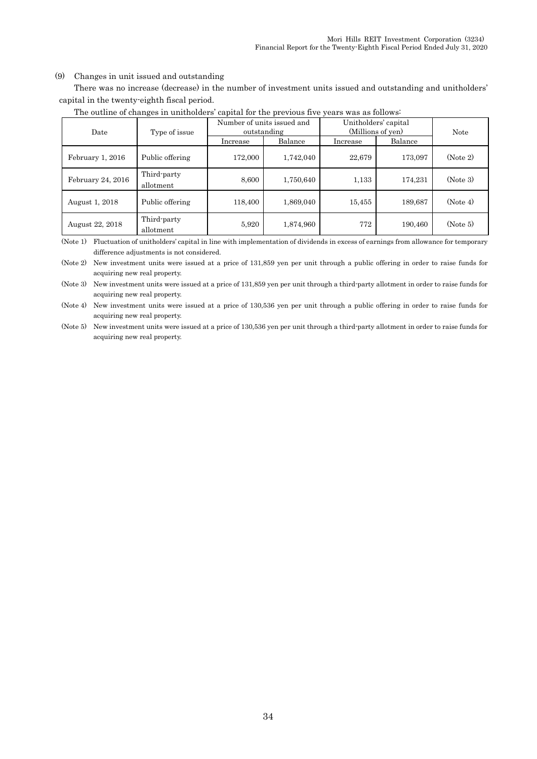(9) Changes in unit issued and outstanding

There was no increase (decrease) in the number of investment units issued and outstanding and unitholders' capital in the twenty-eighth fiscal period.

The outline of changes in unitholders' capital for the previous five years was as follows:

| Date | Type of issue | Number of units issued and outstanding | | Unitholders' capital (Millions of yen) | | Note |
|---|---|---|---|---|---|---|
| | | Increase | Balance | Increase | Balance | |
| February 1, 2016 | Public offering | 172,000 | 1,742,040 | 22,679 | 173,097 | (Note 2) |
| February 24, 2016 | Third-party allotment | 8,600 | 1,750,640 | 1,133 | 174,231 | (Note 3) |
| August 1, 2018 | Public offering | 118,400 | 1,869,040 | 15,455 | 189,687 | (Note 4) |
| August 22, 2018 | Third-party allotment | 5,920 | 1,874,960 | 772 | 190,460 | (Note 5) |

(Note 1) Fluctuation of unitholders' capital in line with implementation of dividends in excess of earnings from allowance for temporary difference adjustments is not considered.

(Note 2) New investment units were issued at a price of 131,859 yen per unit through a public offering in order to raise funds for acquiring new real property.

(Note 3) New investment units were issued at a price of 131,859 yen per unit through a third-party allotment in order to raise funds for acquiring new real property.

(Note 4) New investment units were issued at a price of 130,536 yen per unit through a public offering in order to raise funds for acquiring new real property.

(Note 5) New investment units were issued at a price of 130,536 yen per unit through a third-party allotment in order to raise funds for acquiring new real property.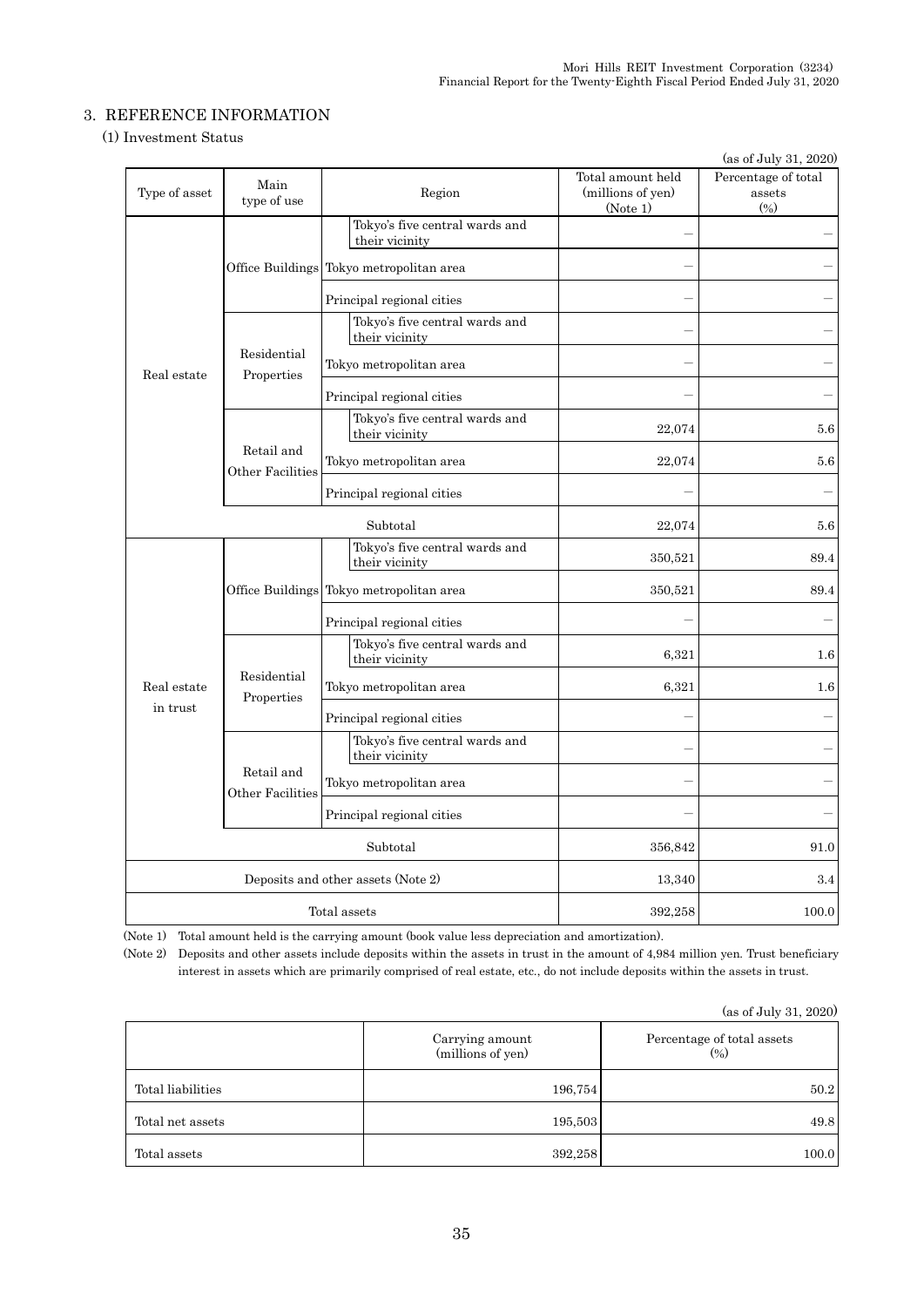## 3. REFERENCE INFORMATION

### (1) Investment Status

(as of July 31, 2020)

| Type of asset | Main type of use | Region | Total amount held (millions of yen) (Note 1) | Percentage of total assets (%) |
|---|---|---|---|---|
| Real estate | Office Buildings | Tokyo's five central wards and their vicinity | ― | ― |
| | | Tokyo metropolitan area | ― | ― |
| | | Principal regional cities | ― | ― |
| | Residential Properties | Tokyo's five central wards and their vicinity | ― | ― |
| | | Tokyo metropolitan area | ― | ― |
| | | Principal regional cities | ― | ― |
| | Retail and Other Facilities | Tokyo's five central wards and their vicinity | 22,074 | 5.6 |
| | | Tokyo metropolitan area | 22,074 | 5.6 |
| | | Principal regional cities | ― | ― |
| Subtotal | | | 22,074 | 5.6 |
| Real estate in trust | Office Buildings | Tokyo's five central wards and their vicinity | 350,521 | 89.4 |
| | | Tokyo metropolitan area | 350,521 | 89.4 |
| | | Principal regional cities | ― | ― |
| | Residential Properties | Tokyo's five central wards and their vicinity | 6,321 | 1.6 |
| | | Tokyo metropolitan area | 6,321 | 1.6 |
| | | Principal regional cities | ― | ― |
| | Retail and Other Facilities | Tokyo's five central wards and their vicinity | ― | ― |
| | | Tokyo metropolitan area | ― | ― |
| | | Principal regional cities | ― | ― |
| Subtotal | | | 356,842 | 91.0 |
| Deposits and other assets (Note 2) | | | 13,340 | 3.4 |
| Total assets | | | 392,258 | 100.0 |

(Note 1) Total amount held is the carrying amount (book value less depreciation and amortization).

(Note 2) Deposits and other assets include deposits within the assets in trust in the amount of 4,984 million yen. Trust beneficiary interest in assets which are primarily comprised of real estate, etc., do not include deposits within the assets in trust.

(as of July 31, 2020)

| | Carrying amount (millions of yen) | Percentage of total assets (%) |
|---|---|---|
| Total liabilities | 196,754 | 50.2 |
| Total net assets | 195,503 | 49.8 |
| Total assets | 392,258 | 100.0 |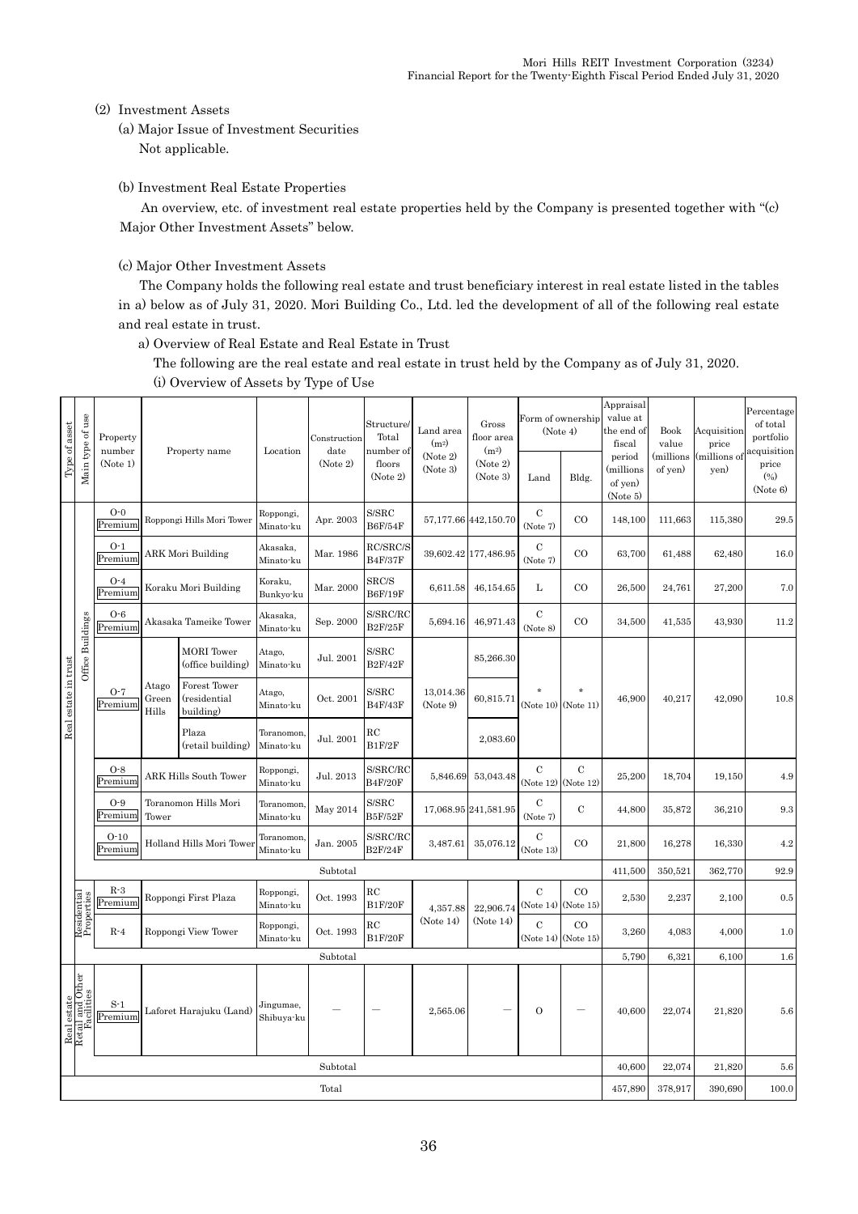(2) Investment Assets

(a) Major Issue of Investment Securities

Not applicable.

(b) Investment Real Estate Properties

An overview, etc. of investment real estate properties held by the Company is presented together with "(c) Major Other Investment Assets" below.

(c) Major Other Investment Assets

The Company holds the following real estate and trust beneficiary interest in real estate listed in the tables in a) below as of July 31, 2020. Mori Building Co., Ltd. led the development of all of the following real estate and real estate in trust.

a) Overview of Real Estate and Real Estate in Trust

The following are the real estate and real estate in trust held by the Company as of July 31, 2020.

(i) Overview of Assets by Type of Use

| Type of asset | Main type of use | Property number (Note 1) | Property name | | Location | Construction date (Note 2) | Structure/ Total number of floors (Note 2) | Land area (m²) (Note 2) (Note 3) | Gross floor area (m²) (Note 2) (Note 3) | Form of ownership (Note 4) | | Appraisal value at the end of fiscal period (millions of yen) (Note 5) | Book value (millions of yen) | Acquisition price (millions of yen) | Percentage of total portfolio acquisition price (%) (Note 6) |
|---|---|---|---|---|---|---|---|---|---|---|---|---|---|---|---|
| | | | | | | | | | | Land | Bldg. | | | | |
| Real estate in trust | Office Buildings | O-0 Premium | Roppongi Hills Mori Tower | | Roppongi, Minato-ku | Apr. 2003 | S/SRC B6F/54F | 57,177.66 | 442,150.70 | C (Note 7) | CO | 148,100 | 111,663 | 115,380 | 29.5 |
| | | O-1 Premium | ARK Mori Building | | Akasaka, Minato-ku | Mar. 1986 | RC/SRC/S B4F/37F | 39,602.42 | 177,486.95 | C (Note 7) | CO | 63,700 | 61,488 | 62,480 | 16.0 |
| | | O-4 Premium | Koraku Mori Building | | Koraku, Bunkyo-ku | Mar. 2000 | SRC/S B6F/19F | 6,611.58 | 46,154.65 | L | CO | 26,500 | 24,761 | 27,200 | 7.0 |
| | | O-6 Premium | Akasaka Tameike Tower | | Akasaka, Minato-ku | Sep. 2000 | S/SRC/RC B2F/25F | 5,694.16 | 46,971.43 | C (Note 8) | CO | 34,500 | 41,535 | 43,930 | 11.2 |
| | | O-7 Premium | Atago Green Hills | MORI Tower (office building) | Atago, Minato-ku | Jul. 2001 | S/SRC B2F/42F | 13,014.36 (Note 9) | 85,266.30 | * (Note 10) | * (Note 11) | 46,900 | 40,217 | 42,090 | 10.8 |
| | | | | Forest Tower (residential building) | Atago, Minato-ku | Oct. 2001 | S/SRC B4F/43F | | 60,815.71 | | | | | | |
| | | | | Plaza (retail building) | Toranomon, Minato-ku | Jul. 2001 | RC B1F/2F | | 2,083.60 | | | | | | |
| | | O-8 Premium | ARK Hills South Tower | | Roppongi, Minato-ku | Jul. 2013 | S/SRC/RC B4F/20F | 5,846.69 | 53,043.48 | C (Note 12) | C (Note 12) | 25,200 | 18,704 | 19,150 | 4.9 |
| | | O-9 Premium | Toranomon Hills Mori Tower | | Toranomon, Minato-ku | May 2014 | S/SRC B5F/52F | 17,068.95 | 241,581.95 | C (Note 7) | C | 44,800 | 35,872 | 36,210 | 9.3 |
| | | O-10 Premium | Holland Hills Mori Tower | | Toranomon, Minato-ku | Jan. 2005 | S/SRC/RC B2F/24F | 3,487.61 | 35,076.12 | C (Note 13) | CO | 21,800 | 16,278 | 16,330 | 4.2 |
| | | Subtotal | | | | | | | | | | 411,500 | 350,521 | 362,770 | 92.9 |
| | Residential Properties | R-3 Premium | Roppongi First Plaza | | Roppongi, Minato-ku | Oct. 1993 | RC B1F/20F | 4,357.88 (Note 14) | 22,906.74 (Note 14) | C (Note 14) | CO (Note 15) | 2,530 | 2,237 | 2,100 | 0.5 |
| | | R-4 | Roppongi View Tower | | Roppongi, Minato-ku | Oct. 1993 | RC B1F/20F | | | C (Note 14) | CO (Note 15) | 3,260 | 4,083 | 4,000 | 1.0 |
| | | Subtotal | | | | | | | | | | 5,790 | 6,321 | 6,100 | 1.6 |
| Real estate | Retail and Other Facilities | S-1 Premium | Laforet Harajuku (Land) | | Jingumae, Shibuya-ku | ― | ― | 2,565.06 | ― | O | ― | 40,600 | 22,074 | 21,820 | 5.6 |
| | | Subtotal | | | | | | | | | | 40,600 | 22,074 | 21,820 | 5.6 |
| Total | | | | | | | | | | | | 457,890 | 378,917 | 390,690 | 100.0 |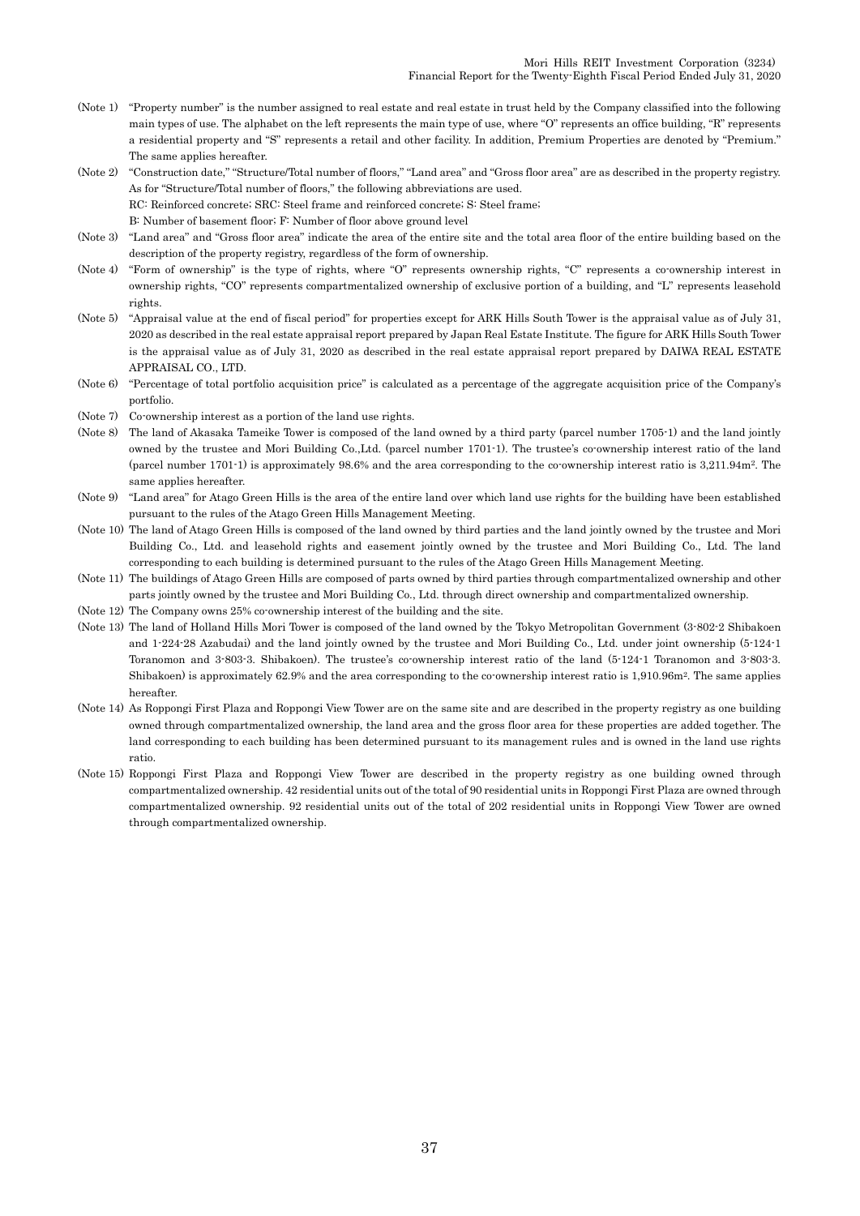(Note 1) "Property number" is the number assigned to real estate and real estate in trust held by the Company classified into the following main types of use. The alphabet on the left represents the main type of use, where "O" represents an office building, "R" represents a residential property and "S" represents a retail and other facility. In addition, Premium Properties are denoted by "Premium." The same applies hereafter.

(Note 2) "Construction date," "Structure/Total number of floors," "Land area" and "Gross floor area" are as described in the property registry. As for "Structure/Total number of floors," the following abbreviations are used.
RC: Reinforced concrete; SRC: Steel frame and reinforced concrete; S: Steel frame;
B: Number of basement floor; F: Number of floor above ground level

(Note 3) "Land area" and "Gross floor area" indicate the area of the entire site and the total area floor of the entire building based on the description of the property registry, regardless of the form of ownership.

(Note 4) "Form of ownership" is the type of rights, where "O" represents ownership rights, "C" represents a co-ownership interest in ownership rights, "CO" represents compartmentalized ownership of exclusive portion of a building, and "L" represents leasehold rights.

(Note 5) "Appraisal value at the end of fiscal period" for properties except for ARK Hills South Tower is the appraisal value as of July 31, 2020 as described in the real estate appraisal report prepared by Japan Real Estate Institute. The figure for ARK Hills South Tower is the appraisal value as of July 31, 2020 as described in the real estate appraisal report prepared by DAIWA REAL ESTATE APPRAISAL CO., LTD.

(Note 6) "Percentage of total portfolio acquisition price" is calculated as a percentage of the aggregate acquisition price of the Company's portfolio.

(Note 7) Co-ownership interest as a portion of the land use rights.

(Note 8) The land of Akasaka Tameike Tower is composed of the land owned by a third party (parcel number 1705-1) and the land jointly owned by the trustee and Mori Building Co.,Ltd. (parcel number 1701-1). The trustee's co-ownership interest ratio of the land (parcel number 1701-1) is approximately 98.6% and the area corresponding to the co-ownership interest ratio is 3,211.94m². The same applies hereafter.

(Note 9) "Land area" for Atago Green Hills is the area of the entire land over which land use rights for the building have been established pursuant to the rules of the Atago Green Hills Management Meeting.

(Note 10) The land of Atago Green Hills is composed of the land owned by third parties and the land jointly owned by the trustee and Mori Building Co., Ltd. and leasehold rights and easement jointly owned by the trustee and Mori Building Co., Ltd. The land corresponding to each building is determined pursuant to the rules of the Atago Green Hills Management Meeting.

(Note 11) The buildings of Atago Green Hills are composed of parts owned by third parties through compartmentalized ownership and other parts jointly owned by the trustee and Mori Building Co., Ltd. through direct ownership and compartmentalized ownership.

(Note 12) The Company owns 25% co-ownership interest of the building and the site.

(Note 13) The land of Holland Hills Mori Tower is composed of the land owned by the Tokyo Metropolitan Government (3-802-2 Shibakoen and 1-224-28 Azabudai) and the land jointly owned by the trustee and Mori Building Co., Ltd. under joint ownership (5-124-1 Toranomon and 3-803-3. Shibakoen). The trustee's co-ownership interest ratio of the land (5-124-1 Toranomon and 3-803-3. Shibakoen) is approximately 62.9% and the area corresponding to the co-ownership interest ratio is 1,910.96m². The same applies hereafter.

(Note 14) As Roppongi First Plaza and Roppongi View Tower are on the same site and are described in the property registry as one building owned through compartmentalized ownership, the land area and the gross floor area for these properties are added together. The land corresponding to each building has been determined pursuant to its management rules and is owned in the land use rights ratio.

(Note 15) Roppongi First Plaza and Roppongi View Tower are described in the property registry as one building owned through compartmentalized ownership. 42 residential units out of the total of 90 residential units in Roppongi First Plaza are owned through compartmentalized ownership. 92 residential units out of the total of 202 residential units in Roppongi View Tower are owned through compartmentalized ownership.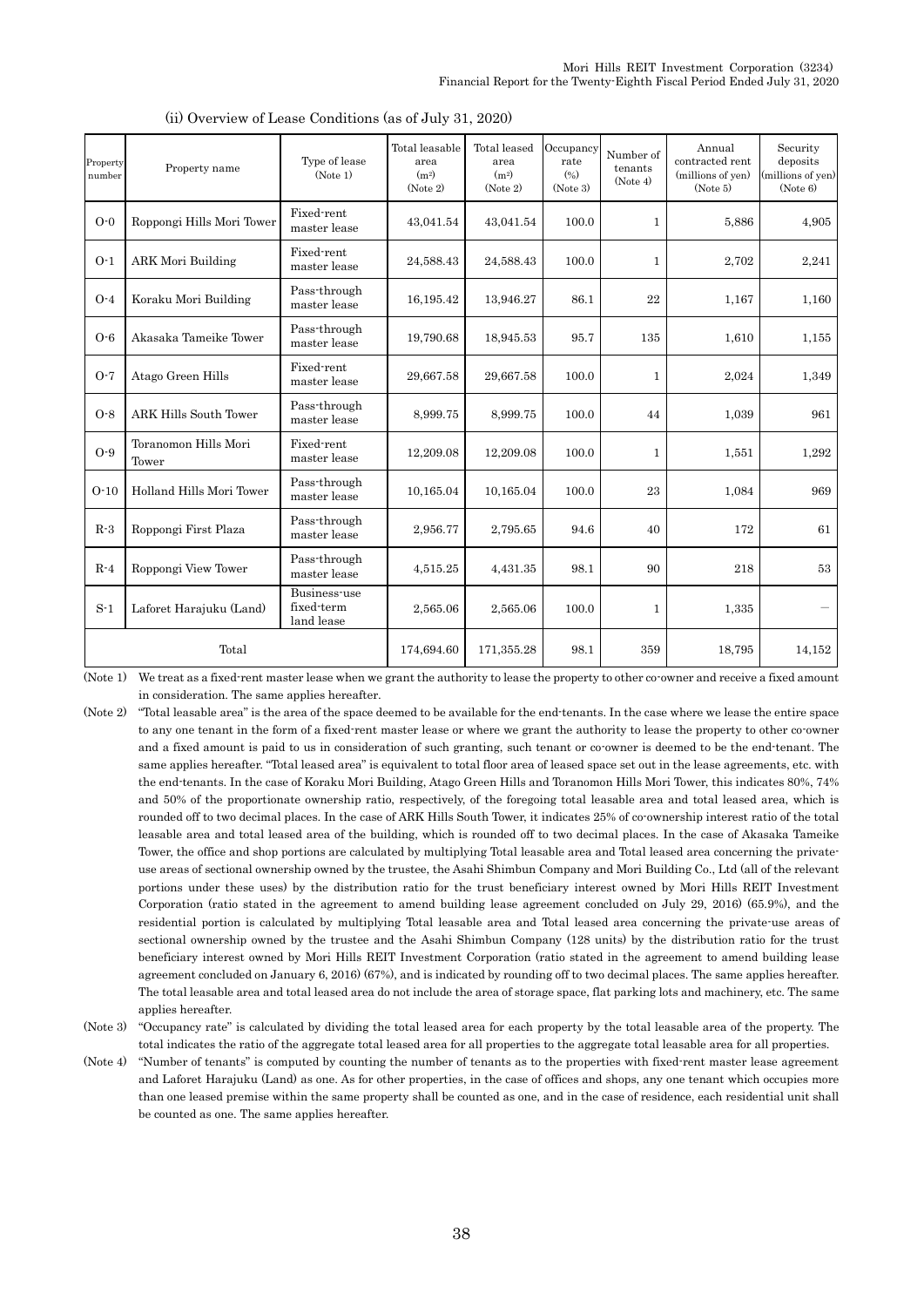(ii) Overview of Lease Conditions (as of July 31, 2020)

| Property number | Property name | Type of lease (Note 1) | Total leasable area (m²) (Note 2) | Total leased area (m²) (Note 2) | Occupancy rate (%) (Note 3) | Number of tenants (Note 4) | Annual contracted rent (millions of yen) (Note 5) | Security deposits (millions of yen) (Note 6) |
|---|---|---|---|---|---|---|---|---|
| O-0 | Roppongi Hills Mori Tower | Fixed-rent master lease | 43,041.54 | 43,041.54 | 100.0 | 1 | 5,886 | 4,905 |
| O-1 | ARK Mori Building | Fixed-rent master lease | 24,588.43 | 24,588.43 | 100.0 | 1 | 2,702 | 2,241 |
| O-4 | Koraku Mori Building | Pass-through master lease | 16,195.42 | 13,946.27 | 86.1 | 22 | 1,167 | 1,160 |
| O-6 | Akasaka Tameike Tower | Pass-through master lease | 19,790.68 | 18,945.53 | 95.7 | 135 | 1,610 | 1,155 |
| O-7 | Atago Green Hills | Fixed-rent master lease | 29,667.58 | 29,667.58 | 100.0 | 1 | 2,024 | 1,349 |
| O-8 | ARK Hills South Tower | Pass-through master lease | 8,999.75 | 8,999.75 | 100.0 | 44 | 1,039 | 961 |
| O-9 | Toranomon Hills Mori Tower | Fixed-rent master lease | 12,209.08 | 12,209.08 | 100.0 | 1 | 1,551 | 1,292 |
| O-10 | Holland Hills Mori Tower | Pass-through master lease | 10,165.04 | 10,165.04 | 100.0 | 23 | 1,084 | 969 |
| R-3 | Roppongi First Plaza | Pass-through master lease | 2,956.77 | 2,795.65 | 94.6 | 40 | 172 | 61 |
| R-4 | Roppongi View Tower | Pass-through master lease | 4,515.25 | 4,431.35 | 98.1 | 90 | 218 | 53 |
| S-1 | Laforet Harajuku (Land) | Business-use fixed-term land lease | 2,565.06 | 2,565.06 | 100.0 | 1 | 1,335 | － |
| Total | | | 174,694.60 | 171,355.28 | 98.1 | 359 | 18,795 | 14,152 |

(Note 1) We treat as a fixed-rent master lease when we grant the authority to lease the property to other co-owner and receive a fixed amount in consideration. The same applies hereafter.

(Note 2) "Total leasable area" is the area of the space deemed to be available for the end-tenants. In the case where we lease the entire space to any one tenant in the form of a fixed-rent master lease or where we grant the authority to lease the property to other co-owner and a fixed amount is paid to us in consideration of such granting, such tenant or co-owner is deemed to be the end-tenant. The same applies hereafter. "Total leased area" is equivalent to total floor area of leased space set out in the lease agreements, etc. with the end-tenants. In the case of Koraku Mori Building, Atago Green Hills and Toranomon Hills Mori Tower, this indicates 80%, 74% and 50% of the proportionate ownership ratio, respectively, of the foregoing total leasable area and total leased area, which is rounded off to two decimal places. In the case of ARK Hills South Tower, it indicates 25% of co-ownership interest ratio of the total leasable area and total leased area of the building, which is rounded off to two decimal places. In the case of Akasaka Tameike Tower, the office and shop portions are calculated by multiplying Total leasable area and Total leased area concerning the private-use areas of sectional ownership owned by the trustee, the Asahi Shimbun Company and Mori Building Co., Ltd (all of the relevant portions under these uses) by the distribution ratio for the trust beneficiary interest owned by Mori Hills REIT Investment Corporation (ratio stated in the agreement to amend building lease agreement concluded on July 29, 2016) (65.9%), and the residential portion is calculated by multiplying Total leasable area and Total leased area concerning the private-use areas of sectional ownership owned by the trustee and the Asahi Shimbun Company (128 units) by the distribution ratio for the trust beneficiary interest owned by Mori Hills REIT Investment Corporation (ratio stated in the agreement to amend building lease agreement concluded on January 6, 2016) (67%), and is indicated by rounding off to two decimal places. The same applies hereafter. The total leasable area and total leased area do not include the area of storage space, flat parking lots and machinery, etc. The same applies hereafter.

(Note 3) "Occupancy rate" is calculated by dividing the total leased area for each property by the total leasable area of the property. The total indicates the ratio of the aggregate total leased area for all properties to the aggregate total leasable area for all properties.

(Note 4) "Number of tenants" is computed by counting the number of tenants as to the properties with fixed-rent master lease agreement and Laforet Harajuku (Land) as one. As for other properties, in the case of offices and shops, any one tenant which occupies more than one leased premise within the same property shall be counted as one, and in the case of residence, each residential unit shall be counted as one. The same applies hereafter.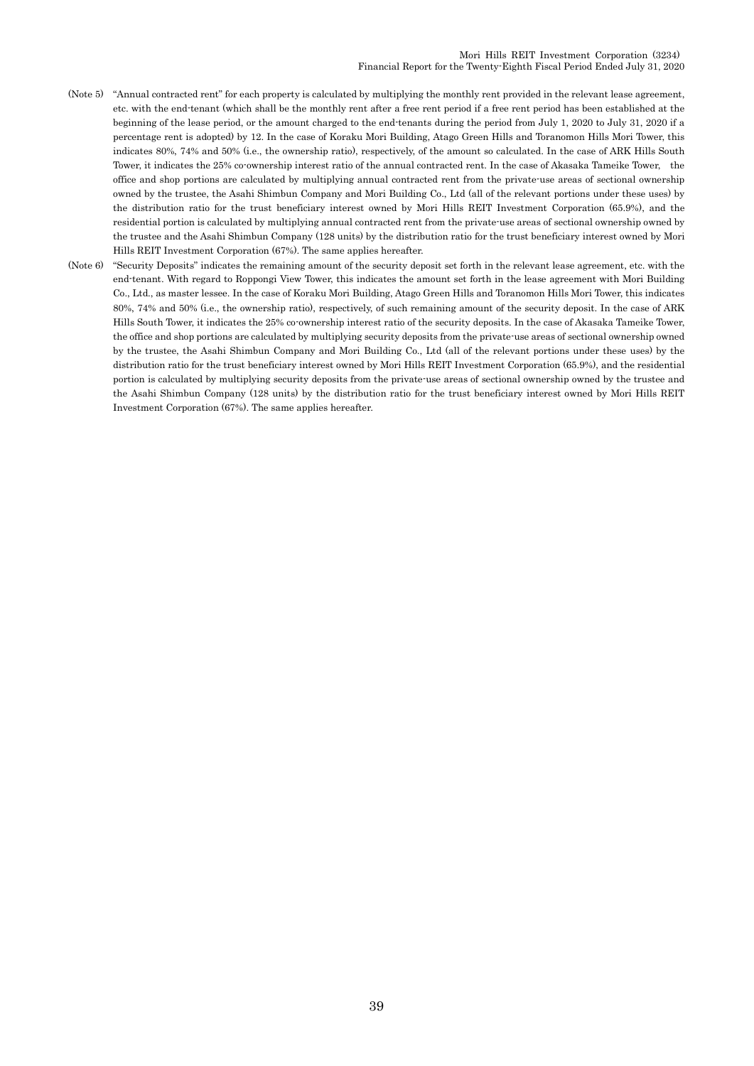(Note 5) "Annual contracted rent" for each property is calculated by multiplying the monthly rent provided in the relevant lease agreement, etc. with the end-tenant (which shall be the monthly rent after a free rent period if a free rent period has been established at the beginning of the lease period, or the amount charged to the end-tenants during the period from July 1, 2020 to July 31, 2020 if a percentage rent is adopted) by 12. In the case of Koraku Mori Building, Atago Green Hills and Toranomon Hills Mori Tower, this indicates 80%, 74% and 50% (i.e., the ownership ratio), respectively, of the amount so calculated. In the case of ARK Hills South Tower, it indicates the 25% co-ownership interest ratio of the annual contracted rent. In the case of Akasaka Tameike Tower, the office and shop portions are calculated by multiplying annual contracted rent from the private-use areas of sectional ownership owned by the trustee, the Asahi Shimbun Company and Mori Building Co., Ltd (all of the relevant portions under these uses) by the distribution ratio for the trust beneficiary interest owned by Mori Hills REIT Investment Corporation (65.9%), and the residential portion is calculated by multiplying annual contracted rent from the private-use areas of sectional ownership owned by the trustee and the Asahi Shimbun Company (128 units) by the distribution ratio for the trust beneficiary interest owned by Mori Hills REIT Investment Corporation (67%). The same applies hereafter.

(Note 6) "Security Deposits" indicates the remaining amount of the security deposit set forth in the relevant lease agreement, etc. with the end-tenant. With regard to Roppongi View Tower, this indicates the amount set forth in the lease agreement with Mori Building Co., Ltd., as master lessee. In the case of Koraku Mori Building, Atago Green Hills and Toranomon Hills Mori Tower, this indicates 80%, 74% and 50% (i.e., the ownership ratio), respectively, of such remaining amount of the security deposit. In the case of ARK Hills South Tower, it indicates the 25% co-ownership interest ratio of the security deposits. In the case of Akasaka Tameike Tower, the office and shop portions are calculated by multiplying security deposits from the private-use areas of sectional ownership owned by the trustee, the Asahi Shimbun Company and Mori Building Co., Ltd (all of the relevant portions under these uses) by the distribution ratio for the trust beneficiary interest owned by Mori Hills REIT Investment Corporation (65.9%), and the residential portion is calculated by multiplying security deposits from the private-use areas of sectional ownership owned by the trustee and the Asahi Shimbun Company (128 units) by the distribution ratio for the trust beneficiary interest owned by Mori Hills REIT Investment Corporation (67%). The same applies hereafter.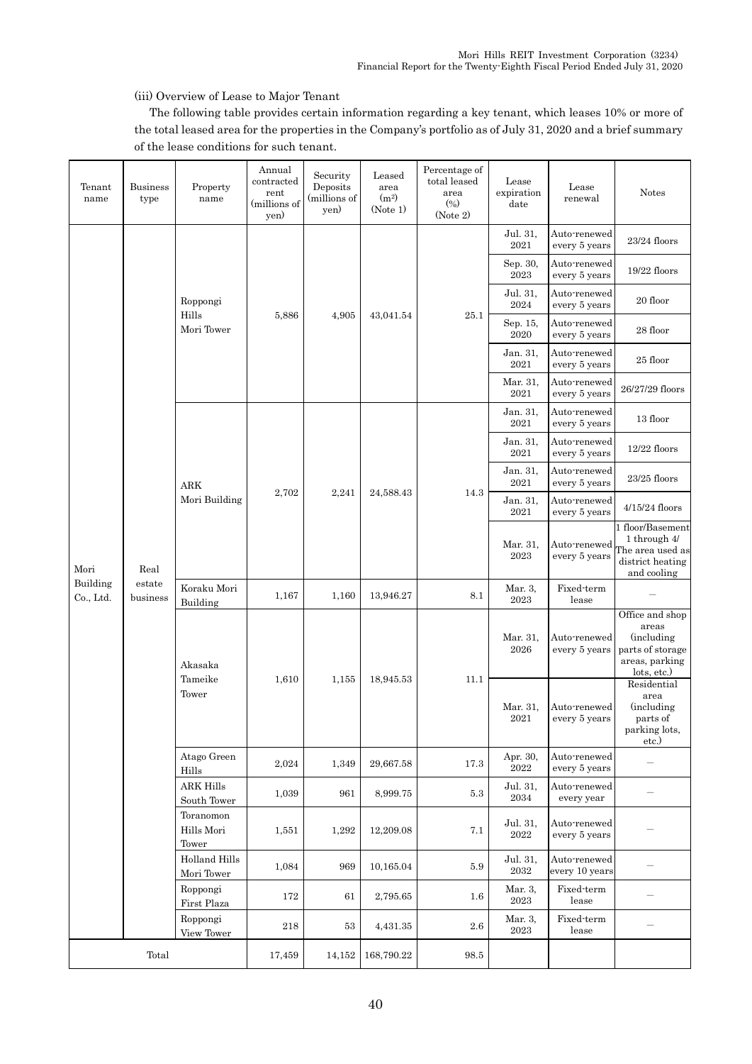(iii) Overview of Lease to Major Tenant

The following table provides certain information regarding a key tenant, which leases 10% or more of the total leased area for the properties in the Company's portfolio as of July 31, 2020 and a brief summary of the lease conditions for such tenant.

| Tenant name | Business type | Property name | Annual contracted rent (millions of yen) | Security Deposits (millions of yen) | Leased area (m²) (Note 1) | Percentage of total leased area (%) (Note 2) | Lease expiration date | Lease renewal | Notes |
|---|---|---|---|---|---|---|---|---|---|
| Mori Building Co., Ltd. | Real estate business | Roppongi Hills Mori Tower | 5,886 | 4,905 | 43,041.54 | 25.1 | Jul. 31, 2021 | Auto-renewed every 5 years | 23/24 floors |
| | | | | | | | Sep. 30, 2023 | Auto-renewed every 5 years | 19/22 floors |
| | | | | | | | Jul. 31, 2024 | Auto-renewed every 5 years | 20 floor |
| | | | | | | | Sep. 15, 2020 | Auto-renewed every 5 years | 28 floor |
| | | | | | | | Jan. 31, 2021 | Auto-renewed every 5 years | 25 floor |
| | | | | | | | Mar. 31, 2021 | Auto-renewed every 5 years | 26/27/29 floors |
| | | ARK Mori Building | 2,702 | 2,241 | 24,588.43 | 14.3 | Jan. 31, 2021 | Auto-renewed every 5 years | 13 floor |
| | | | | | | | Jan. 31, 2021 | Auto-renewed every 5 years | 12/22 floors |
| | | | | | | | Jan. 31, 2021 | Auto-renewed every 5 years | 23/25 floors |
| | | | | | | | Jan. 31, 2021 | Auto-renewed every 5 years | 4/15/24 floors |
| | | | | | | | Mar. 31, 2023 | Auto-renewed every 5 years | 1 floor/Basement 1 through 4/ The area used as district heating and cooling |
| | | Koraku Mori Building | 1,167 | 1,160 | 13,946.27 | 8.1 | Mar. 3, 2023 | Fixed-term lease | – |
| | | Akasaka Tameike Tower | 1,610 | 1,155 | 18,945.53 | 11.1 | Mar. 31, 2026 | Auto-renewed every 5 years | Office and shop areas (including parts of storage areas, parking lots, etc.) |
| | | | | | | | Mar. 31, 2021 | Auto-renewed every 5 years | Residential area (including parts of parking lots, etc.) |
| | | Atago Green Hills | 2,024 | 1,349 | 29,667.58 | 17.3 | Apr. 30, 2022 | Auto-renewed every 5 years | – |
| | | ARK Hills South Tower | 1,039 | 961 | 8,999.75 | 5.3 | Jul. 31, 2034 | Auto-renewed every year | – |
| | | Toranomon Hills Mori Tower | 1,551 | 1,292 | 12,209.08 | 7.1 | Jul. 31, 2022 | Auto-renewed every 5 years | – |
| | | Holland Hills Mori Tower | 1,084 | 969 | 10,165.04 | 5.9 | Jul. 31, 2032 | Auto-renewed every 10 years | – |
| | | Roppongi First Plaza | 172 | 61 | 2,795.65 | 1.6 | Mar. 3, 2023 | Fixed-term lease | – |
| | | Roppongi View Tower | 218 | 53 | 4,431.35 | 2.6 | Mar. 3, 2023 | Fixed-term lease | – |
| Total | | | 17,459 | 14,152 | 168,790.22 | 98.5 | | | |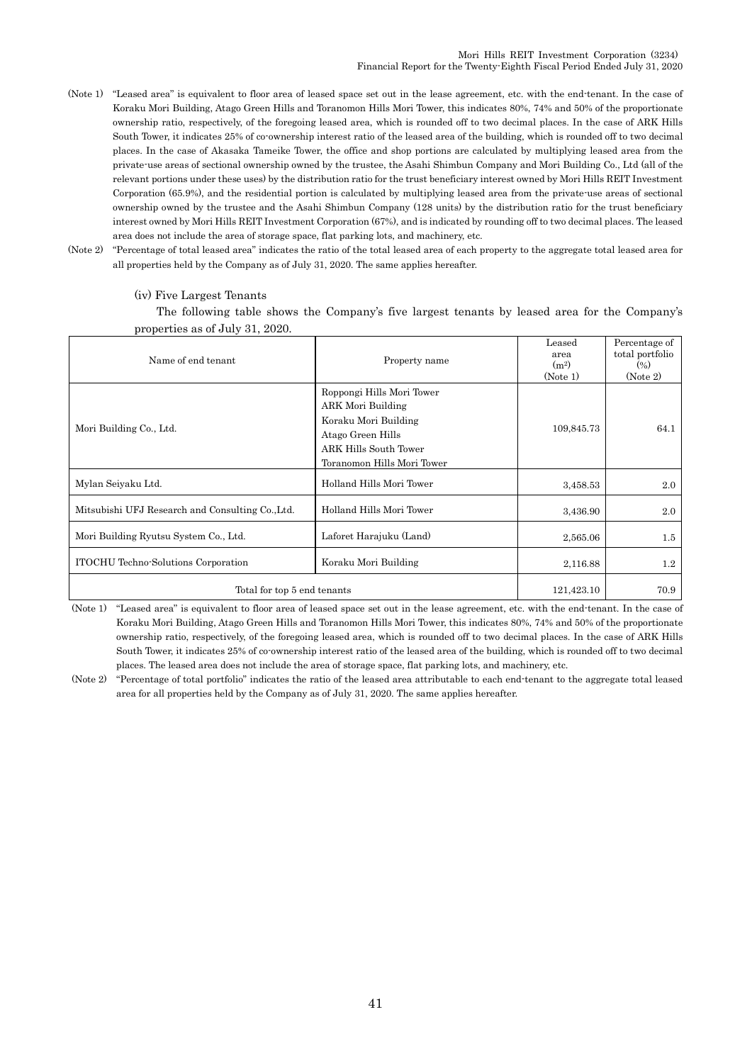(Note 1) "Leased area" is equivalent to floor area of leased space set out in the lease agreement, etc. with the end-tenant. In the case of Koraku Mori Building, Atago Green Hills and Toranomon Hills Mori Tower, this indicates 80%, 74% and 50% of the proportionate ownership ratio, respectively, of the foregoing leased area, which is rounded off to two decimal places. In the case of ARK Hills South Tower, it indicates 25% of co-ownership interest ratio of the leased area of the building, which is rounded off to two decimal places. In the case of Akasaka Tameike Tower, the office and shop portions are calculated by multiplying leased area from the private-use areas of sectional ownership owned by the trustee, the Asahi Shimbun Company and Mori Building Co., Ltd (all of the relevant portions under these uses) by the distribution ratio for the trust beneficiary interest owned by Mori Hills REIT Investment Corporation (65.9%), and the residential portion is calculated by multiplying leased area from the private-use areas of sectional ownership owned by the trustee and the Asahi Shimbun Company (128 units) by the distribution ratio for the trust beneficiary interest owned by Mori Hills REIT Investment Corporation (67%), and is indicated by rounding off to two decimal places. The leased area does not include the area of storage space, flat parking lots, and machinery, etc.

(Note 2) "Percentage of total leased area" indicates the ratio of the total leased area of each property to the aggregate total leased area for all properties held by the Company as of July 31, 2020. The same applies hereafter.

(iv) Five Largest Tenants

The following table shows the Company's five largest tenants by leased area for the Company's properties as of July 31, 2020.

| Name of end tenant | Property name | Leased area (m²) (Note 1) | Percentage of total portfolio (%) (Note 2) |
|---|---|---|---|
| Mori Building Co., Ltd. | Roppongi Hills Mori Tower<br>ARK Mori Building<br>Koraku Mori Building<br>Atago Green Hills<br>ARK Hills South Tower<br>Toranomon Hills Mori Tower | 109,845.73 | 64.1 |
| Mylan Seiyaku Ltd. | Holland Hills Mori Tower | 3,458.53 | 2.0 |
| Mitsubishi UFJ Research and Consulting Co.,Ltd. | Holland Hills Mori Tower | 3,436.90 | 2.0 |
| Mori Building Ryutsu System Co., Ltd. | Laforet Harajuku (Land) | 2,565.06 | 1.5 |
| ITOCHU Techno-Solutions Corporation | Koraku Mori Building | 2,116.88 | 1.2 |
| Total for top 5 end tenants | | 121,423.10 | 70.9 |

(Note 1) "Leased area" is equivalent to floor area of leased space set out in the lease agreement, etc. with the end-tenant. In the case of Koraku Mori Building, Atago Green Hills and Toranomon Hills Mori Tower, this indicates 80%, 74% and 50% of the proportionate ownership ratio, respectively, of the foregoing leased area, which is rounded off to two decimal places. In the case of ARK Hills South Tower, it indicates 25% of co-ownership interest ratio of the leased area of the building, which is rounded off to two decimal places. The leased area does not include the area of storage space, flat parking lots, and machinery, etc.

(Note 2) "Percentage of total portfolio" indicates the ratio of the leased area attributable to each end-tenant to the aggregate total leased area for all properties held by the Company as of July 31, 2020. The same applies hereafter.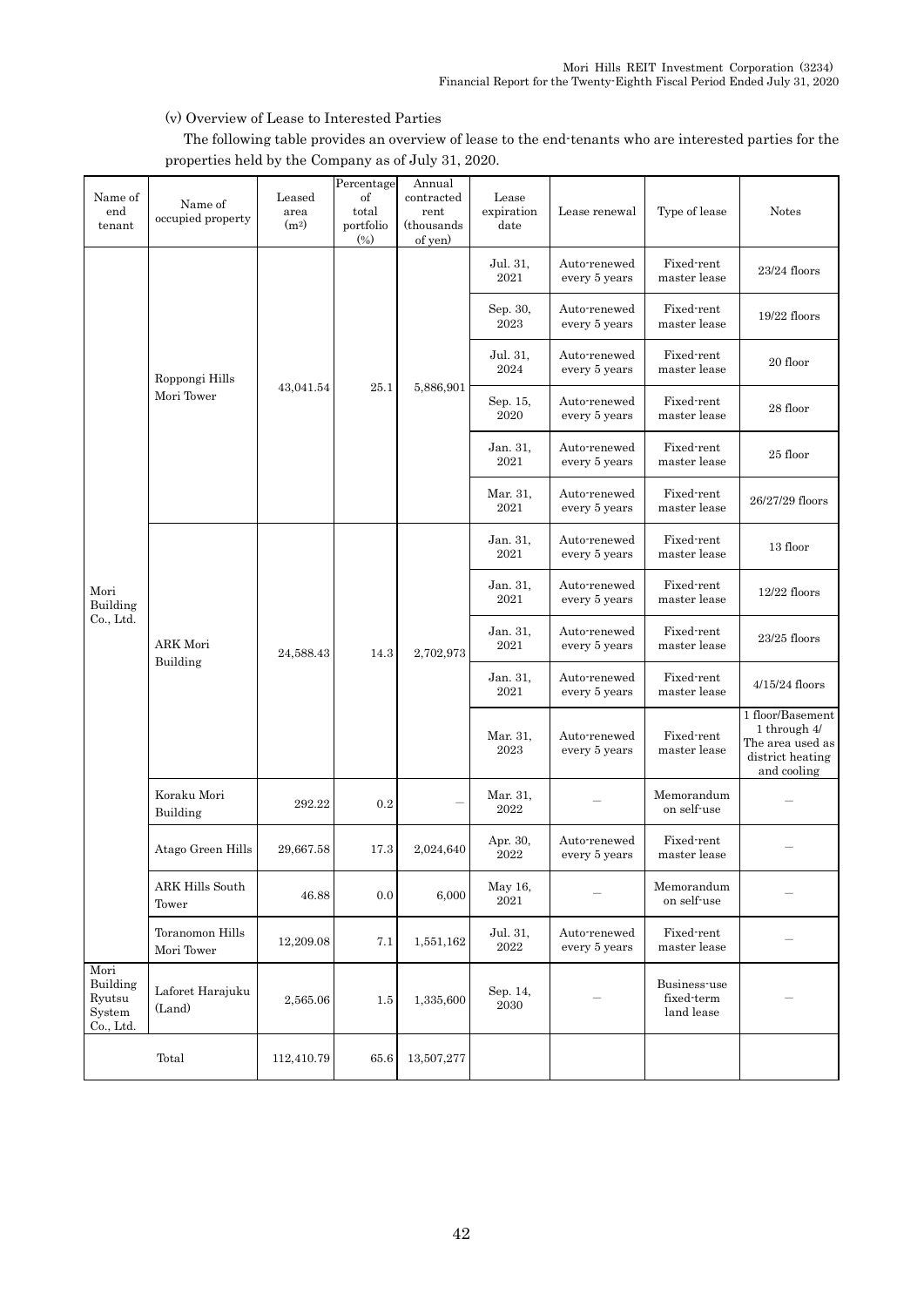(v) Overview of Lease to Interested Parties

The following table provides an overview of lease to the end-tenants who are interested parties for the properties held by the Company as of July 31, 2020.

| Name of end tenant | Name of occupied property | Leased area (m²) | Percentage of total portfolio (%) | Annual contracted rent (thousands of yen) | Lease expiration date | Lease renewal | Type of lease | Notes |
|---|---|---|---|---|---|---|---|---|
| Mori Building Co., Ltd. | Roppongi Hills Mori Tower | 43,041.54 | 25.1 | 5,886,901 | Jul. 31, 2021 | Auto-renewed every 5 years | Fixed-rent master lease | 23/24 floors |
| | | | | | Sep. 30, 2023 | Auto-renewed every 5 years | Fixed-rent master lease | 19/22 floors |
| | | | | | Jul. 31, 2024 | Auto-renewed every 5 years | Fixed-rent master lease | 20 floor |
| | | | | | Sep. 15, 2020 | Auto-renewed every 5 years | Fixed-rent master lease | 28 floor |
| | | | | | Jan. 31, 2021 | Auto-renewed every 5 years | Fixed-rent master lease | 25 floor |
| | | | | | Mar. 31, 2021 | Auto-renewed every 5 years | Fixed-rent master lease | 26/27/29 floors |
| | ARK Mori Building | 24,588.43 | 14.3 | 2,702,973 | Jan. 31, 2021 | Auto-renewed every 5 years | Fixed-rent master lease | 13 floor |
| | | | | | Jan. 31, 2021 | Auto-renewed every 5 years | Fixed-rent master lease | 12/22 floors |
| | | | | | Jan. 31, 2021 | Auto-renewed every 5 years | Fixed-rent master lease | 23/25 floors |
| | | | | | Jan. 31, 2021 | Auto-renewed every 5 years | Fixed-rent master lease | 4/15/24 floors |
| | | | | | Mar. 31, 2023 | Auto-renewed every 5 years | Fixed-rent master lease | 1 floor/Basement 1 through 4/ The area used as district heating and cooling |
| | Koraku Mori Building | 292.22 | 0.2 | – | Mar. 31, 2022 | – | Memorandum on self-use | – |
| | Atago Green Hills | 29,667.58 | 17.3 | 2,024,640 | Apr. 30, 2022 | Auto-renewed every 5 years | Fixed-rent master lease | – |
| | ARK Hills South Tower | 46.88 | 0.0 | 6,000 | May 16, 2021 | – | Memorandum on self-use | – |
| | Toranomon Hills Mori Tower | 12,209.08 | 7.1 | 1,551,162 | Jul. 31, 2022 | Auto-renewed every 5 years | Fixed-rent master lease | – |
| Mori Building Ryutsu System Co., Ltd. | Laforet Harajuku (Land) | 2,565.06 | 1.5 | 1,335,600 | Sep. 14, 2030 | – | Business-use fixed-term land lease | – |
| | Total | 112,410.79 | 65.6 | 13,507,277 | | | | |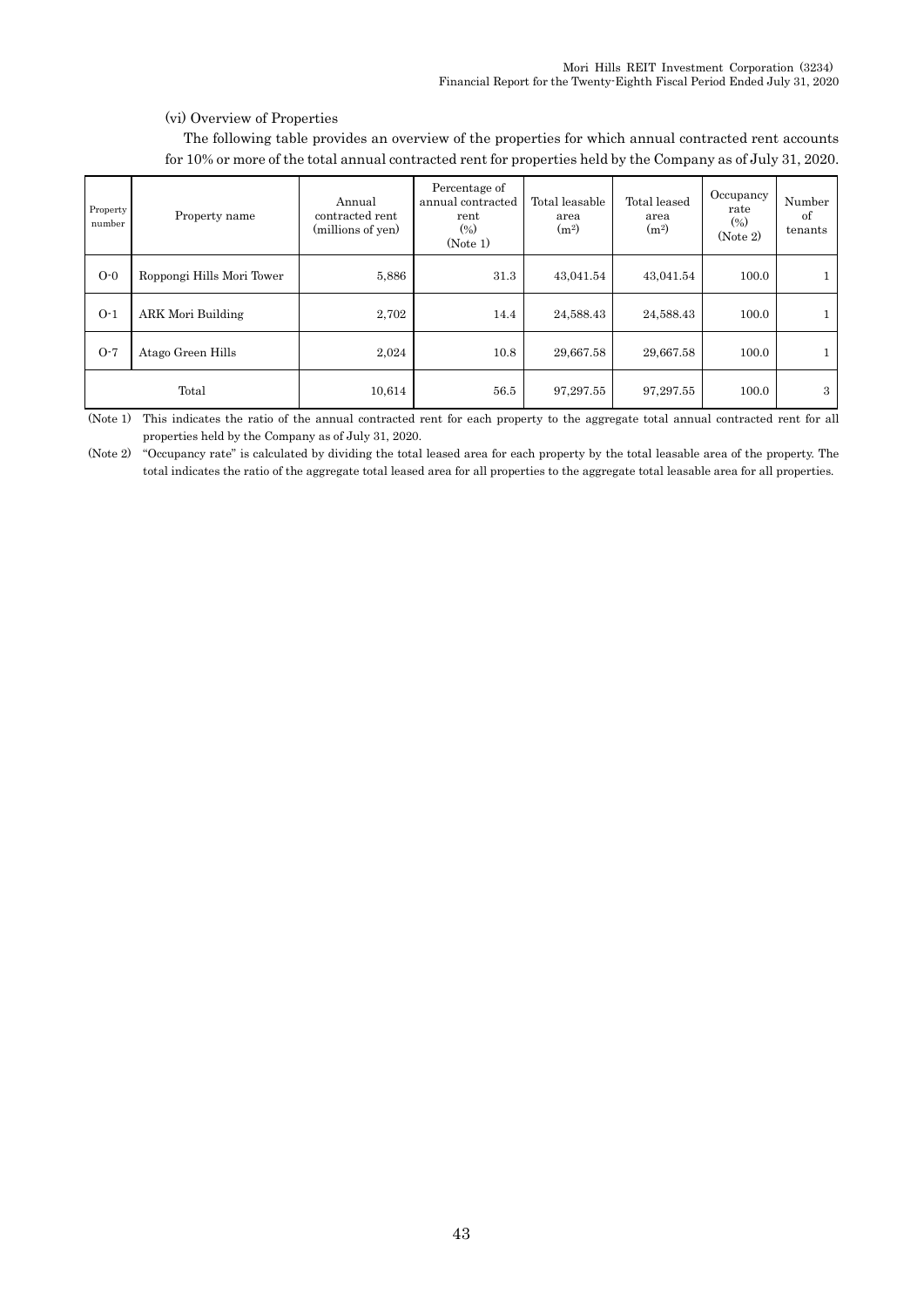(vi) Overview of Properties

The following table provides an overview of the properties for which annual contracted rent accounts for 10% or more of the total annual contracted rent for properties held by the Company as of July 31, 2020.

| Property number | Property name | Annual contracted rent (millions of yen) | Percentage of annual contracted rent (%) (Note 1) | Total leasable area ($m^2$) | Total leased area ($m^2$) | Occupancy rate (%) (Note 2) | Number of tenants |
|---|---|---|---|---|---|---|---|
| O-0 | Roppongi Hills Mori Tower | 5,886 | 31.3 | 43,041.54 | 43,041.54 | 100.0 | 1 |
| O-1 | ARK Mori Building | 2,702 | 14.4 | 24,588.43 | 24,588.43 | 100.0 | 1 |
| O-7 | Atago Green Hills | 2,024 | 10.8 | 29,667.58 | 29,667.58 | 100.0 | 1 |
| Total | | 10,614 | 56.5 | 97,297.55 | 97,297.55 | 100.0 | 3 |

(Note 1) This indicates the ratio of the annual contracted rent for each property to the aggregate total annual contracted rent for all properties held by the Company as of July 31, 2020.

(Note 2) "Occupancy rate" is calculated by dividing the total leased area for each property by the total leasable area of the property. The total indicates the ratio of the aggregate total leased area for all properties to the aggregate total leasable area for all properties.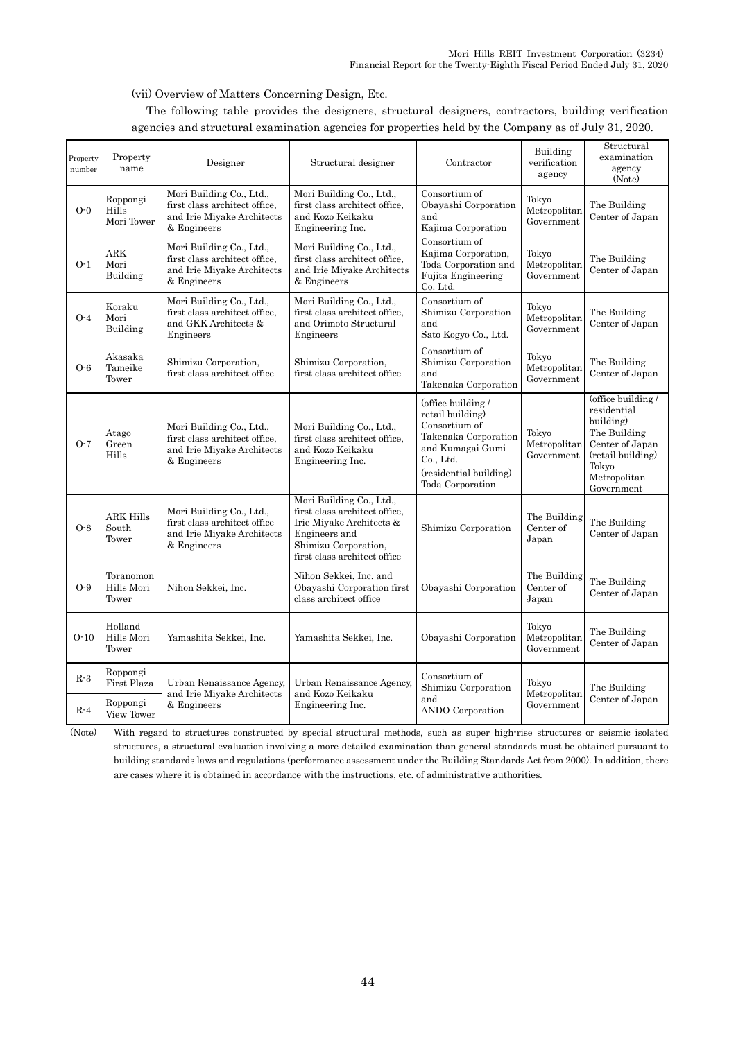(vii) Overview of Matters Concerning Design, Etc.

The following table provides the designers, structural designers, contractors, building verification agencies and structural examination agencies for properties held by the Company as of July 31, 2020.

| Property number | Property name | Designer | Structural designer | Contractor | Building verification agency | Structural examination agency (Note) |
|---|---|---|---|---|---|---|
| O-0 | Roppongi Hills Mori Tower | Mori Building Co., Ltd., first class architect office, and Irie Miyake Architects & Engineers | Mori Building Co., Ltd., first class architect office, and Kozo Keikaku Engineering Inc. | Consortium of Obayashi Corporation and Kajima Corporation | Tokyo Metropolitan Government | The Building Center of Japan |
| O-1 | ARK Mori Building | Mori Building Co., Ltd., first class architect office, and Irie Miyake Architects & Engineers | Mori Building Co., Ltd., first class architect office, and Irie Miyake Architects & Engineers | Consortium of Kajima Corporation, Toda Corporation and Fujita Engineering Co. Ltd. | Tokyo Metropolitan Government | The Building Center of Japan |
| O-4 | Koraku Mori Building | Mori Building Co., Ltd., first class architect office, and GKK Architects & Engineers | Mori Building Co., Ltd., first class architect office, and Orimoto Structural Engineers | Consortium of Shimizu Corporation and Sato Kogyo Co., Ltd. | Tokyo Metropolitan Government | The Building Center of Japan |
| O-6 | Akasaka Tameike Tower | Shimizu Corporation, first class architect office | Shimizu Corporation, first class architect office | Consortium of Shimizu Corporation and Takenaka Corporation | Tokyo Metropolitan Government | The Building Center of Japan |
| O-7 | Atago Green Hills | Mori Building Co., Ltd., first class architect office, and Irie Miyake Architects & Engineers | Mori Building Co., Ltd., first class architect office, and Kozo Keikaku Engineering Inc. | (office building / retail building) Consortium of Takenaka Corporation and Kumagai Gumi Co., Ltd.<br>(residential building) Toda Corporation | Tokyo Metropolitan Government | (office building / residential building) The Building Center of Japan<br>(retail building) Tokyo Metropolitan Government |
| O-8 | ARK Hills South Tower | Mori Building Co., Ltd., first class architect office and Irie Miyake Architects & Engineers | Mori Building Co., Ltd., first class architect office, Irie Miyake Architects & Engineers and Shimizu Corporation, first class architect office | Shimizu Corporation | The Building Center of Japan | The Building Center of Japan |
| O-9 | Toranomon Hills Mori Tower | Nihon Sekkei, Inc. | Nihon Sekkei, Inc. and Obayashi Corporation first class architect office | Obayashi Corporation | The Building Center of Japan | The Building Center of Japan |
| O-10 | Holland Hills Mori Tower | Yamashita Sekkei, Inc. | Yamashita Sekkei, Inc. | Obayashi Corporation | Tokyo Metropolitan Government | The Building Center of Japan |
| R-3 | Roppongi First Plaza | Urban Renaissance Agency, and Irie Miyake Architects & Engineers | Urban Renaissance Agency, and Kozo Keikaku Engineering Inc. | Consortium of Shimizu Corporation and ANDO Corporation | Tokyo Metropolitan Government | The Building Center of Japan |
| R-4 | Roppongi View Tower | | | | | |

(Note) With regard to structures constructed by special structural methods, such as super high-rise structures or seismic isolated structures, a structural evaluation involving a more detailed examination than general standards must be obtained pursuant to building standards laws and regulations (performance assessment under the Building Standards Act from 2000). In addition, there are cases where it is obtained in accordance with the instructions, etc. of administrative authorities.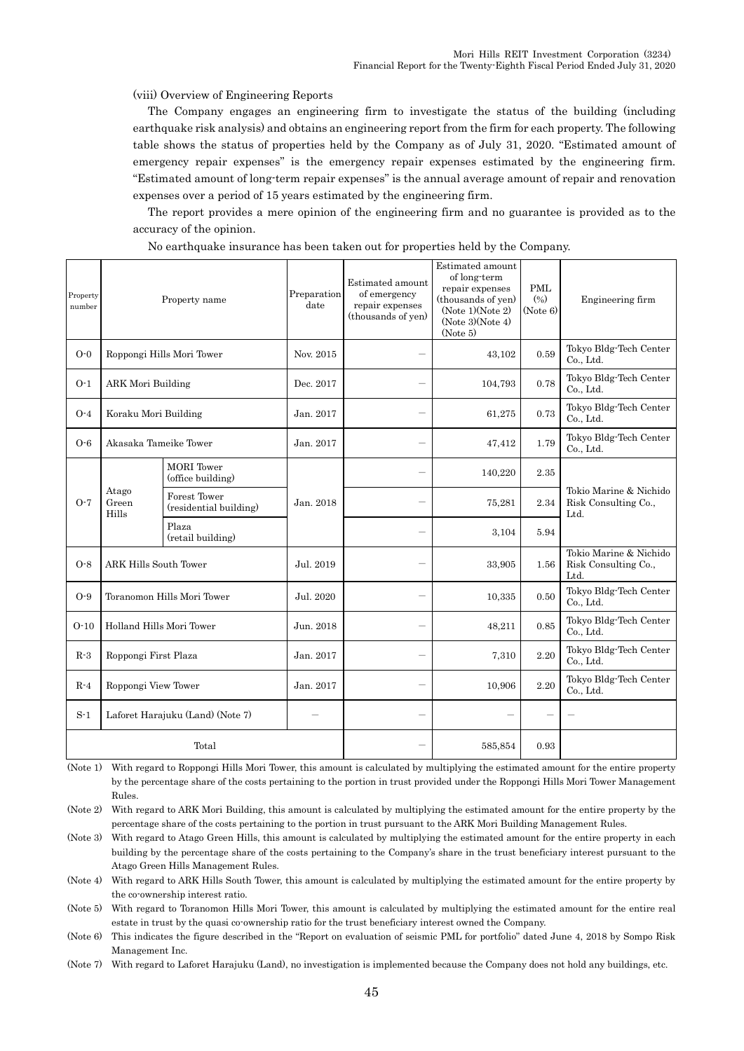(viii) Overview of Engineering Reports

The Company engages an engineering firm to investigate the status of the building (including earthquake risk analysis) and obtains an engineering report from the firm for each property. The following table shows the status of properties held by the Company as of July 31, 2020. "Estimated amount of emergency repair expenses" is the emergency repair expenses estimated by the engineering firm. "Estimated amount of long-term repair expenses" is the annual average amount of repair and renovation expenses over a period of 15 years estimated by the engineering firm.

The report provides a mere opinion of the engineering firm and no guarantee is provided as to the accuracy of the opinion.

No earthquake insurance has been taken out for properties held by the Company.

| Property number | Property name | | Preparation date | Estimated amount of emergency repair expenses (thousands of yen) | Estimated amount of long-term repair expenses (thousands of yen) (Note 1)(Note 2) (Note 3)(Note 4) (Note 5) | PML (%) (Note 6) | Engineering firm |
|---|---|---|---|---|---|---|---|
| O-0 | Roppongi Hills Mori Tower | | Nov. 2015 | – | 43,102 | 0.59 | Tokyo Bldg-Tech Center Co., Ltd. |
| O-1 | ARK Mori Building | | Dec. 2017 | – | 104,793 | 0.78 | Tokyo Bldg-Tech Center Co., Ltd. |
| O-4 | Koraku Mori Building | | Jan. 2017 | – | 61,275 | 0.73 | Tokyo Bldg-Tech Center Co., Ltd. |
| O-6 | Akasaka Tameike Tower | | Jan. 2017 | – | 47,412 | 1.79 | Tokyo Bldg-Tech Center Co., Ltd. |
| O-7 | Atago Green Hills | MORI Tower (office building) | Jan. 2018 | – | 140,220 | 2.35 | Tokio Marine & Nichido Risk Consulting Co., Ltd. |
| | | Forest Tower (residential building) | | – | 75,281 | 2.34 | |
| | | Plaza (retail building) | | – | 3,104 | 5.94 | |
| O-8 | ARK Hills South Tower | | Jul. 2019 | – | 33,905 | 1.56 | Tokio Marine & Nichido Risk Consulting Co., Ltd. |
| O-9 | Toranomon Hills Mori Tower | | Jul. 2020 | – | 10,335 | 0.50 | Tokyo Bldg-Tech Center Co., Ltd. |
| O-10 | Holland Hills Mori Tower | | Jun. 2018 | – | 48,211 | 0.85 | Tokyo Bldg-Tech Center Co., Ltd. |
| R-3 | Roppongi First Plaza | | Jan. 2017 | – | 7,310 | 2.20 | Tokyo Bldg-Tech Center Co., Ltd. |
| R-4 | Roppongi View Tower | | Jan. 2017 | – | 10,906 | 2.20 | Tokyo Bldg-Tech Center Co., Ltd. |
| S-1 | Laforet Harajuku (Land) (Note 7) | | – | – | – | – | – |
| Total | | | | – | 585,854 | 0.93 | |

(Note 1) With regard to Roppongi Hills Mori Tower, this amount is calculated by multiplying the estimated amount for the entire property by the percentage share of the costs pertaining to the portion in trust provided under the Roppongi Hills Mori Tower Management Rules.

(Note 2) With regard to ARK Mori Building, this amount is calculated by multiplying the estimated amount for the entire property by the percentage share of the costs pertaining to the portion in trust pursuant to the ARK Mori Building Management Rules.

(Note 3) With regard to Atago Green Hills, this amount is calculated by multiplying the estimated amount for the entire property in each building by the percentage share of the costs pertaining to the Company's share in the trust beneficiary interest pursuant to the Atago Green Hills Management Rules.

(Note 4) With regard to ARK Hills South Tower, this amount is calculated by multiplying the estimated amount for the entire property by the co-ownership interest ratio.

(Note 5) With regard to Toranomon Hills Mori Tower, this amount is calculated by multiplying the estimated amount for the entire real estate in trust by the quasi co-ownership ratio for the trust beneficiary interest owned the Company.

(Note 6) This indicates the figure described in the "Report on evaluation of seismic PML for portfolio" dated June 4, 2018 by Sompo Risk Management Inc.

(Note 7) With regard to Laforet Harajuku (Land), no investigation is implemented because the Company does not hold any buildings, etc.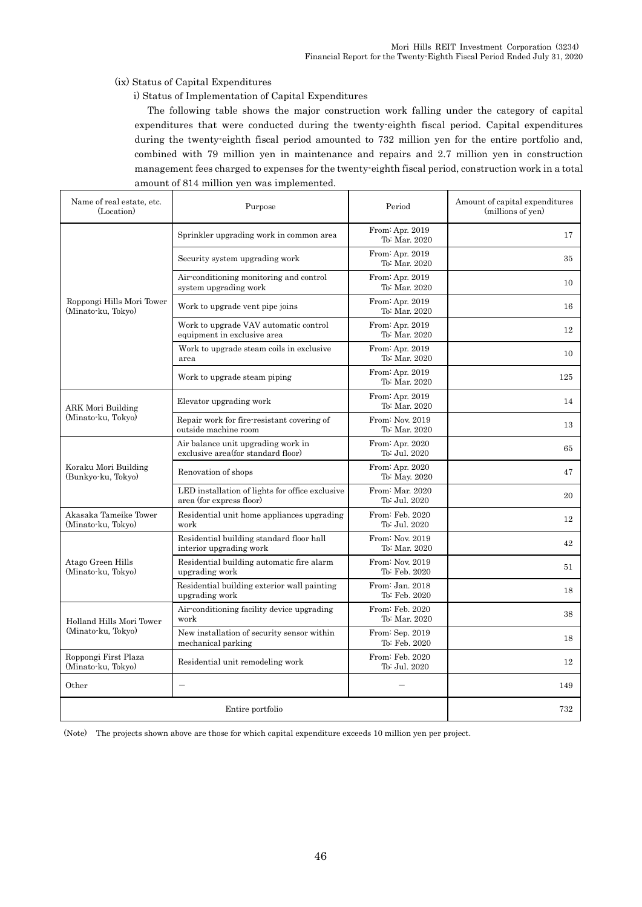(ix) Status of Capital Expenditures

i) Status of Implementation of Capital Expenditures

The following table shows the major construction work falling under the category of capital expenditures that were conducted during the twenty-eighth fiscal period. Capital expenditures during the twenty-eighth fiscal period amounted to 732 million yen for the entire portfolio and, combined with 79 million yen in maintenance and repairs and 2.7 million yen in construction management fees charged to expenses for the twenty-eighth fiscal period, construction work in a total amount of 814 million yen was implemented.

| Name of real estate, etc. (Location) | Purpose | Period | Amount of capital expenditures (millions of yen) |
|---|---|---|---|
| Roppongi Hills Mori Tower (Minato-ku, Tokyo) | Sprinkler upgrading work in common area | From: Apr. 2019 To: Mar. 2020 | 17 |
| | Security system upgrading work | From: Apr. 2019 To: Mar. 2020 | 35 |
| | Air-conditioning monitoring and control system upgrading work | From: Apr. 2019 To: Mar. 2020 | 10 |
| | Work to upgrade vent pipe joins | From: Apr. 2019 To: Mar. 2020 | 16 |
| | Work to upgrade VAV automatic control equipment in exclusive area | From: Apr. 2019 To: Mar. 2020 | 12 |
| | Work to upgrade steam coils in exclusive area | From: Apr. 2019 To: Mar. 2020 | 10 |
| | Work to upgrade steam piping | From: Apr. 2019 To: Mar. 2020 | 125 |
| ARK Mori Building (Minato-ku, Tokyo) | Elevator upgrading work | From: Apr. 2019 To: Mar. 2020 | 14 |
| | Repair work for fire-resistant covering of outside machine room | From: Nov. 2019 To: Mar. 2020 | 13 |
| Koraku Mori Building (Bunkyo-ku, Tokyo) | Air balance unit upgrading work in exclusive area(for standard floor) | From: Apr. 2020 To: Jul. 2020 | 65 |
| | Renovation of shops | From: Apr. 2020 To: May. 2020 | 47 |
| | LED installation of lights for office exclusive area (for express floor) | From: Mar. 2020 To: Jul. 2020 | 20 |
| Akasaka Tameike Tower (Minato-ku, Tokyo) | Residential unit home appliances upgrading work | From: Feb. 2020 To: Jul. 2020 | 12 |
| Atago Green Hills (Minato-ku, Tokyo) | Residential building standard floor hall interior upgrading work | From: Nov. 2019 To: Mar. 2020 | 42 |
| | Residential building automatic fire alarm upgrading work | From: Nov. 2019 To: Feb. 2020 | 51 |
| | Residential building exterior wall painting upgrading work | From: Jan. 2018 To: Feb. 2020 | 18 |
| Holland Hills Mori Tower (Minato-ku, Tokyo) | Air-conditioning facility device upgrading work | From: Feb. 2020 To: Mar. 2020 | 38 |
| | New installation of security sensor within mechanical parking | From: Sep. 2019 To: Feb. 2020 | 18 |
| Roppongi First Plaza (Minato-ku, Tokyo) | Residential unit remodeling work | From: Feb. 2020 To: Jul. 2020 | 12 |
| Other | – | – | 149 |
| Entire portfolio | | | 732 |

(Note) The projects shown above are those for which capital expenditure exceeds 10 million yen per project.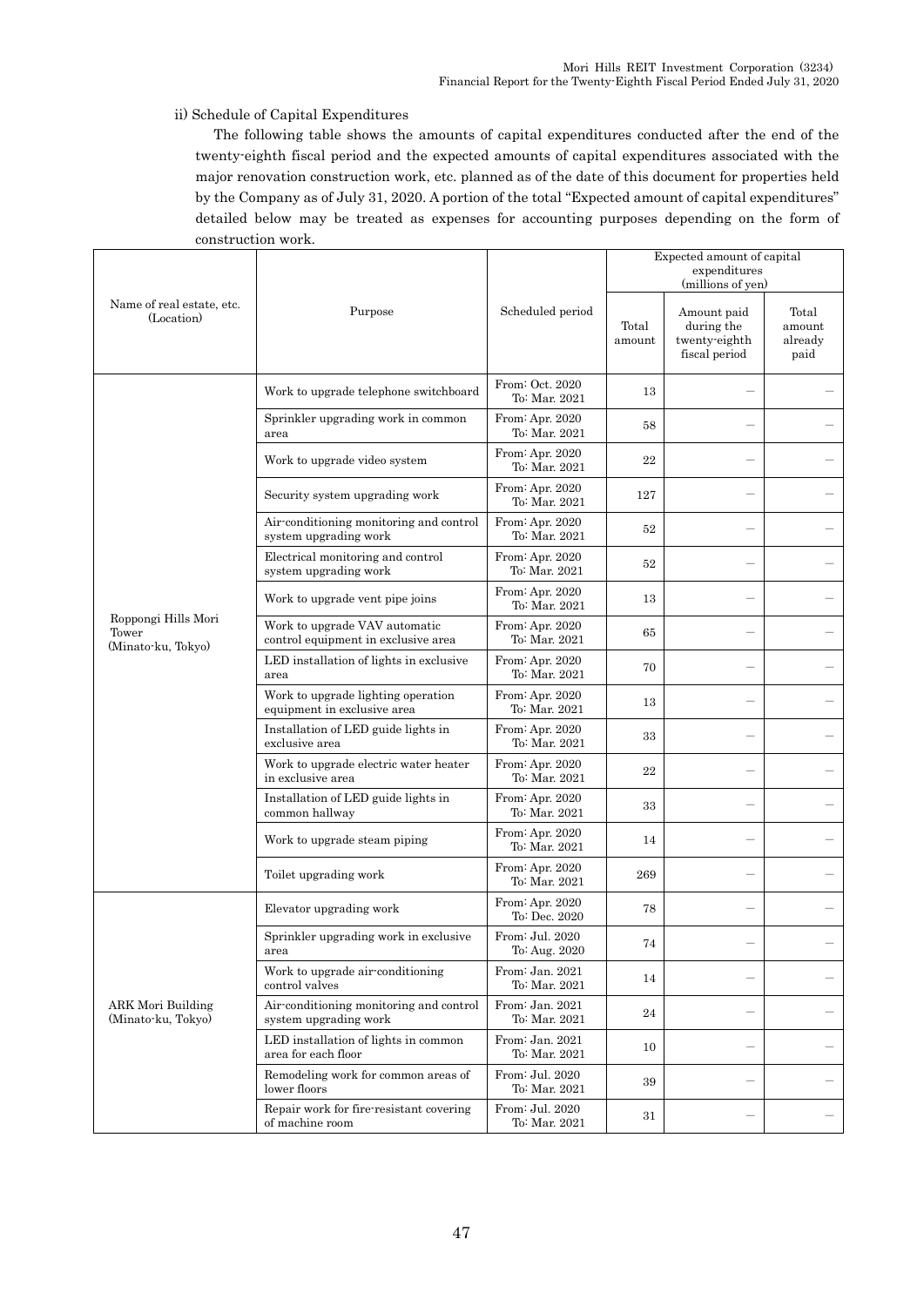ii) Schedule of Capital Expenditures

The following table shows the amounts of capital expenditures conducted after the end of the twenty-eighth fiscal period and the expected amounts of capital expenditures associated with the major renovation construction work, etc. planned as of the date of this document for properties held by the Company as of July 31, 2020. A portion of the total "Expected amount of capital expenditures" detailed below may be treated as expenses for accounting purposes depending on the form of construction work.

| Name of real estate, etc. (Location) | Purpose | Scheduled period | Expected amount of capital expenditures (millions of yen) | | |
|---|---|---|---|---|---|
| | | | Total amount | Amount paid during the twenty-eighth fiscal period | Total amount already paid |
| Roppongi Hills Mori Tower (Minato-ku, Tokyo) | Work to upgrade telephone switchboard | From: Oct. 2020 To: Mar. 2021 | 13 | – | – |
| | Sprinkler upgrading work in common area | From: Apr. 2020 To: Mar. 2021 | 58 | – | – |
| | Work to upgrade video system | From: Apr. 2020 To: Mar. 2021 | 22 | – | – |
| | Security system upgrading work | From: Apr. 2020 To: Mar. 2021 | 127 | – | – |
| | Air-conditioning monitoring and control system upgrading work | From: Apr. 2020 To: Mar. 2021 | 52 | – | – |
| | Electrical monitoring and control system upgrading work | From: Apr. 2020 To: Mar. 2021 | 52 | – | – |
| | Work to upgrade vent pipe joins | From: Apr. 2020 To: Mar. 2021 | 13 | – | – |
| | Work to upgrade VAV automatic control equipment in exclusive area | From: Apr. 2020 To: Mar. 2021 | 65 | – | – |
| | LED installation of lights in exclusive area | From: Apr. 2020 To: Mar. 2021 | 70 | – | – |
| | Work to upgrade lighting operation equipment in exclusive area | From: Apr. 2020 To: Mar. 2021 | 13 | – | – |
| | Installation of LED guide lights in exclusive area | From: Apr. 2020 To: Mar. 2021 | 33 | – | – |
| | Work to upgrade electric water heater in exclusive area | From: Apr. 2020 To: Mar. 2021 | 22 | – | – |
| | Installation of LED guide lights in common hallway | From: Apr. 2020 To: Mar. 2021 | 33 | – | – |
| | Work to upgrade steam piping | From: Apr. 2020 To: Mar. 2021 | 14 | – | – |
| | Toilet upgrading work | From: Apr. 2020 To: Mar. 2021 | 269 | – | – |
| ARK Mori Building (Minato-ku, Tokyo) | Elevator upgrading work | From: Apr. 2020 To: Dec. 2020 | 78 | – | – |
| | Sprinkler upgrading work in exclusive area | From: Jul. 2020 To: Aug. 2020 | 74 | – | – |
| | Work to upgrade air-conditioning control valves | From: Jan. 2021 To: Mar. 2021 | 14 | – | – |
| | Air-conditioning monitoring and control system upgrading work | From: Jan. 2021 To: Mar. 2021 | 24 | – | – |
| | LED installation of lights in common area for each floor | From: Jan. 2021 To: Mar. 2021 | 10 | – | – |
| | Remodeling work for common areas of lower floors | From: Jul. 2020 To: Mar. 2021 | 39 | – | – |
| | Repair work for fire-resistant covering of machine room | From: Jul. 2020 To: Mar. 2021 | 31 | – | – |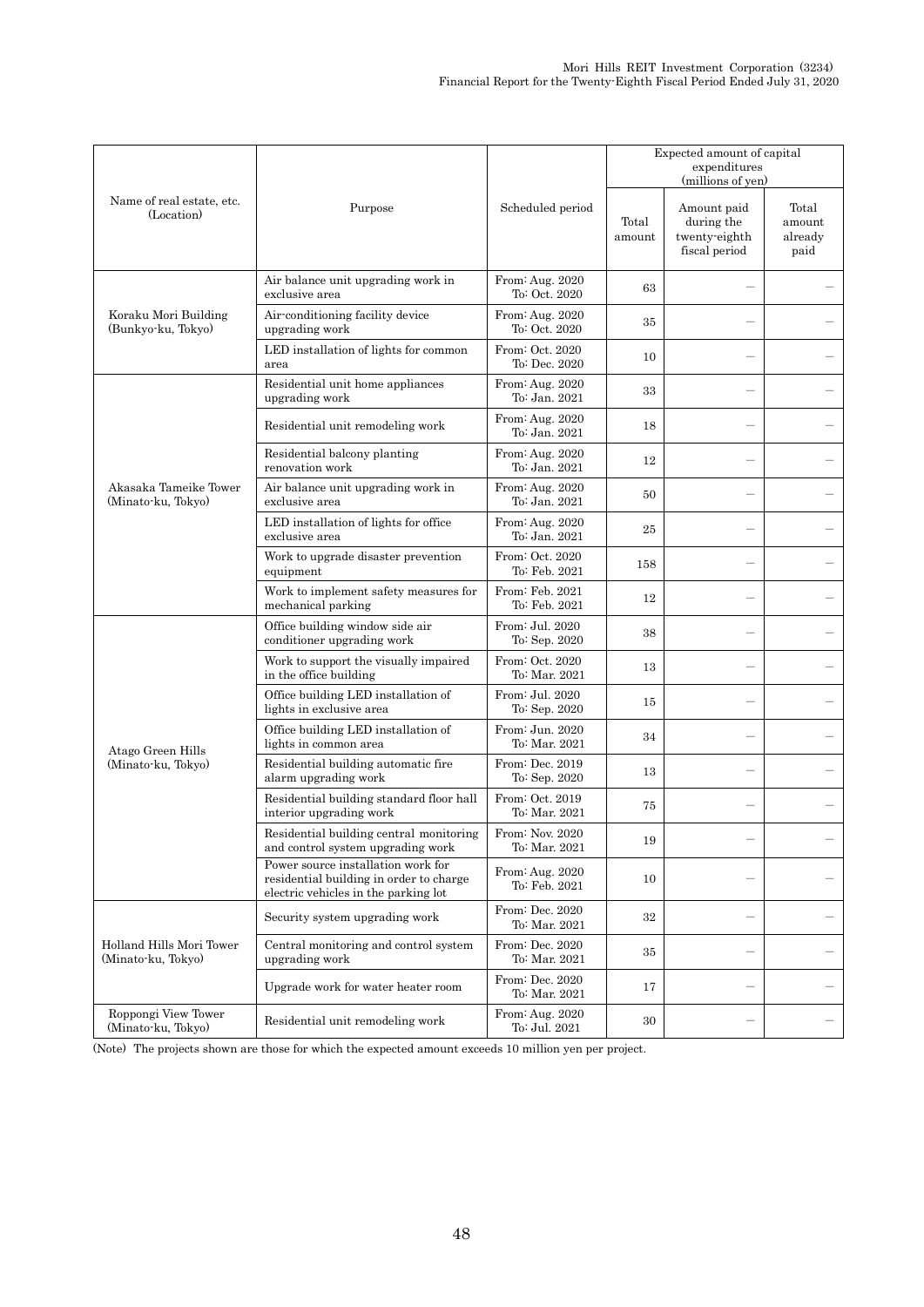| Name of real estate, etc. (Location) | Purpose | Scheduled period | Expected amount of capital expenditures (millions of yen) | | |
|---|---|---|---|---|---|
| | | | Total amount | Amount paid during the twenty-eighth fiscal period | Total amount already paid |
| Koraku Mori Building (Bunkyo-ku, Tokyo) | Air balance unit upgrading work in exclusive area | From: Aug. 2020 To: Oct. 2020 | 63 | – | – |
| | Air-conditioning facility device upgrading work | From: Aug. 2020 To: Oct. 2020 | 35 | – | – |
| | LED installation of lights for common area | From: Oct. 2020 To: Dec. 2020 | 10 | – | – |
| Akasaka Tameike Tower (Minato-ku, Tokyo) | Residential unit home appliances upgrading work | From: Aug. 2020 To: Jan. 2021 | 33 | – | – |
| | Residential unit remodeling work | From: Aug. 2020 To: Jan. 2021 | 18 | – | – |
| | Residential balcony planting renovation work | From: Aug. 2020 To: Jan. 2021 | 12 | – | – |
| | Air balance unit upgrading work in exclusive area | From: Aug. 2020 To: Jan. 2021 | 50 | – | – |
| | LED installation of lights for office exclusive area | From: Aug. 2020 To: Jan. 2021 | 25 | – | – |
| | Work to upgrade disaster prevention equipment | From: Oct. 2020 To: Feb. 2021 | 158 | – | – |
| | Work to implement safety measures for mechanical parking | From: Feb. 2021 To: Feb. 2021 | 12 | – | – |
| Atago Green Hills (Minato-ku, Tokyo) | Office building window side air conditioner upgrading work | From: Jul. 2020 To: Sep. 2020 | 38 | – | – |
| | Work to support the visually impaired in the office building | From: Oct. 2020 To: Mar. 2021 | 13 | – | – |
| | Office building LED installation of lights in exclusive area | From: Jul. 2020 To: Sep. 2020 | 15 | – | – |
| | Office building LED installation of lights in common area | From: Jun. 2020 To: Mar. 2021 | 34 | – | – |
| | Residential building automatic fire alarm upgrading work | From: Dec. 2019 To: Sep. 2020 | 13 | – | – |
| | Residential building standard floor hall interior upgrading work | From: Oct. 2019 To: Mar. 2021 | 75 | – | – |
| | Residential building central monitoring and control system upgrading work | From: Nov. 2020 To: Mar. 2021 | 19 | – | – |
| | Power source installation work for residential building in order to charge electric vehicles in the parking lot | From: Aug. 2020 To: Feb. 2021 | 10 | – | – |
| Holland Hills Mori Tower (Minato-ku, Tokyo) | Security system upgrading work | From: Dec. 2020 To: Mar. 2021 | 32 | – | – |
| | Central monitoring and control system upgrading work | From: Dec. 2020 To: Mar. 2021 | 35 | – | – |
| | Upgrade work for water heater room | From: Dec. 2020 To: Mar. 2021 | 17 | – | – |
| Roppongi View Tower (Minato-ku, Tokyo) | Residential unit remodeling work | From: Aug. 2020 To: Jul. 2021 | 30 | – | – |

(Note) The projects shown are those for which the expected amount exceeds 10 million yen per project.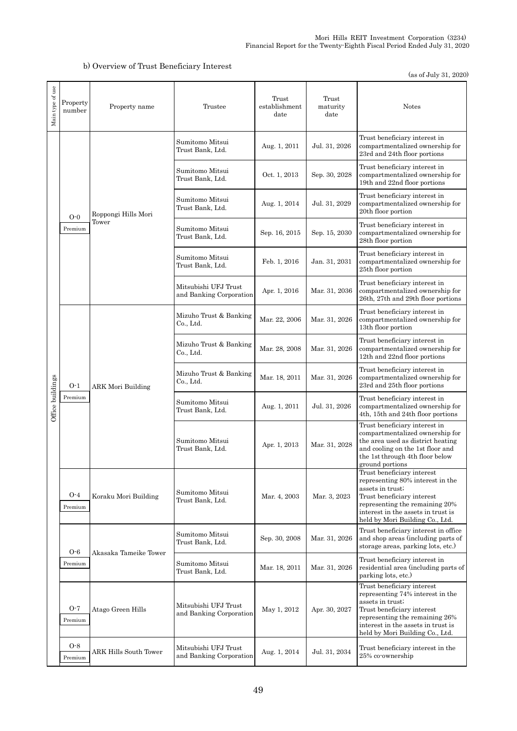b) Overview of Trust Beneficiary Interest

(as of July 31, 2020)

| Main type of use | Property number | Property name | Trustee | Trust establishment date | Trust maturity date | Notes |
|---|---|---|---|---|---|---|
| Office buildings | O-0 Premium | Roppongi Hills Mori Tower | Sumitomo Mitsui Trust Bank, Ltd. | Aug. 1, 2011 | Jul. 31, 2026 | Trust beneficiary interest in compartmentalized ownership for 23rd and 24th floor portions |
| | | | Sumitomo Mitsui Trust Bank, Ltd. | Oct. 1, 2013 | Sep. 30, 2028 | Trust beneficiary interest in compartmentalized ownership for 19th and 22nd floor portions |
| | | | Sumitomo Mitsui Trust Bank, Ltd. | Aug. 1, 2014 | Jul. 31, 2029 | Trust beneficiary interest in compartmentalized ownership for 20th floor portion |
| | | | Sumitomo Mitsui Trust Bank, Ltd. | Sep. 16, 2015 | Sep. 15, 2030 | Trust beneficiary interest in compartmentalized ownership for 28th floor portion |
| | | | Sumitomo Mitsui Trust Bank, Ltd. | Feb. 1, 2016 | Jan. 31, 2031 | Trust beneficiary interest in compartmentalized ownership for 25th floor portion |
| | | | Mitsubishi UFJ Trust and Banking Corporation | Apr. 1, 2016 | Mar. 31, 2036 | Trust beneficiary interest in compartmentalized ownership for 26th, 27th and 29th floor portions |
| | O-1 Premium | ARK Mori Building | Mizuho Trust & Banking Co., Ltd. | Mar. 22, 2006 | Mar. 31, 2026 | Trust beneficiary interest in compartmentalized ownership for 13th floor portion |
| | | | Mizuho Trust & Banking Co., Ltd. | Mar. 28, 2008 | Mar. 31, 2026 | Trust beneficiary interest in compartmentalized ownership for 12th and 22nd floor portions |
| | | | Mizuho Trust & Banking Co., Ltd. | Mar. 18, 2011 | Mar. 31, 2026 | Trust beneficiary interest in compartmentalized ownership for 23rd and 25th floor portions |
| | | | Sumitomo Mitsui Trust Bank, Ltd. | Aug. 1, 2011 | Jul. 31, 2026 | Trust beneficiary interest in compartmentalized ownership for 4th, 15th and 24th floor portions |
| | | | Sumitomo Mitsui Trust Bank, Ltd. | Apr. 1, 2013 | Mar. 31, 2028 | Trust beneficiary interest in compartmentalized ownership for the area used as district heating and cooling on the 1st floor and the 1st through 4th floor below ground portions |
| | O-4 Premium | Koraku Mori Building | Sumitomo Mitsui Trust Bank, Ltd. | Mar. 4, 2003 | Mar. 3, 2023 | Trust beneficiary interest representing 80% interest in the assets in trust; Trust beneficiary interest representing the remaining 20% interest in the assets in trust is held by Mori Building Co., Ltd. |
| | O-6 Premium | Akasaka Tameike Tower | Sumitomo Mitsui Trust Bank, Ltd. | Sep. 30, 2008 | Mar. 31, 2026 | Trust beneficiary interest in office and shop areas (including parts of storage areas, parking lots, etc.) |
| | | | Sumitomo Mitsui Trust Bank, Ltd. | Mar. 18, 2011 | Mar. 31, 2026 | Trust beneficiary interest in residential area (including parts of parking lots, etc.) |
| | O-7 Premium | Atago Green Hills | Mitsubishi UFJ Trust and Banking Corporation | May 1, 2012 | Apr. 30, 2027 | Trust beneficiary interest representing 74% interest in the assets in trust; Trust beneficiary interest representing the remaining 26% interest in the assets in trust is held by Mori Building Co., Ltd. |
| | O-8 Premium | ARK Hills South Tower | Mitsubishi UFJ Trust and Banking Corporation | Aug. 1, 2014 | Jul. 31, 2034 | Trust beneficiary interest in the 25% co-ownership |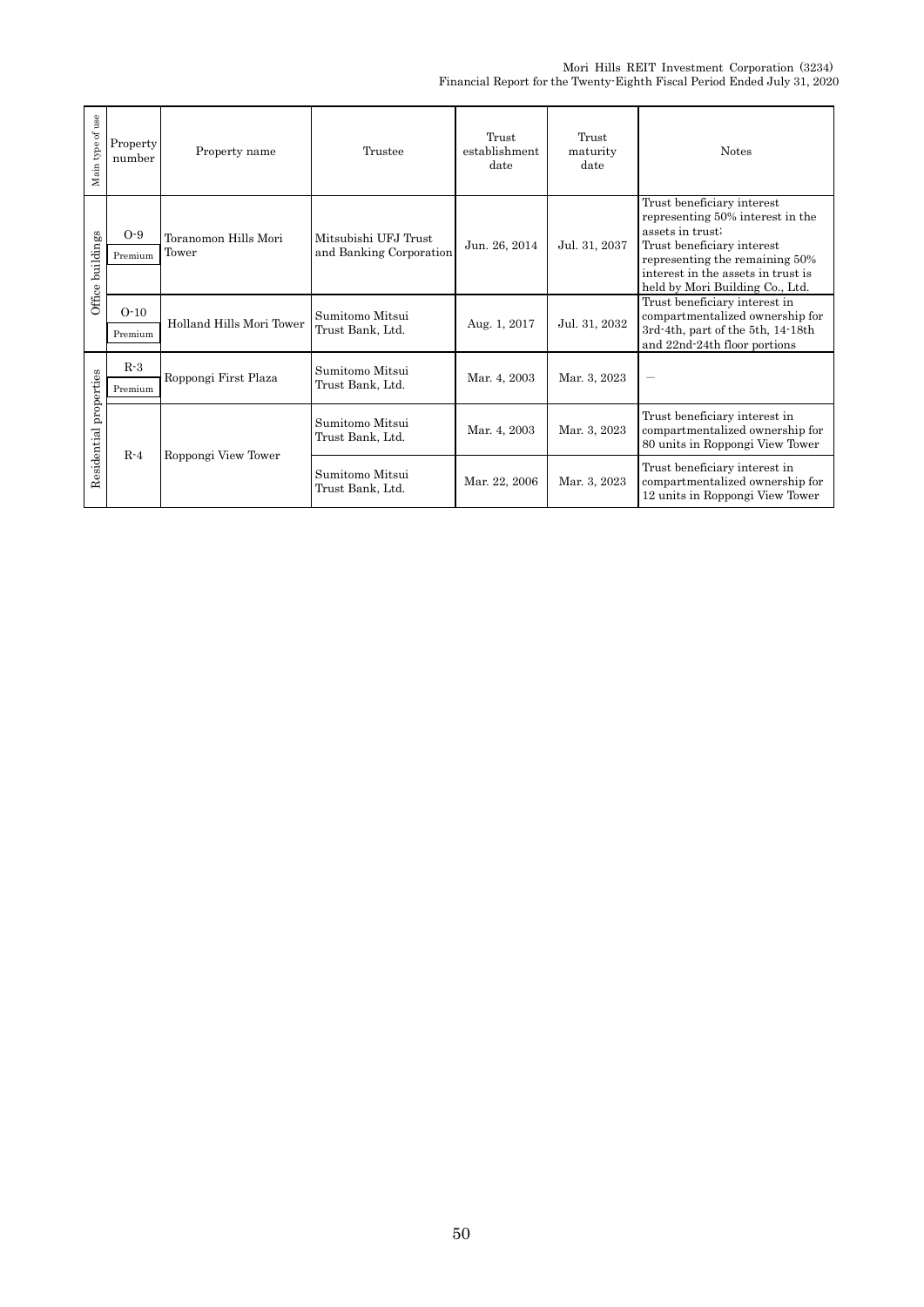| Main type of use | Property number | Property name | Trustee | Trust establishment date | Trust maturity date | Notes |
|---|---|---|---|---|---|---|
| Office buildings | O-9 Premium | Toranomon Hills Mori Tower | Mitsubishi UFJ Trust and Banking Corporation | Jun. 26, 2014 | Jul. 31, 2037 | Trust beneficiary interest representing 50% interest in the assets in trust; Trust beneficiary interest representing the remaining 50% interest in the assets in trust is held by Mori Building Co., Ltd. |
| | O-10 Premium | Holland Hills Mori Tower | Sumitomo Mitsui Trust Bank, Ltd. | Aug. 1, 2017 | Jul. 31, 2032 | Trust beneficiary interest in compartmentalized ownership for 3rd-4th, part of the 5th, 14-18th and 22nd-24th floor portions |
| Residential properties | R-3 Premium | Roppongi First Plaza | Sumitomo Mitsui Trust Bank, Ltd. | Mar. 4, 2003 | Mar. 3, 2023 | — |
| | R-4 | Roppongi View Tower | Sumitomo Mitsui Trust Bank, Ltd. | Mar. 4, 2003 | Mar. 3, 2023 | Trust beneficiary interest in compartmentalized ownership for 80 units in Roppongi View Tower |
| | | | Sumitomo Mitsui Trust Bank, Ltd. | Mar. 22, 2006 | Mar. 3, 2023 | Trust beneficiary interest in compartmentalized ownership for 12 units in Roppongi View Tower |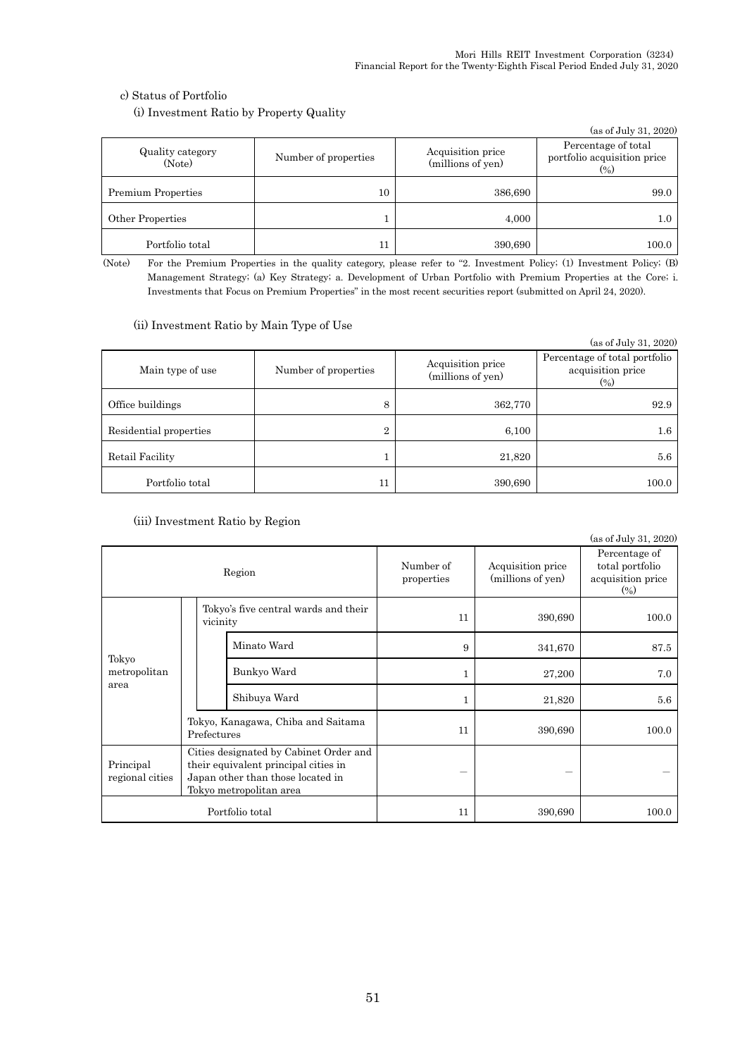c) Status of Portfolio

(i) Investment Ratio by Property Quality

(as of July 31, 2020)

| Quality category (Note) | Number of properties | Acquisition price (millions of yen) | Percentage of total portfolio acquisition price (%) |
|---|---|---|---|
| Premium Properties | 10 | 386,690 | 99.0 |
| Other Properties | 1 | 4,000 | 1.0 |
| Portfolio total | 11 | 390,690 | 100.0 |

(Note) For the Premium Properties in the quality category, please refer to "2. Investment Policy; (1) Investment Policy; (B) Management Strategy; (a) Key Strategy; a. Development of Urban Portfolio with Premium Properties at the Core; i. Investments that Focus on Premium Properties" in the most recent securities report (submitted on April 24, 2020).

(ii) Investment Ratio by Main Type of Use

(as of July 31, 2020)

| Main type of use | Number of properties | Acquisition price (millions of yen) | Percentage of total portfolio acquisition price (%) |
|---|---|---|---|
| Office buildings | 8 | 362,770 | 92.9 |
| Residential properties | 2 | 6,100 | 1.6 |
| Retail Facility | 1 | 21,820 | 5.6 |
| Portfolio total | 11 | 390,690 | 100.0 |

(iii) Investment Ratio by Region

(as of July 31, 2020)

| Region | | | Number of properties | Acquisition price (millions of yen) | Percentage of total portfolio acquisition price (%) |
|---|---|---|---|---|---|
| Tokyo metropolitan area | Tokyo's five central wards and their vicinity | | 11 | 390,690 | 100.0 |
| | | Minato Ward | 9 | 341,670 | 87.5 |
| | | Bunkyo Ward | 1 | 27,200 | 7.0 |
| | | Shibuya Ward | 1 | 21,820 | 5.6 |
| | Tokyo, Kanagawa, Chiba and Saitama Prefectures | | 11 | 390,690 | 100.0 |
| Principal regional cities | Cities designated by Cabinet Order and their equivalent principal cities in Japan other than those located in Tokyo metropolitan area | | — | — | — |
| Portfolio total | | | 11 | 390,690 | 100.0 |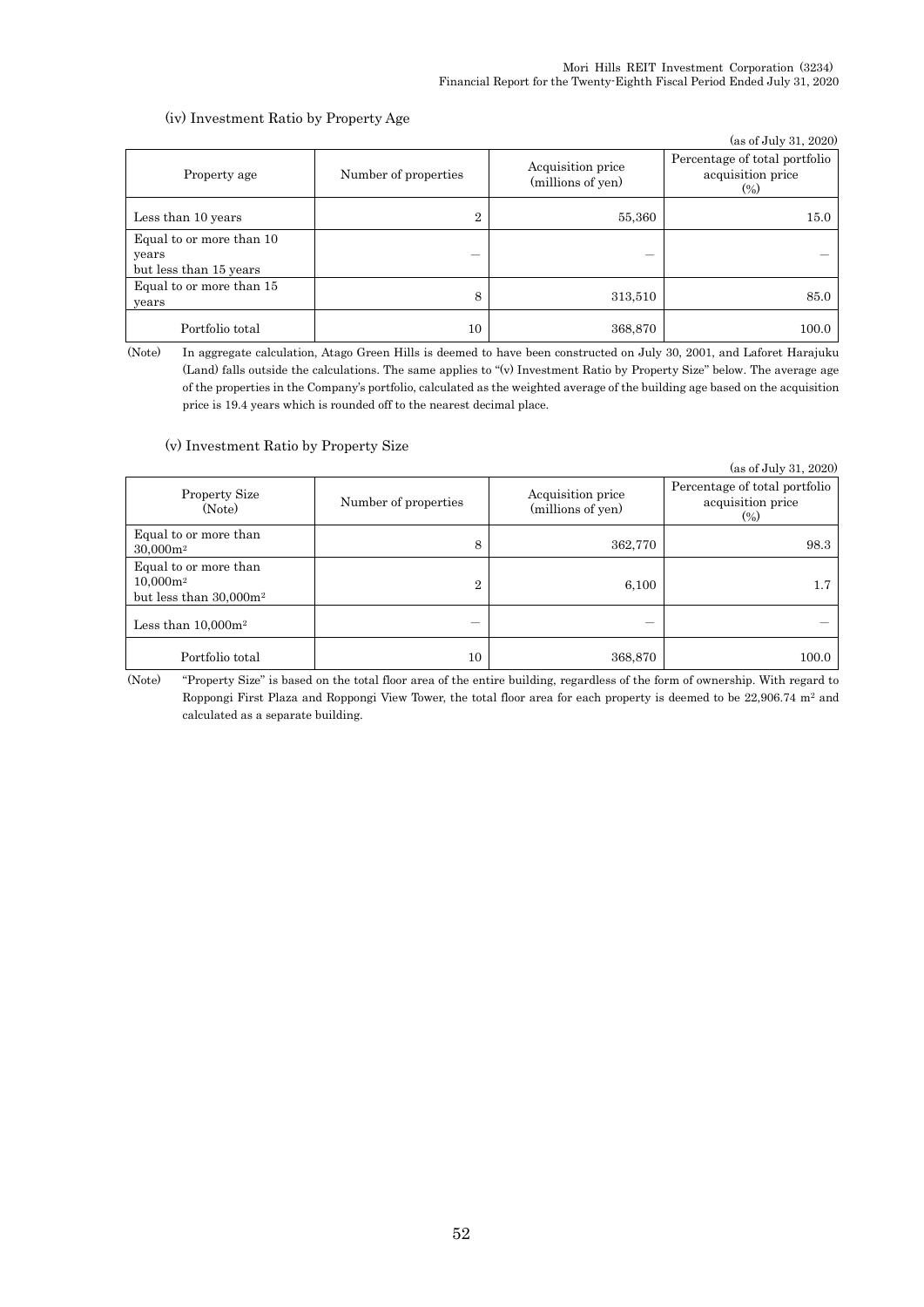### (iv) Investment Ratio by Property Age

(as of July 31, 2020)

| Property age | Number of properties | Acquisition price (millions of yen) | Percentage of total portfolio acquisition price (%) |
|---|---|---|---|
| Less than 10 years | 2 | 55,360 | 15.0 |
| Equal to or more than 10 years but less than 15 years | — | — | — |
| Equal to or more than 15 years | 8 | 313,510 | 85.0 |
| Portfolio total | 10 | 368,870 | 100.0 |

(Note) In aggregate calculation, Atago Green Hills is deemed to have been constructed on July 30, 2001, and Laforet Harajuku (Land) falls outside the calculations. The same applies to "(v) Investment Ratio by Property Size" below. The average age of the properties in the Company's portfolio, calculated as the weighted average of the building age based on the acquisition price is 19.4 years which is rounded off to the nearest decimal place.

### (v) Investment Ratio by Property Size

(as of July 31, 2020)

| Property Size (Note) | Number of properties | Acquisition price (millions of yen) | Percentage of total portfolio acquisition price (%) |
|---|---|---|---|
| Equal to or more than 30,000m² | 8 | 362,770 | 98.3 |
| Equal to or more than 10,000m² but less than 30,000m² | 2 | 6,100 | 1.7 |
| Less than 10,000m² | — | — | — |
| Portfolio total | 10 | 368,870 | 100.0 |

(Note) "Property Size" is based on the total floor area of the entire building, regardless of the form of ownership. With regard to Roppongi First Plaza and Roppongi View Tower, the total floor area for each property is deemed to be 22,906.74 m² and calculated as a separate building.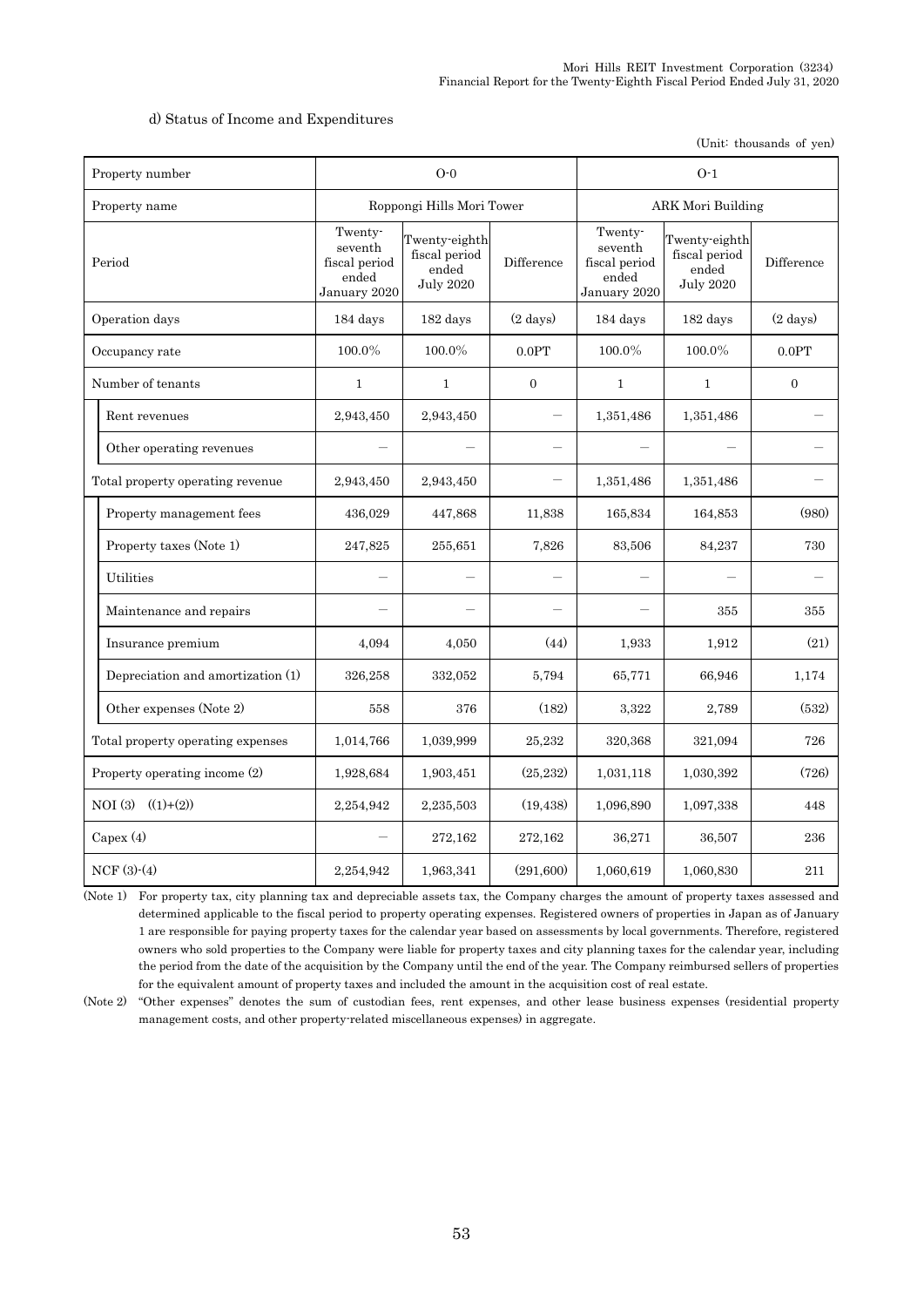d) Status of Income and Expenditures

(Unit: thousands of yen)

| Property number | O-0 | | | O-1 | | |
|---|---|---|---|---|---|---|
| Property name | Roppongi Hills Mori Tower | | | ARK Mori Building | | |
| Period | Twenty-seventh fiscal period ended January 2020 | Twenty-eighth fiscal period ended July 2020 | Difference | Twenty-seventh fiscal period ended January 2020 | Twenty-eighth fiscal period ended July 2020 | Difference |
| Operation days | 184 days | 182 days | (2 days) | 184 days | 182 days | (2 days) |
| Occupancy rate | 100.0% | 100.0% | 0.0PT | 100.0% | 100.0% | 0.0PT |
| Number of tenants | 1 | 1 | 0 | 1 | 1 | 0 |
| Rent revenues | 2,943,450 | 2,943,450 | ― | 1,351,486 | 1,351,486 | ― |
| Other operating revenues | ― | ― | ― | ― | ― | ― |
| Total property operating revenue | 2,943,450 | 2,943,450 | ― | 1,351,486 | 1,351,486 | ― |
| Property management fees | 436,029 | 447,868 | 11,838 | 165,834 | 164,853 | (980) |
| Property taxes (Note 1) | 247,825 | 255,651 | 7,826 | 83,506 | 84,237 | 730 |
| Utilities | ― | ― | ― | ― | ― | ― |
| Maintenance and repairs | ― | ― | ― | ― | 355 | 355 |
| Insurance premium | 4,094 | 4,050 | (44) | 1,933 | 1,912 | (21) |
| Depreciation and amortization (1) | 326,258 | 332,052 | 5,794 | 65,771 | 66,946 | 1,174 |
| Other expenses (Note 2) | 558 | 376 | (182) | 3,322 | 2,789 | (532) |
| Total property operating expenses | 1,014,766 | 1,039,999 | 25,232 | 320,368 | 321,094 | 726 |
| Property operating income (2) | 1,928,684 | 1,903,451 | (25,232) | 1,031,118 | 1,030,392 | (726) |
| NOI (3) ((1)+(2)) | 2,254,942 | 2,235,503 | (19,438) | 1,096,890 | 1,097,338 | 448 |
| Capex (4) | ― | 272,162 | 272,162 | 36,271 | 36,507 | 236 |
| NCF (3)-(4) | 2,254,942 | 1,963,341 | (291,600) | 1,060,619 | 1,060,830 | 211 |

(Note 1) For property tax, city planning tax and depreciable assets tax, the Company charges the amount of property taxes assessed and determined applicable to the fiscal period to property operating expenses. Registered owners of properties in Japan as of January 1 are responsible for paying property taxes for the calendar year based on assessments by local governments. Therefore, registered owners who sold properties to the Company were liable for property taxes and city planning taxes for the calendar year, including the period from the date of the acquisition by the Company until the end of the year. The Company reimbursed sellers of properties for the equivalent amount of property taxes and included the amount in the acquisition cost of real estate.

(Note 2) "Other expenses" denotes the sum of custodian fees, rent expenses, and other lease business expenses (residential property management costs, and other property-related miscellaneous expenses) in aggregate.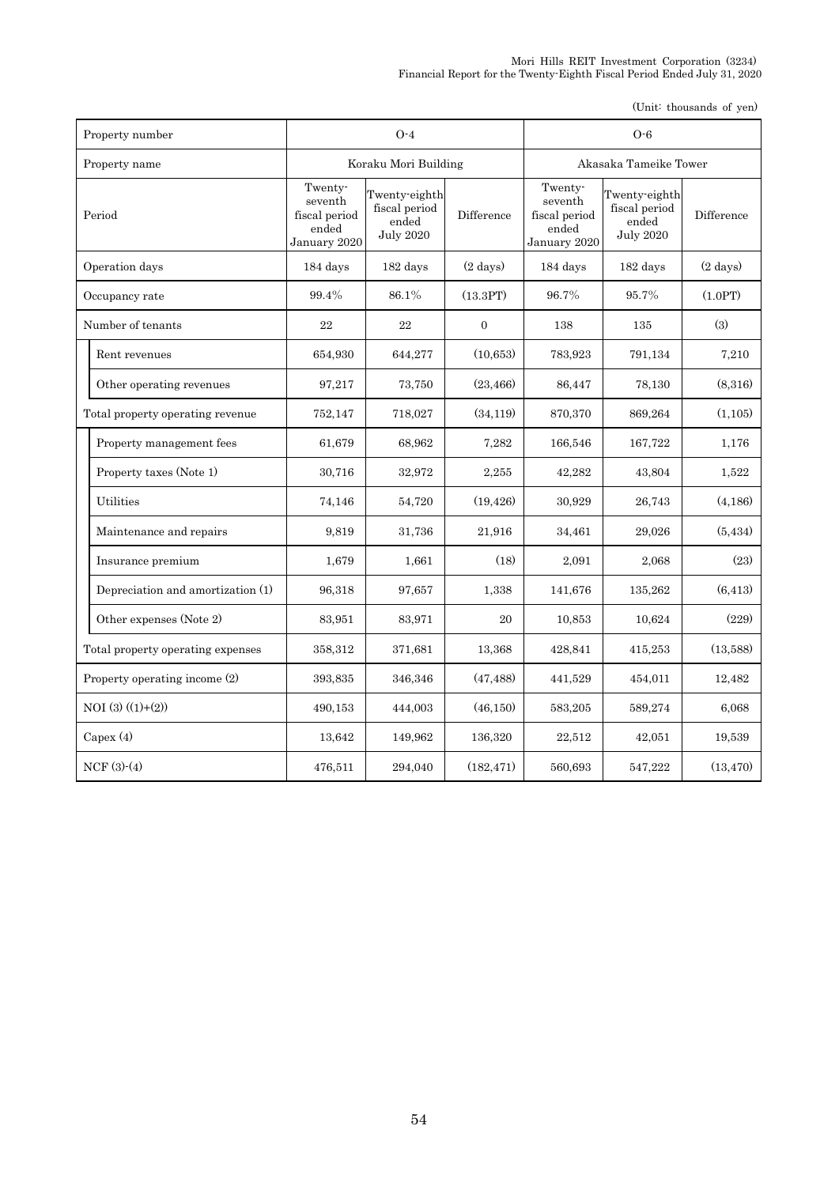(Unit: thousands of yen)

| Property number | O-4 | | | O-6 | | |
|---|---|---|---|---|---|---|
| Property name | Koraku Mori Building | | | Akasaka Tameike Tower | | |
| Period | Twenty-seventh fiscal period ended January 2020 | Twenty-eighth fiscal period ended July 2020 | Difference | Twenty-seventh fiscal period ended January 2020 | Twenty-eighth fiscal period ended July 2020 | Difference |
| Operation days | 184 days | 182 days | (2 days) | 184 days | 182 days | (2 days) |
| Occupancy rate | 99.4% | 86.1% | (13.3PT) | 96.7% | 95.7% | (1.0PT) |
| Number of tenants | 22 | 22 | 0 | 138 | 135 | (3) |
| Rent revenues | 654,930 | 644,277 | (10,653) | 783,923 | 791,134 | 7,210 |
| Other operating revenues | 97,217 | 73,750 | (23,466) | 86,447 | 78,130 | (8,316) |
| Total property operating revenue | 752,147 | 718,027 | (34,119) | 870,370 | 869,264 | (1,105) |
| Property management fees | 61,679 | 68,962 | 7,282 | 166,546 | 167,722 | 1,176 |
| Property taxes (Note 1) | 30,716 | 32,972 | 2,255 | 42,282 | 43,804 | 1,522 |
| Utilities | 74,146 | 54,720 | (19,426) | 30,929 | 26,743 | (4,186) |
| Maintenance and repairs | 9,819 | 31,736 | 21,916 | 34,461 | 29,026 | (5,434) |
| Insurance premium | 1,679 | 1,661 | (18) | 2,091 | 2,068 | (23) |
| Depreciation and amortization (1) | 96,318 | 97,657 | 1,338 | 141,676 | 135,262 | (6,413) |
| Other expenses (Note 2) | 83,951 | 83,971 | 20 | 10,853 | 10,624 | (229) |
| Total property operating expenses | 358,312 | 371,681 | 13,368 | 428,841 | 415,253 | (13,588) |
| Property operating income (2) | 393,835 | 346,346 | (47,488) | 441,529 | 454,011 | 12,482 |
| NOI (3) ((1)+(2)) | 490,153 | 444,003 | (46,150) | 583,205 | 589,274 | 6,068 |
| Capex (4) | 13,642 | 149,962 | 136,320 | 22,512 | 42,051 | 19,539 |
| NCF (3)-(4) | 476,511 | 294,040 | (182,471) | 560,693 | 547,222 | (13,470) |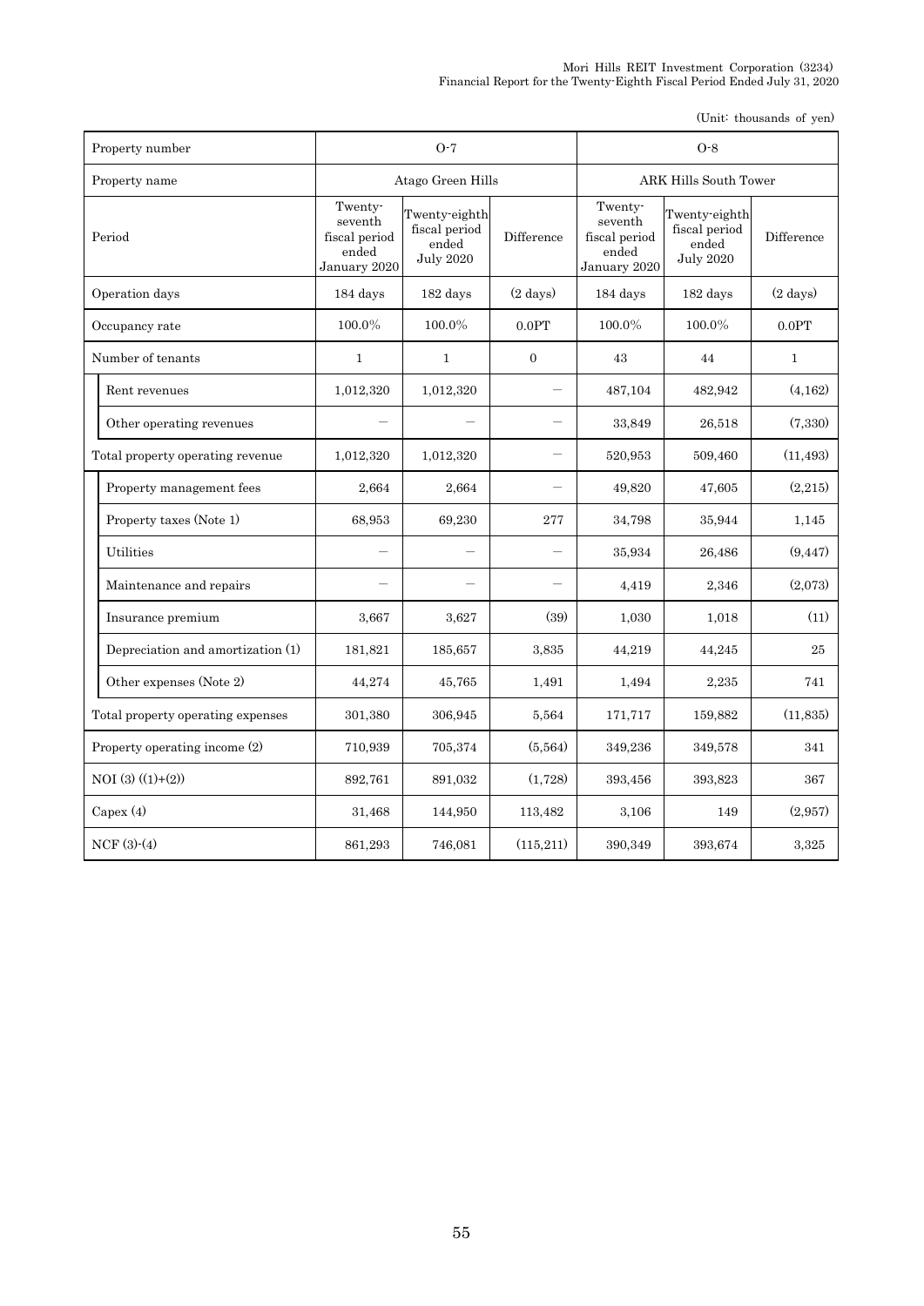(Unit: thousands of yen)

| Property number | O-7 | | | O-8 | | |
|---|---|---|---|---|---|---|
| Property name | Atago Green Hills | | | ARK Hills South Tower | | |
| Period | Twenty-seventh fiscal period ended January 2020 | Twenty-eighth fiscal period ended July 2020 | Difference | Twenty-seventh fiscal period ended January 2020 | Twenty-eighth fiscal period ended July 2020 | Difference |
| Operation days | 184 days | 182 days | (2 days) | 184 days | 182 days | (2 days) |
| Occupancy rate | 100.0% | 100.0% | 0.0PT | 100.0% | 100.0% | 0.0PT |
| Number of tenants | 1 | 1 | 0 | 43 | 44 | 1 |
| Rent revenues | 1,012,320 | 1,012,320 | – | 487,104 | 482,942 | (4,162) |
| Other operating revenues | – | – | – | 33,849 | 26,518 | (7,330) |
| Total property operating revenue | 1,012,320 | 1,012,320 | – | 520,953 | 509,460 | (11,493) |
| Property management fees | 2,664 | 2,664 | – | 49,820 | 47,605 | (2,215) |
| Property taxes (Note 1) | 68,953 | 69,230 | 277 | 34,798 | 35,944 | 1,145 |
| Utilities | – | – | – | 35,934 | 26,486 | (9,447) |
| Maintenance and repairs | – | – | – | 4,419 | 2,346 | (2,073) |
| Insurance premium | 3,667 | 3,627 | (39) | 1,030 | 1,018 | (11) |
| Depreciation and amortization (1) | 181,821 | 185,657 | 3,835 | 44,219 | 44,245 | 25 |
| Other expenses (Note 2) | 44,274 | 45,765 | 1,491 | 1,494 | 2,235 | 741 |
| Total property operating expenses | 301,380 | 306,945 | 5,564 | 171,717 | 159,882 | (11,835) |
| Property operating income (2) | 710,939 | 705,374 | (5,564) | 349,236 | 349,578 | 341 |
| NOI (3) ((1)+(2)) | 892,761 | 891,032 | (1,728) | 393,456 | 393,823 | 367 |
| Capex (4) | 31,468 | 144,950 | 113,482 | 3,106 | 149 | (2,957) |
| NCF (3)-(4) | 861,293 | 746,081 | (115,211) | 390,349 | 393,674 | 3,325 |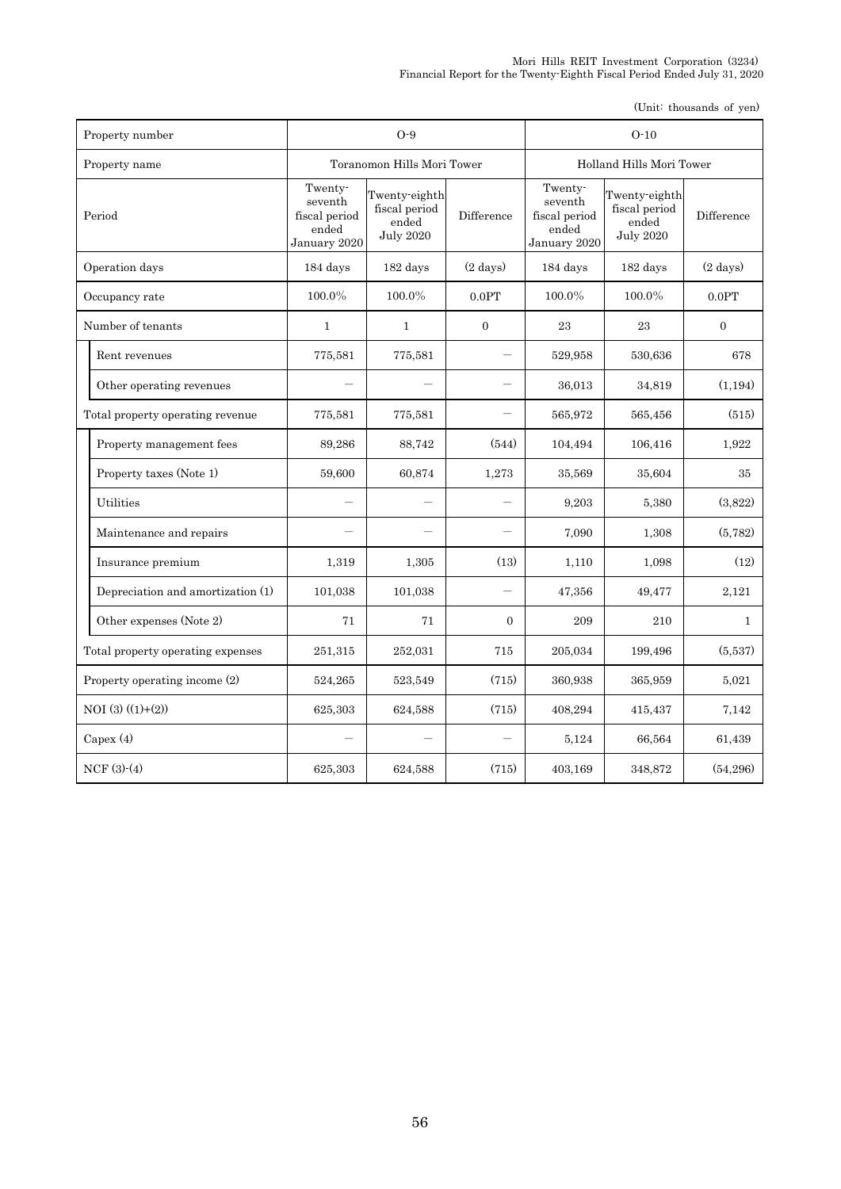(Unit: thousands of yen)

| Property number | O-9 | | | O-10 | | |
|---|---|---|---|---|---|---|
| Property name | Toranomon Hills Mori Tower | | | Holland Hills Mori Tower | | |
| Period | Twenty-seventh fiscal period ended January 2020 | Twenty-eighth fiscal period ended July 2020 | Difference | Twenty-seventh fiscal period ended January 2020 | Twenty-eighth fiscal period ended July 2020 | Difference |
| Operation days | 184 days | 182 days | (2 days) | 184 days | 182 days | (2 days) |
| Occupancy rate | 100.0% | 100.0% | 0.0PT | 100.0% | 100.0% | 0.0PT |
| Number of tenants | 1 | 1 | 0 | 23 | 23 | 0 |
| Rent revenues | 775,581 | 775,581 | − | 529,958 | 530,636 | 678 |
| Other operating revenues | − | − | − | 36,013 | 34,819 | (1,194) |
| Total property operating revenue | 775,581 | 775,581 | − | 565,972 | 565,456 | (515) |
| Property management fees | 89,286 | 88,742 | (544) | 104,494 | 106,416 | 1,922 |
| Property taxes (Note 1) | 59,600 | 60,874 | 1,273 | 35,569 | 35,604 | 35 |
| Utilities | − | − | − | 9,203 | 5,380 | (3,822) |
| Maintenance and repairs | − | − | − | 7,090 | 1,308 | (5,782) |
| Insurance premium | 1,319 | 1,305 | (13) | 1,110 | 1,098 | (12) |
| Depreciation and amortization (1) | 101,038 | 101,038 | − | 47,356 | 49,477 | 2,121 |
| Other expenses (Note 2) | 71 | 71 | 0 | 209 | 210 | 1 |
| Total property operating expenses | 251,315 | 252,031 | 715 | 205,034 | 199,496 | (5,537) |
| Property operating income (2) | 524,265 | 523,549 | (715) | 360,938 | 365,959 | 5,021 |
| NOI (3) ((1)+(2)) | 625,303 | 624,588 | (715) | 408,294 | 415,437 | 7,142 |
| Capex (4) | − | − | − | 5,124 | 66,564 | 61,439 |
| NCF (3)-(4) | 625,303 | 624,588 | (715) | 403,169 | 348,872 | (54,296) |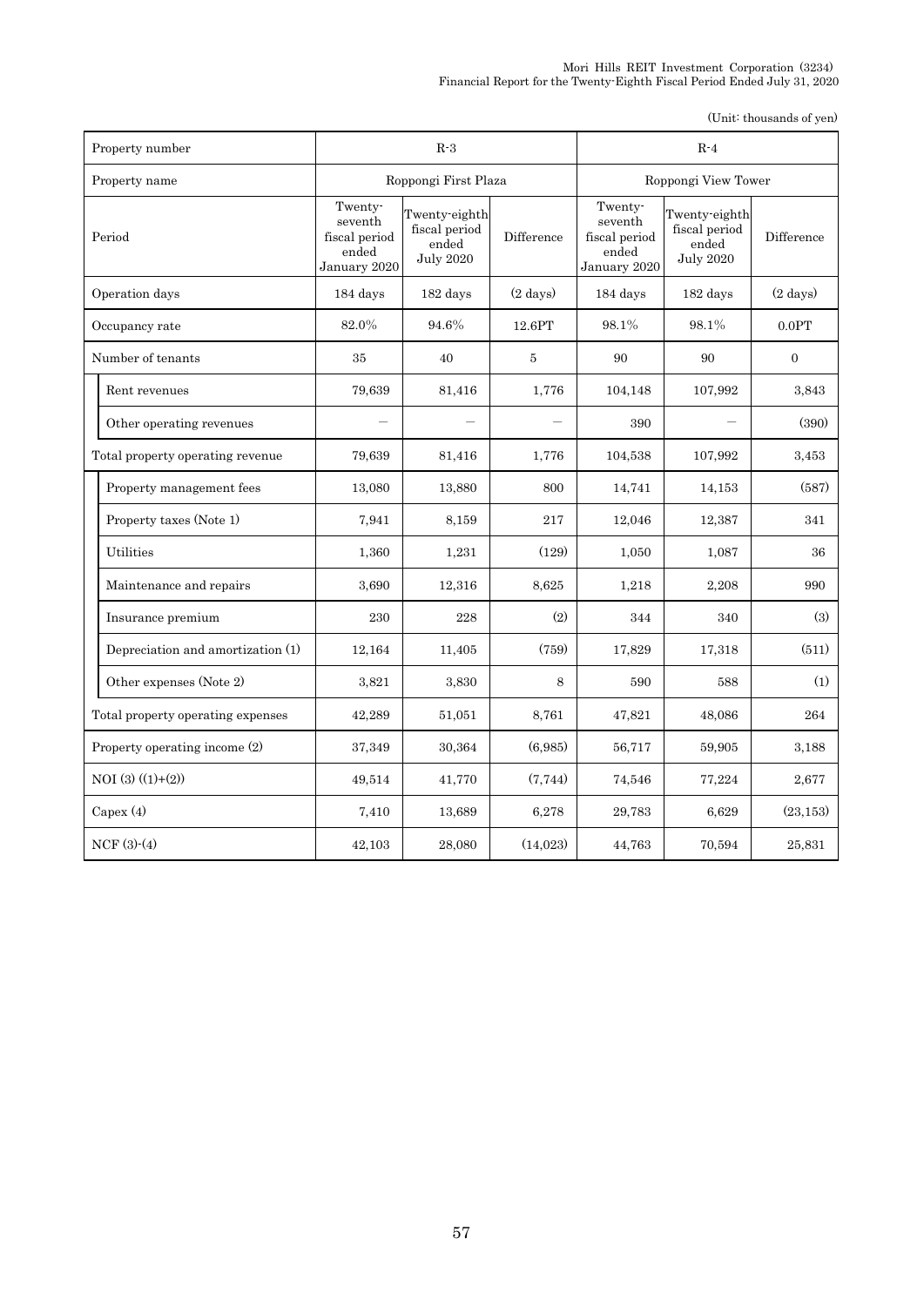(Unit: thousands of yen)

| Property number | R-3 | | | R-4 | | |
|---|---|---|---|---|---|---|
| Property name | Roppongi First Plaza | | | Roppongi View Tower | | |
| Period | Twenty-seventh fiscal period ended January 2020 | Twenty-eighth fiscal period ended July 2020 | Difference | Twenty-seventh fiscal period ended January 2020 | Twenty-eighth fiscal period ended July 2020 | Difference |
| Operation days | 184 days | 182 days | (2 days) | 184 days | 182 days | (2 days) |
| Occupancy rate | 82.0% | 94.6% | 12.6PT | 98.1% | 98.1% | 0.0PT |
| Number of tenants | 35 | 40 | 5 | 90 | 90 | 0 |
| Rent revenues | 79,639 | 81,416 | 1,776 | 104,148 | 107,992 | 3,843 |
| Other operating revenues | ― | ― | ― | 390 | ― | (390) |
| Total property operating revenue | 79,639 | 81,416 | 1,776 | 104,538 | 107,992 | 3,453 |
| Property management fees | 13,080 | 13,880 | 800 | 14,741 | 14,153 | (587) |
| Property taxes (Note 1) | 7,941 | 8,159 | 217 | 12,046 | 12,387 | 341 |
| Utilities | 1,360 | 1,231 | (129) | 1,050 | 1,087 | 36 |
| Maintenance and repairs | 3,690 | 12,316 | 8,625 | 1,218 | 2,208 | 990 |
| Insurance premium | 230 | 228 | (2) | 344 | 340 | (3) |
| Depreciation and amortization (1) | 12,164 | 11,405 | (759) | 17,829 | 17,318 | (511) |
| Other expenses (Note 2) | 3,821 | 3,830 | 8 | 590 | 588 | (1) |
| Total property operating expenses | 42,289 | 51,051 | 8,761 | 47,821 | 48,086 | 264 |
| Property operating income (2) | 37,349 | 30,364 | (6,985) | 56,717 | 59,905 | 3,188 |
| NOI (3) ((1)+(2)) | 49,514 | 41,770 | (7,744) | 74,546 | 77,224 | 2,677 |
| Capex (4) | 7,410 | 13,689 | 6,278 | 29,783 | 6,629 | (23,153) |
| NCF (3)-(4) | 42,103 | 28,080 | (14,023) | 44,763 | 70,594 | 25,831 |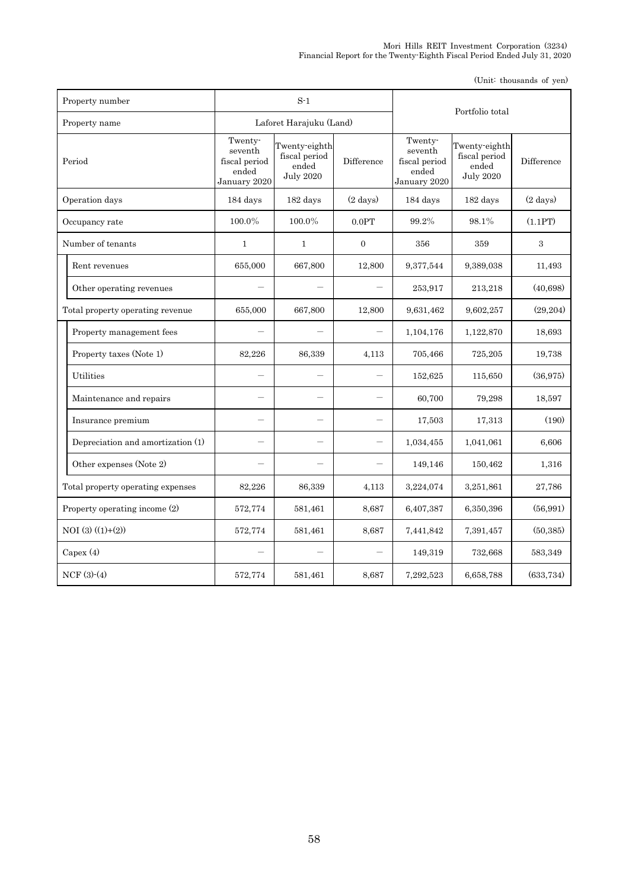(Unit: thousands of yen)

| Property number | S-1 | | | Portfolio total | | |
|---|---|---|---|---|---|---|
| Property name | Laforet Harajuku (Land) | | | | | |
| Period | Twenty-seventh fiscal period ended January 2020 | Twenty-eighth fiscal period ended July 2020 | Difference | Twenty-seventh fiscal period ended January 2020 | Twenty-eighth fiscal period ended July 2020 | Difference |
| Operation days | 184 days | 182 days | (2 days) | 184 days | 182 days | (2 days) |
| Occupancy rate | 100.0% | 100.0% | 0.0PT | 99.2% | 98.1% | (1.1PT) |
| Number of tenants | 1 | 1 | 0 | 356 | 359 | 3 |
| Rent revenues | 655,000 | 667,800 | 12,800 | 9,377,544 | 9,389,038 | 11,493 |
| Other operating revenues | － | － | － | 253,917 | 213,218 | (40,698) |
| Total property operating revenue | 655,000 | 667,800 | 12,800 | 9,631,462 | 9,602,257 | (29,204) |
| Property management fees | － | － | － | 1,104,176 | 1,122,870 | 18,693 |
| Property taxes (Note 1) | 82,226 | 86,339 | 4,113 | 705,466 | 725,205 | 19,738 |
| Utilities | － | － | － | 152,625 | 115,650 | (36,975) |
| Maintenance and repairs | － | － | － | 60,700 | 79,298 | 18,597 |
| Insurance premium | － | － | － | 17,503 | 17,313 | (190) |
| Depreciation and amortization (1) | － | － | － | 1,034,455 | 1,041,061 | 6,606 |
| Other expenses (Note 2) | － | － | － | 149,146 | 150,462 | 1,316 |
| Total property operating expenses | 82,226 | 86,339 | 4,113 | 3,224,074 | 3,251,861 | 27,786 |
| Property operating income (2) | 572,774 | 581,461 | 8,687 | 6,407,387 | 6,350,396 | (56,991) |
| NOI (3) ((1)+(2)) | 572,774 | 581,461 | 8,687 | 7,441,842 | 7,391,457 | (50,385) |
| Capex (4) | － | － | － | 149,319 | 732,668 | 583,349 |
| NCF (3)-(4) | 572,774 | 581,461 | 8,687 | 7,292,523 | 6,658,788 | (633,734) |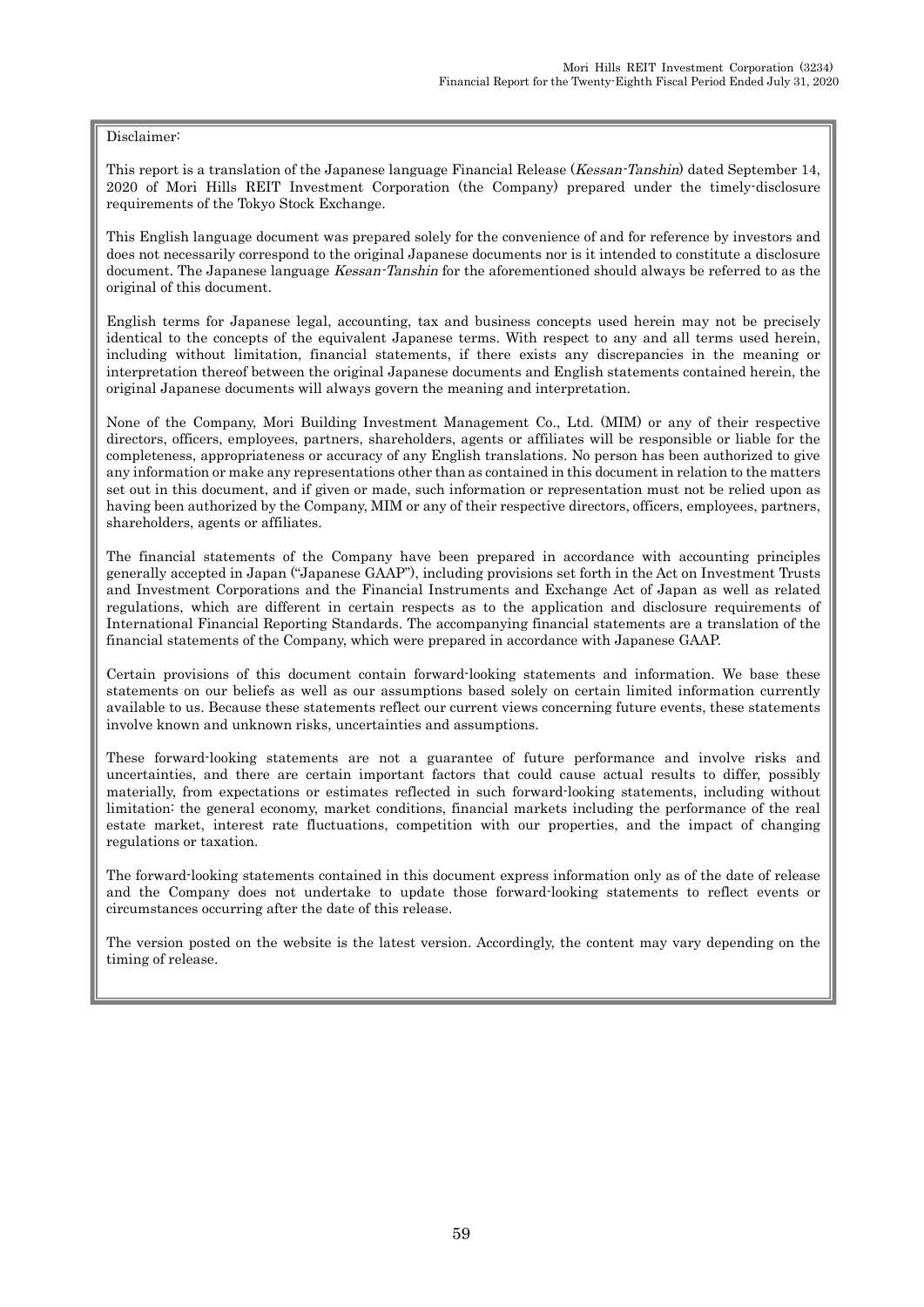Disclaimer:

This report is a translation of the Japanese language Financial Release (*Kessan-Tanshin*) dated September 14, 2020 of Mori Hills REIT Investment Corporation (the Company) prepared under the timely-disclosure requirements of the Tokyo Stock Exchange.

This English language document was prepared solely for the convenience of and for reference by investors and does not necessarily correspond to the original Japanese documents nor is it intended to constitute a disclosure document. The Japanese language *Kessan-Tanshin* for the aforementioned should always be referred to as the original of this document.

English terms for Japanese legal, accounting, tax and business concepts used herein may not be precisely identical to the concepts of the equivalent Japanese terms. With respect to any and all terms used herein, including without limitation, financial statements, if there exists any discrepancies in the meaning or interpretation thereof between the original Japanese documents and English statements contained herein, the original Japanese documents will always govern the meaning and interpretation.

None of the Company, Mori Building Investment Management Co., Ltd. (MIM) or any of their respective directors, officers, employees, partners, shareholders, agents or affiliates will be responsible or liable for the completeness, appropriateness or accuracy of any English translations. No person has been authorized to give any information or make any representations other than as contained in this document in relation to the matters set out in this document, and if given or made, such information or representation must not be relied upon as having been authorized by the Company, MIM or any of their respective directors, officers, employees, partners, shareholders, agents or affiliates.

The financial statements of the Company have been prepared in accordance with accounting principles generally accepted in Japan ("Japanese GAAP"), including provisions set forth in the Act on Investment Trusts and Investment Corporations and the Financial Instruments and Exchange Act of Japan as well as related regulations, which are different in certain respects as to the application and disclosure requirements of International Financial Reporting Standards. The accompanying financial statements are a translation of the financial statements of the Company, which were prepared in accordance with Japanese GAAP.

Certain provisions of this document contain forward-looking statements and information. We base these statements on our beliefs as well as our assumptions based solely on certain limited information currently available to us. Because these statements reflect our current views concerning future events, these statements involve known and unknown risks, uncertainties and assumptions.

These forward-looking statements are not a guarantee of future performance and involve risks and uncertainties, and there are certain important factors that could cause actual results to differ, possibly materially, from expectations or estimates reflected in such forward-looking statements, including without limitation: the general economy, market conditions, financial markets including the performance of the real estate market, interest rate fluctuations, competition with our properties, and the impact of changing regulations or taxation.

The forward-looking statements contained in this document express information only as of the date of release and the Company does not undertake to update those forward-looking statements to reflect events or circumstances occurring after the date of this release.

The version posted on the website is the latest version. Accordingly, the content may vary depending on the timing of release.